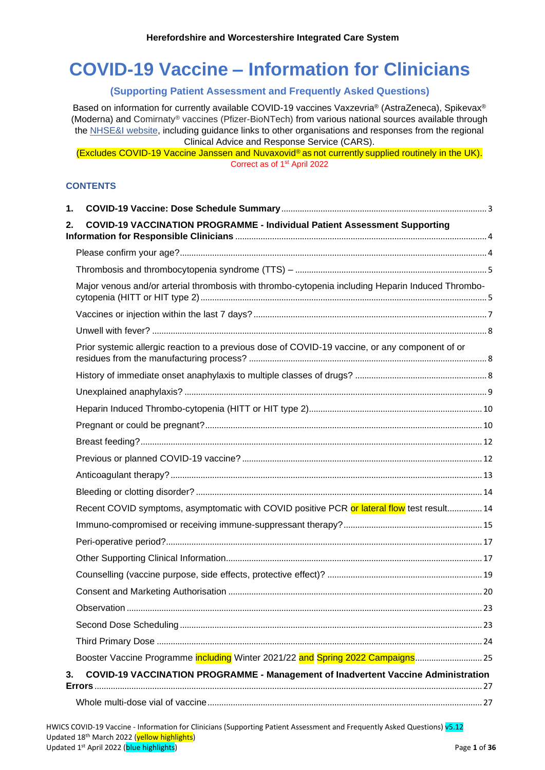Herefordshire and Worcestershire Integrated Care System

# COVID-19 Vaccine – Information for Clinicians

## (Supporting Patient Assessment and Frequently Asked Questions)

Based on information for currently available COVID-19 vaccines Vaxzevria® (AstraZeneca), Spikevax® (Moderna) and Comirnaty® vaccines (Pfizer-BioNTech) from various national sources available through the NHSE&I website, including guidance links to other organisations and responses from the regional Clinical Advice and Response Service (CARS).

(Excludes COVID-19 Vaccine Janssen and Nuvaxovid® as not currently supplied routinely in the UK).

Correct as of 1st April 2022

### CONTENTS

1. **COVID-19 Vaccine: Dose Schedule Summary** ... 3
2. **COVID-19 VACCINATION PROGRAMME - Individual Patient Assessment Supporting Information for Responsible Clinicians** ... 4
   - Please confirm your age? ... 4
   - Thrombosis and thrombocytopenia syndrome (TTS) – ... 5
   - Major venous and/or arterial thrombosis with thrombo-cytopenia including Heparin Induced Thrombo-cytopenia (HITT or HIT type 2) ... 5
   - Vaccines or injection within the last 7 days? ... 7
   - Unwell with fever? ... 8
   - Prior systemic allergic reaction to a previous dose of COVID-19 vaccine, or any component of or residues from the manufacturing process? ... 8
   - History of immediate onset anaphylaxis to multiple classes of drugs? ... 8
   - Unexplained anaphylaxis? ... 9
   - Heparin Induced Thrombo-cytopenia (HITT or HIT type 2) ... 10
   - Pregnant or could be pregnant? ... 10
   - Breast feeding? ... 12
   - Previous or planned COVID-19 vaccine? ... 12
   - Anticoagulant therapy? ... 13
   - Bleeding or clotting disorder? ... 14
   - Recent COVID symptoms, asymptomatic with COVID positive PCR or lateral flow test result ... 14
   - Immuno-compromised or receiving immune-suppressant therapy? ... 15
   - Peri-operative period? ... 17
   - Other Supporting Clinical Information ... 17
   - Counselling (vaccine purpose, side effects, protective effect)? ... 19
   - Consent and Marketing Authorisation ... 20
   - Observation ... 23
   - Second Dose Scheduling ... 23
   - Third Primary Dose ... 24
   - Booster Vaccine Programme including Winter 2021/22 and Spring 2022 Campaigns ... 25
3. **COVID-19 VACCINATION PROGRAMME - Management of Inadvertent Vaccine Administration Errors** ... 27
   - Whole multi-dose vial of vaccine ... 27

HWICS COVID-19 Vaccine - Information for Clinicians (Supporting Patient Assessment and Frequently Asked Questions) v5.12
Updated 18th March 2022 (yellow highlights)
Updated 1st April 2022 (blue highlights)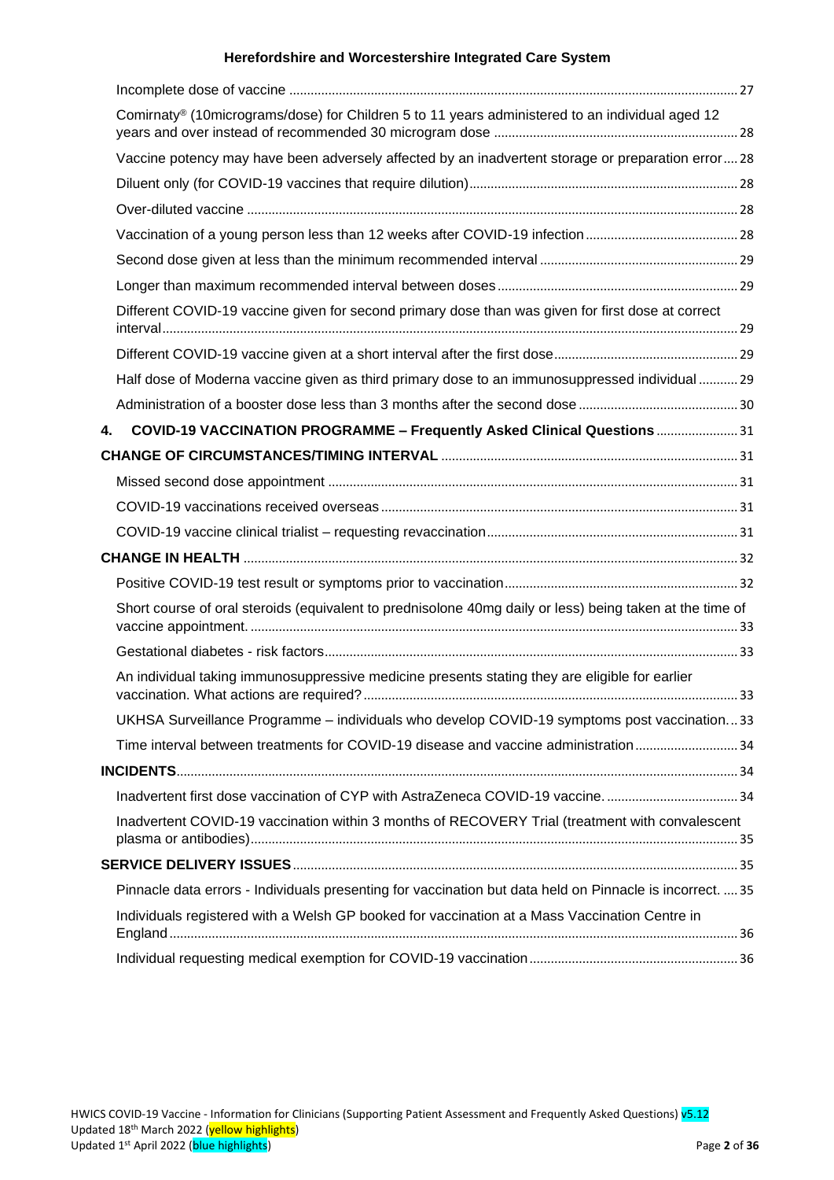Incomplete dose of vaccine ............................................................................................................ 27

Comirnaty® (10micrograms/dose) for Children 5 to 11 years administered to an individual aged 12 years and over instead of recommended 30 microgram dose ................................................................. 28

Vaccine potency may have been adversely affected by an inadvertent storage or preparation error .... 28

Diluent only (for COVID-19 vaccines that require dilution) ........................................................................ 28

Over-diluted vaccine ................................................................................................................................. 28

Vaccination of a young person less than 12 weeks after COVID-19 infection ......................................... 28

Second dose given at less than the minimum recommended interval ..................................................... 29

Longer than maximum recommended interval between doses ................................................................ 29

Different COVID-19 vaccine given for second primary dose than was given for first dose at correct interval ...................................................................................................................................................... 29

Different COVID-19 vaccine given at a short interval after the first dose ................................................. 29

Half dose of Moderna vaccine given as third primary dose to an immunosuppressed individual ........... 29

Administration of a booster dose less than 3 months after the second dose ........................................... 30

**4. COVID-19 VACCINATION PROGRAMME – Frequently Asked Clinical Questions** ......................... 31

**CHANGE OF CIRCUMSTANCES/TIMING INTERVAL** ................................................................................... 31

Missed second dose appointment ............................................................................................................ 31

COVID-19 vaccinations received overseas ................................................................................................ 31

COVID-19 vaccine clinical trialist – requesting revaccination ................................................................... 31

**CHANGE IN HEALTH** .................................................................................................................................. 32

Positive COVID-19 test result or symptoms prior to vaccination ............................................................... 32

Short course of oral steroids (equivalent to prednisolone 40mg daily or less) being taken at the time of vaccine appointment. ................................................................................................................................. 33

Gestational diabetes - risk factors ............................................................................................................. 33

An individual taking immunosuppressive medicine presents stating they are eligible for earlier vaccination. What actions are required? ..................................................................................................... 33

UKHSA Surveillance Programme – individuals who develop COVID-19 symptoms post vaccination ... 33

Time interval between treatments for COVID-19 disease and vaccine administration ............................. 34

**INCIDENTS** ................................................................................................................................................ 34

Inadvertent first dose vaccination of CYP with AstraZeneca COVID-19 vaccine. ..................................... 34

Inadvertent COVID-19 vaccination within 3 months of RECOVERY Trial (treatment with convalescent plasma or antibodies) .................................................................................................................................. 35

**SERVICE DELIVERY ISSUES** ...................................................................................................................... 35

Pinnacle data errors - Individuals presenting for vaccination but data held on Pinnacle is incorrect. .... 35

Individuals registered with a Welsh GP booked for vaccination at a Mass Vaccination Centre in England ..................................................................................................................................................... 36

Individual requesting medical exemption for COVID-19 vaccination ........................................................ 36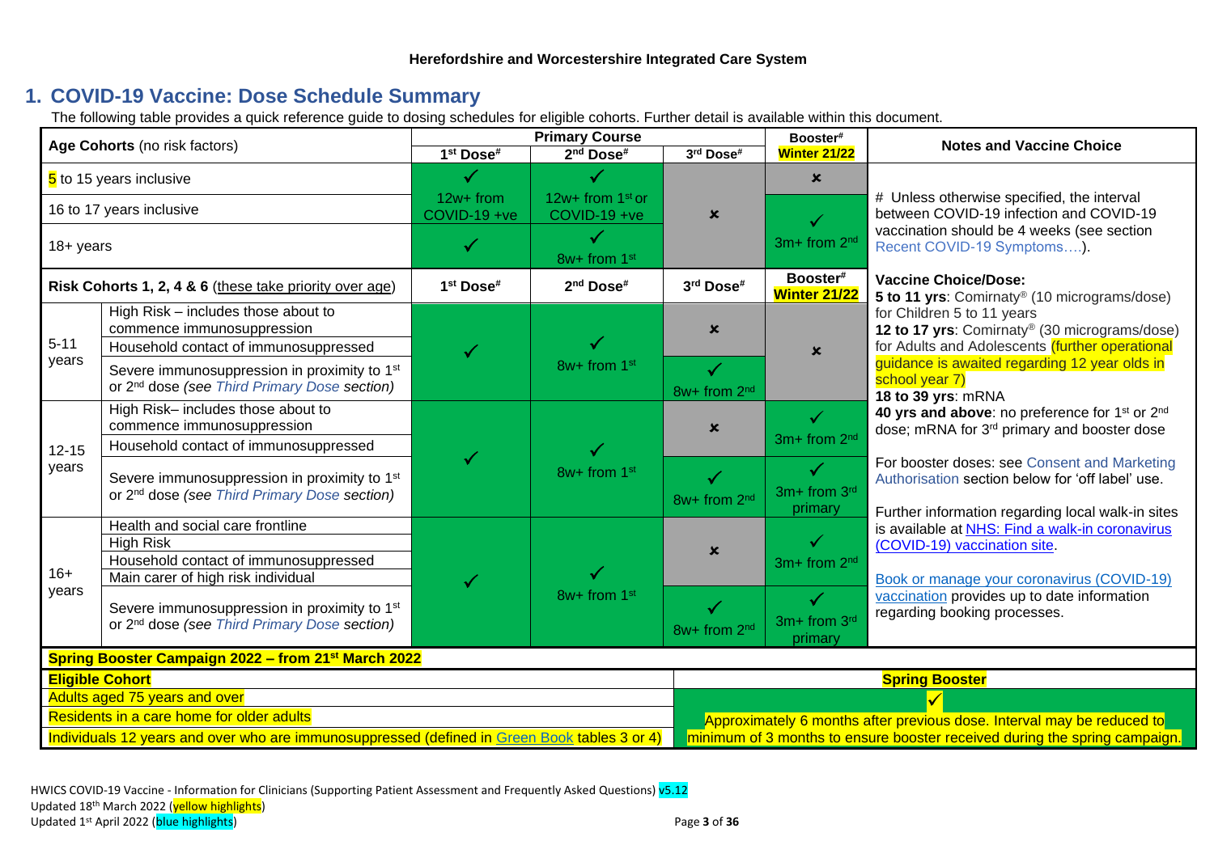Herefordshire and Worcestershire Integrated Care System

## 1. COVID-19 Vaccine: Dose Schedule Summary

The following table provides a quick reference guide to dosing schedules for eligible cohorts. Further detail is available within this document.

| Age Cohorts (no risk factors) | | Primary Course 1st Dose# | 2nd Dose# | 3rd Dose# | Booster# Winter 21/22 | Notes and Vaccine Choice |
|---|---|---|---|---|---|---|
| 5 to 15 years inclusive | | ✓ | ✓ | × | × | # Unless otherwise specified, the interval between COVID-19 infection and COVID-19 vaccination should be 4 weeks (see section Recent COVID-19 Symptoms….). |
| 16 to 17 years inclusive | | 12w+ from COVID-19 +ve | 12w+ from 1st or COVID-19 +ve | × | ✓ 3m+ from 2nd | |
| 18+ years | | ✓ | ✓ 8w+ from 1st | × | ✓ 3m+ from 2nd | |
| **Risk Cohorts 1, 2, 4 & 6** (these take priority over age) | | **1st Dose#** | **2nd Dose#** | **3rd Dose#** | **Booster# Winter 21/22** | **Vaccine Choice/Dose:** **5 to 11 yrs**: Comirnaty® (10 micrograms/dose) for Children 5 to 11 years **12 to 17 yrs**: Comirnaty® (30 micrograms/dose) for Adults and Adolescents (further operational guidance is awaited regarding 12 year olds in school year 7) **18 to 39 yrs**: mRNA **40 yrs and above**: no preference for 1st or 2nd dose; mRNA for 3rd primary and booster dose |
| 5-11 years | High Risk – includes those about to commence immunosuppression | ✓ | ✓ 8w+ from 1st | × | × | |
| | Household contact of immunosuppressed | ✓ | ✓ 8w+ from 1st | × | × | |
| | Severe immunosuppression in proximity to 1st or 2nd dose *(see Third Primary Dose section)* | ✓ | ✓ 8w+ from 1st | ✓ 8w+ from 2nd | × | |
| 12-15 years | High Risk– includes those about to commence immunosuppression | ✓ | ✓ 8w+ from 1st | × | ✓ 3m+ from 2nd | For booster doses: see Consent and Marketing Authorisation section below for 'off label' use. |
| | Household contact of immunosuppressed | ✓ | ✓ 8w+ from 1st | × | ✓ 3m+ from 2nd | |
| | Severe immunosuppression in proximity to 1st or 2nd dose *(see Third Primary Dose section)* | ✓ | ✓ 8w+ from 1st | ✓ 8w+ from 2nd | ✓ 3m+ from 3rd primary | |
| 16+ years | Health and social care frontline | ✓ | ✓ 8w+ from 1st | × | ✓ 3m+ from 2nd | Further information regarding local walk-in sites is available at [NHS: Find a walk-in coronavirus (COVID-19) vaccination site](). |
| | High Risk | ✓ | ✓ 8w+ from 1st | × | ✓ 3m+ from 2nd | |
| | Household contact of immunosuppressed | ✓ | ✓ 8w+ from 1st | × | ✓ 3m+ from 2nd | |
| | Main carer of high risk individual | ✓ | ✓ 8w+ from 1st | × | ✓ 3m+ from 2nd | [Book or manage your coronavirus (COVID-19) vaccination]() provides up to date information regarding booking processes. |
| | Severe immunosuppression in proximity to 1st or 2nd dose *(see Third Primary Dose section)* | ✓ | ✓ 8w+ from 1st | ✓ 8w+ from 2nd | ✓ 3m+ from 3rd primary | |

**Spring Booster Campaign 2022 – from 21st March 2022**

| Eligible Cohort | Spring Booster |
|---|---|
| Adults aged 75 years and over | ✓ Approximately 6 months after previous dose. Interval may be reduced to minimum of 3 months to ensure booster received during the spring campaign. |
| Residents in a care home for older adults | |
| Individuals 12 years and over who are immunosuppressed (defined in [Green Book]() tables 3 or 4) | |

HWICS COVID-19 Vaccine - Information for Clinicians (Supporting Patient Assessment and Frequently Asked Questions) v5.12
Updated 18th March 2022 (yellow highlights)
Updated 1st April 2022 (blue highlights)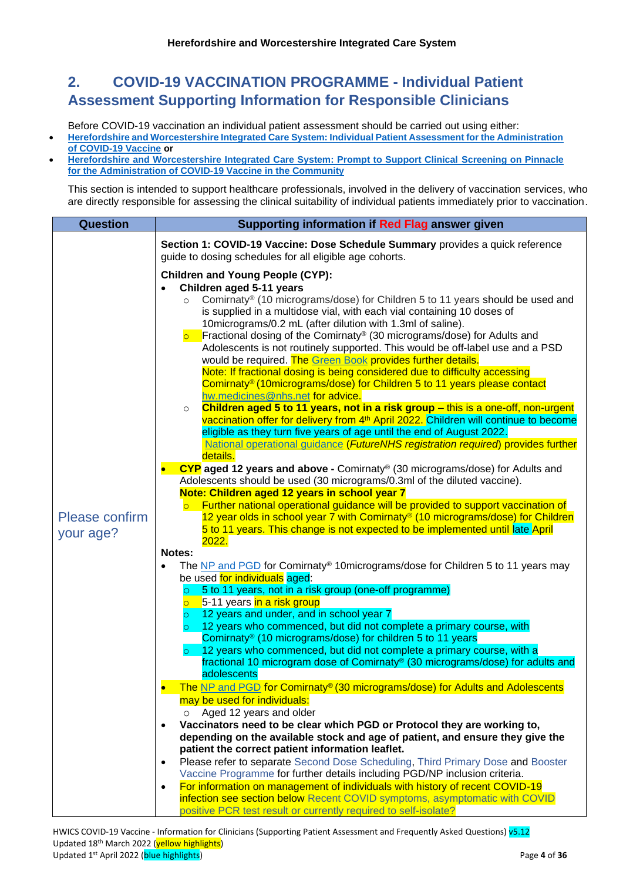## 2. COVID-19 VACCINATION PROGRAMME - Individual Patient Assessment Supporting Information for Responsible Clinicians

Before COVID-19 vaccination an individual patient assessment should be carried out using either:

- **Herefordshire and Worcestershire Integrated Care System: Individual Patient Assessment for the Administration of COVID-19 Vaccine** or
- **Herefordshire and Worcestershire Integrated Care System: Prompt to Support Clinical Screening on Pinnacle for the Administration of COVID-19 Vaccine in the Community**

This section is intended to support healthcare professionals, involved in the delivery of vaccination services, who are directly responsible for assessing the clinical suitability of individual patients immediately prior to vaccination.

| Question | Supporting information if Red Flag answer given |
|---|---|
| Please confirm your age? | **Section 1: COVID-19 Vaccine: Dose Schedule Summary** provides a quick reference guide to dosing schedules for all eligible age cohorts.<br><br>**Children and Young People (CYP):**<br>• **Children aged 5-11 years**<br>  ○ Comirnaty® (10 micrograms/dose) for Children 5 to 11 years should be used and is supplied in a multidose vial, with each vial containing 10 doses of 10micrograms/0.2 mL (after dilution with 1.3ml of saline).<br>  ○ Fractional dosing of the Comirnaty® (30 micrograms/dose) for Adults and Adolescents is not routinely supported. This would be off-label use and a PSD would be required. The Green Book provides further details. Note: If fractional dosing is being considered due to difficulty accessing Comirnaty® (10micrograms/dose) for Children 5 to 11 years please contact hw.medicines@nhs.net for advice.<br>  ○ **Children aged 5 to 11 years, not in a risk group** – this is a one-off, non-urgent vaccination offer for delivery from 4th April 2022. Children will continue to become eligible as they turn five years of age until the end of August 2022. National operational guidance (*FutureNHS registration required*) provides further details.<br>• **CYP aged 12 years and above -** Comirnaty® (30 micrograms/dose) for Adults and Adolescents should be used (30 micrograms/0.3ml of the diluted vaccine).<br>**Note: Children aged 12 years in school year 7**<br>  ○ Further national operational guidance will be provided to support vaccination of 12 year olds in school year 7 with Comirnaty® (10 micrograms/dose) for Children 5 to 11 years. This change is not expected to be implemented until late April 2022.<br><br>**Notes:**<br>• The NP and PGD for Comirnaty® 10micrograms/dose for Children 5 to 11 years may be used for individuals aged:<br>  ○ 5 to 11 years, not in a risk group (one-off programme)<br>  ○ 5-11 years in a risk group<br>  ○ 12 years and under, and in school year 7<br>  ○ 12 years who commenced, but did not complete a primary course, with Comirnaty® (10 micrograms/dose) for children 5 to 11 years<br>  ○ 12 years who commenced, but did not complete a primary course, with a fractional 10 microgram dose of Comirnaty® (30 micrograms/dose) for adults and adolescents<br>• The NP and PGD for Comirnaty® (30 micrograms/dose) for Adults and Adolescents may be used for individuals:<br>  ○ Aged 12 years and older<br>• **Vaccinators need to be clear which PGD or Protocol they are working to, depending on the available stock and age of patient, and ensure they give the patient the correct patient information leaflet.**<br>• Please refer to separate Second Dose Scheduling, Third Primary Dose and Booster Vaccine Programme for further details including PGD/NP inclusion criteria.<br>• For information on management of individuals with history of recent COVID-19 infection see section below Recent COVID symptoms, asymptomatic with COVID positive PCR test result or currently required to self-isolate? |

HWICS COVID-19 Vaccine - Information for Clinicians (Supporting Patient Assessment and Frequently Asked Questions) v5.12
Updated 18th March 2022 (yellow highlights)
Updated 1st April 2022 (blue highlights)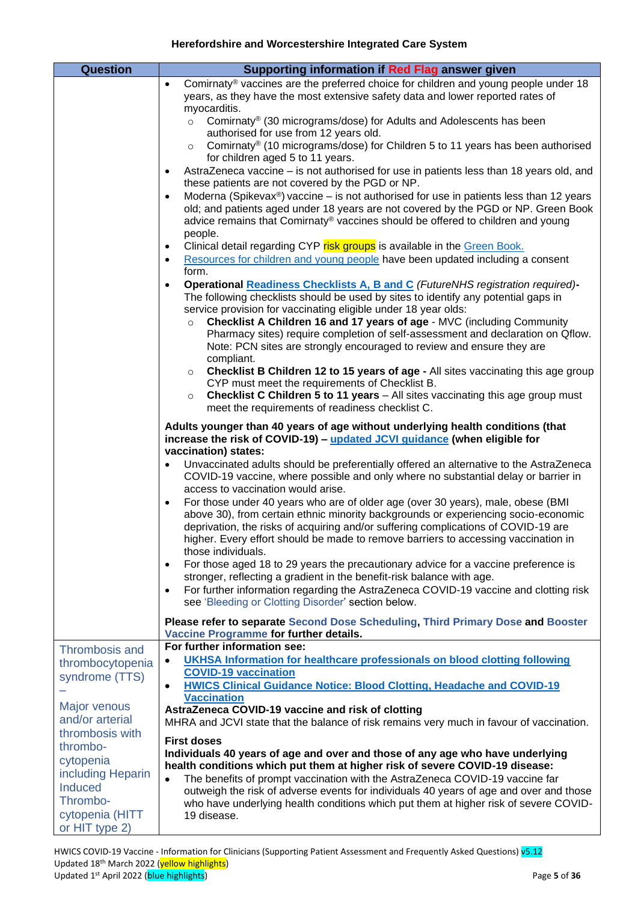| Question | Supporting information if Red Flag answer given |
|---|---|
| | • Comirnaty® vaccines are the preferred choice for children and young people under 18 years, as they have the most extensive safety data and lower reported rates of myocarditis.<br>&nbsp;&nbsp;○ Comirnaty® (30 micrograms/dose) for Adults and Adolescents has been authorised for use from 12 years old.<br>&nbsp;&nbsp;○ Comirnaty® (10 micrograms/dose) for Children 5 to 11 years has been authorised for children aged 5 to 11 years.<br>• AstraZeneca vaccine – is not authorised for use in patients less than 18 years old, and these patients are not covered by the PGD or NP.<br>• Moderna (Spikevax®) vaccine – is not authorised for use in patients less than 12 years old; and patients aged under 18 years are not covered by the PGD or NP. Green Book advice remains that Comirnaty® vaccines should be offered to children and young people.<br>• Clinical detail regarding CYP risk groups is available in the Green Book.<br>• Resources for children and young people have been updated including a consent form.<br>• **Operational Readiness Checklists A, B and C** *(FutureNHS registration required)***-** The following checklists should be used by sites to identify any potential gaps in service provision for vaccinating eligible under 18 year olds:<br>&nbsp;&nbsp;○ **Checklist A Children 16 and 17 years of age** - MVC (including Community Pharmacy sites) require completion of self-assessment and declaration on Qflow. Note: PCN sites are strongly encouraged to review and ensure they are compliant.<br>&nbsp;&nbsp;○ **Checklist B Children 12 to 15 years of age -** All sites vaccinating this age group CYP must meet the requirements of Checklist B.<br>&nbsp;&nbsp;○ **Checklist C Children 5 to 11 years** – All sites vaccinating this age group must meet the requirements of readiness checklist C.<br><br>**Adults younger than 40 years of age without underlying health conditions (that increase the risk of COVID-19) – updated JCVI guidance (when eligible for vaccination) states:**<br>• Unvaccinated adults should be preferentially offered an alternative to the AstraZeneca COVID-19 vaccine, where possible and only where no substantial delay or barrier in access to vaccination would arise.<br>• For those under 40 years who are of older age (over 30 years), male, obese (BMI above 30), from certain ethnic minority backgrounds or experiencing socio-economic deprivation, the risks of acquiring and/or suffering complications of COVID-19 are higher. Every effort should be made to remove barriers to accessing vaccination in those individuals.<br>• For those aged 18 to 29 years the precautionary advice for a vaccine preference is stronger, reflecting a gradient in the benefit-risk balance with age.<br>• For further information regarding the AstraZeneca COVID-19 vaccine and clotting risk see 'Bleeding or Clotting Disorder' section below.<br><br>**Please refer to separate Second Dose Scheduling, Third Primary Dose and Booster Vaccine Programme for further details.** |
| Thrombosis and thrombocytopenia syndrome (TTS) – Major venous and/or arterial thrombosis with thrombo-cytopenia including Heparin Induced Thrombo-cytopenia (HITT or HIT type 2) | **For further information see:**<br>• **UKHSA Information for healthcare professionals on blood clotting following COVID-19 vaccination**<br>• **HWICS Clinical Guidance Notice: Blood Clotting, Headache and COVID-19 Vaccination**<br>**AstraZeneca COVID-19 vaccine and risk of clotting**<br>MHRA and JCVI state that the balance of risk remains very much in favour of vaccination.<br><br>**First doses**<br>**Individuals 40 years of age and over and those of any age who have underlying health conditions which put them at higher risk of severe COVID-19 disease:**<br>• The benefits of prompt vaccination with the AstraZeneca COVID-19 vaccine far outweigh the risk of adverse events for individuals 40 years of age and over and those who have underlying health conditions which put them at higher risk of severe COVID-19 disease. |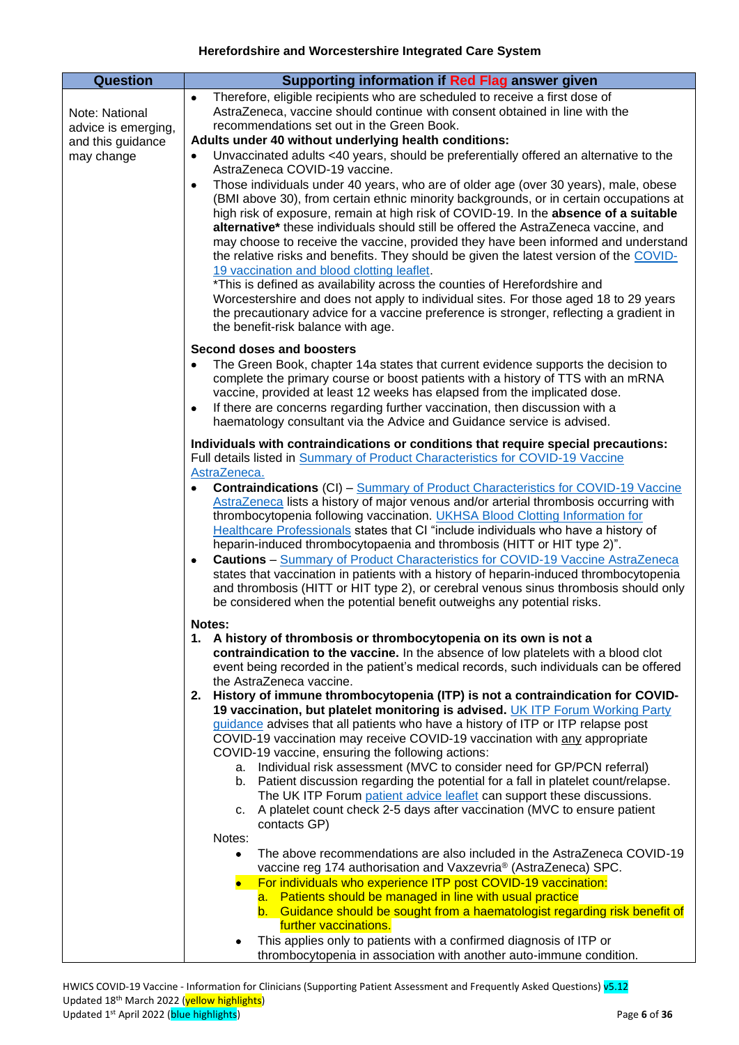**Herefordshire and Worcestershire Integrated Care System**

| Question | Supporting information if Red Flag answer given |
|---|---|
| Note: National advice is emerging, and this guidance may change | • Therefore, eligible recipients who are scheduled to receive a first dose of AstraZeneca, vaccine should continue with consent obtained in line with the recommendations set out in the Green Book.<br>**Adults under 40 without underlying health conditions:**<br>• Unvaccinated adults <40 years, should be preferentially offered an alternative to the AstraZeneca COVID-19 vaccine.<br>• Those individuals under 40 years, who are of older age (over 30 years), male, obese (BMI above 30), from certain ethnic minority backgrounds, or in certain occupations at high risk of exposure, remain at high risk of COVID-19. In the **absence of a suitable alternative*** these individuals should still be offered the AstraZeneca vaccine, and may choose to receive the vaccine, provided they have been informed and understand the relative risks and benefits. They should be given the latest version of the COVID-19 vaccination and blood clotting leaflet.<br>*This is defined as availability across the counties of Herefordshire and Worcestershire and does not apply to individual sites. For those aged 18 to 29 years the precautionary advice for a vaccine preference is stronger, reflecting a gradient in the benefit-risk balance with age.<br><br>**Second doses and boosters**<br>• The Green Book, chapter 14a states that current evidence supports the decision to complete the primary course or boost patients with a history of TTS with an mRNA vaccine, provided at least 12 weeks has elapsed from the implicated dose.<br>• If there are concerns regarding further vaccination, then discussion with a haematology consultant via the Advice and Guidance service is advised.<br><br>**Individuals with contraindications or conditions that require special precautions:**<br>Full details listed in Summary of Product Characteristics for COVID-19 Vaccine AstraZeneca.<br>• **Contraindications** (CI) – Summary of Product Characteristics for COVID-19 Vaccine AstraZeneca lists a history of major venous and/or arterial thrombosis occurring with thrombocytopenia following vaccination. UKHSA Blood Clotting Information for Healthcare Professionals states that CI "include individuals who have a history of heparin-induced thrombocytopaenia and thrombosis (HITT or HIT type 2)".<br>• **Cautions** – Summary of Product Characteristics for COVID-19 Vaccine AstraZeneca states that vaccination in patients with a history of heparin-induced thrombocytopenia and thrombosis (HITT or HIT type 2), or cerebral venous sinus thrombosis should only be considered when the potential benefit outweighs any potential risks.<br><br>**Notes:**<br>1. **A history of thrombosis or thrombocytopenia on its own is not a contraindication to the vaccine.** In the absence of low platelets with a blood clot event being recorded in the patient's medical records, such individuals can be offered the AstraZeneca vaccine.<br>2. **History of immune thrombocytopenia (ITP) is not a contraindication for COVID-19 vaccination, but platelet monitoring is advised.** UK ITP Forum Working Party guidance advises that all patients who have a history of ITP or ITP relapse post COVID-19 vaccination may receive COVID-19 vaccination with any appropriate COVID-19 vaccine, ensuring the following actions:<br>&nbsp;&nbsp;a. Individual risk assessment (MVC to consider need for GP/PCN referral)<br>&nbsp;&nbsp;b. Patient discussion regarding the potential for a fall in platelet count/relapse. The UK ITP Forum patient advice leaflet can support these discussions.<br>&nbsp;&nbsp;c. A platelet count check 2-5 days after vaccination (MVC to ensure patient contacts GP)<br>Notes:<br>&nbsp;&nbsp;• The above recommendations are also included in the AstraZeneca COVID-19 vaccine reg 174 authorisation and Vaxzevria® (AstraZeneca) SPC.<br>&nbsp;&nbsp;• For individuals who experience ITP post COVID-19 vaccination:<br>&nbsp;&nbsp;&nbsp;&nbsp;a. Patients should be managed in line with usual practice<br>&nbsp;&nbsp;&nbsp;&nbsp;b. Guidance should be sought from a haematologist regarding risk benefit of further vaccinations.<br>&nbsp;&nbsp;• This applies only to patients with a confirmed diagnosis of ITP or thrombocytopenia in association with another auto-immune condition. |

HWICS COVID-19 Vaccine - Information for Clinicians (Supporting Patient Assessment and Frequently Asked Questions) v5.12
Updated 18th March 2022 (yellow highlights)
Updated 1st April 2022 (blue highlights)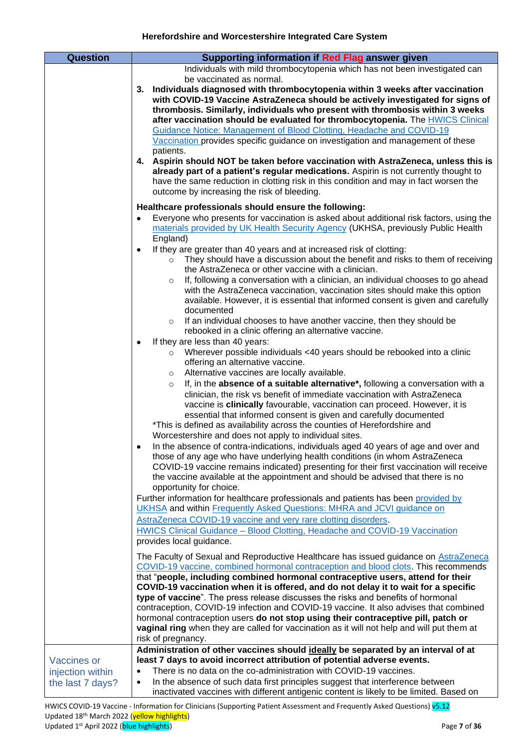| Question | Supporting information if Red Flag answer given |
|---|---|
| | Individuals with mild thrombocytopenia which has not been investigated can be vaccinated as normal.<br>3. **Individuals diagnosed with thrombocytopenia within 3 weeks after vaccination with COVID-19 Vaccine AstraZeneca should be actively investigated for signs of thrombosis. Similarly, individuals who present with thrombosis within 3 weeks after vaccination should be evaluated for thrombocytopenia.** The HWICS Clinical Guidance Notice: Management of Blood Clotting, Headache and COVID-19 Vaccination provides specific guidance on investigation and management of these patients.<br>4. **Aspirin should NOT be taken before vaccination with AstraZeneca, unless this is already part of a patient's regular medications.** Aspirin is not currently thought to have the same reduction in clotting risk in this condition and may in fact worsen the outcome by increasing the risk of bleeding.<br><br>**Healthcare professionals should ensure the following:**<br>• Everyone who presents for vaccination is asked about additional risk factors, using the materials provided by UK Health Security Agency (UKHSA, previously Public Health England)<br>• If they are greater than 40 years and at increased risk of clotting:<br>  ○ They should have a discussion about the benefit and risks to them of receiving the AstraZeneca or other vaccine with a clinician.<br>  ○ If, following a conversation with a clinician, an individual chooses to go ahead with the AstraZeneca vaccination, vaccination sites should make this option available. However, it is essential that informed consent is given and carefully documented<br>  ○ If an individual chooses to have another vaccine, then they should be rebooked in a clinic offering an alternative vaccine.<br>• If they are less than 40 years:<br>  ○ Wherever possible individuals <40 years should be rebooked into a clinic offering an alternative vaccine.<br>  ○ Alternative vaccines are locally available.<br>  ○ If, in the **absence of a suitable alternative\***, following a conversation with a clinician, the risk vs benefit of immediate vaccination with AstraZeneca vaccine is **clinically** favourable, vaccination can proceed. However, it is essential that informed consent is given and carefully documented<br>  \*This is defined as availability across the counties of Herefordshire and Worcestershire and does not apply to individual sites.<br>• In the absence of contra-indications, individuals aged 40 years of age and over and those of any age who have underlying health conditions (in whom AstraZeneca COVID-19 vaccine remains indicated) presenting for their first vaccination will receive the vaccine available at the appointment and should be advised that there is no opportunity for choice.<br>Further information for healthcare professionals and patients has been provided by UKHSA and within Frequently Asked Questions: MHRA and JCVI guidance on AstraZeneca COVID-19 vaccine and very rare clotting disorders.<br>HWICS Clinical Guidance – Blood Clotting, Headache and COVID-19 Vaccination provides local guidance.<br><br>The Faculty of Sexual and Reproductive Healthcare has issued guidance on AstraZeneca COVID-19 vaccine, combined hormonal contraception and blood clots. This recommends that "**people, including combined hormonal contraceptive users, attend for their COVID-19 vaccination when it is offered, and do not delay it to wait for a specific type of vaccine**". The press release discusses the risks and benefits of hormonal contraception, COVID-19 infection and COVID-19 vaccine. It also advises that combined hormonal contraception users **do not stop using their contraceptive pill, patch or vaginal ring** when they are called for vaccination as it will not help and will put them at risk of pregnancy. |
| Vaccines or injection within the last 7 days? | **Administration of other vaccines should ideally be separated by an interval of at least 7 days to avoid incorrect attribution of potential adverse events.**<br>• There is no data on the co-administration with COVID-19 vaccines.<br>• In the absence of such data first principles suggest that interference between inactivated vaccines with different antigenic content is likely to be limited. Based on |

HWICS COVID-19 Vaccine - Information for Clinicians (Supporting Patient Assessment and Frequently Asked Questions) v5.12
Updated 18th March 2022 (yellow highlights)
Updated 1st April 2022 (blue highlights)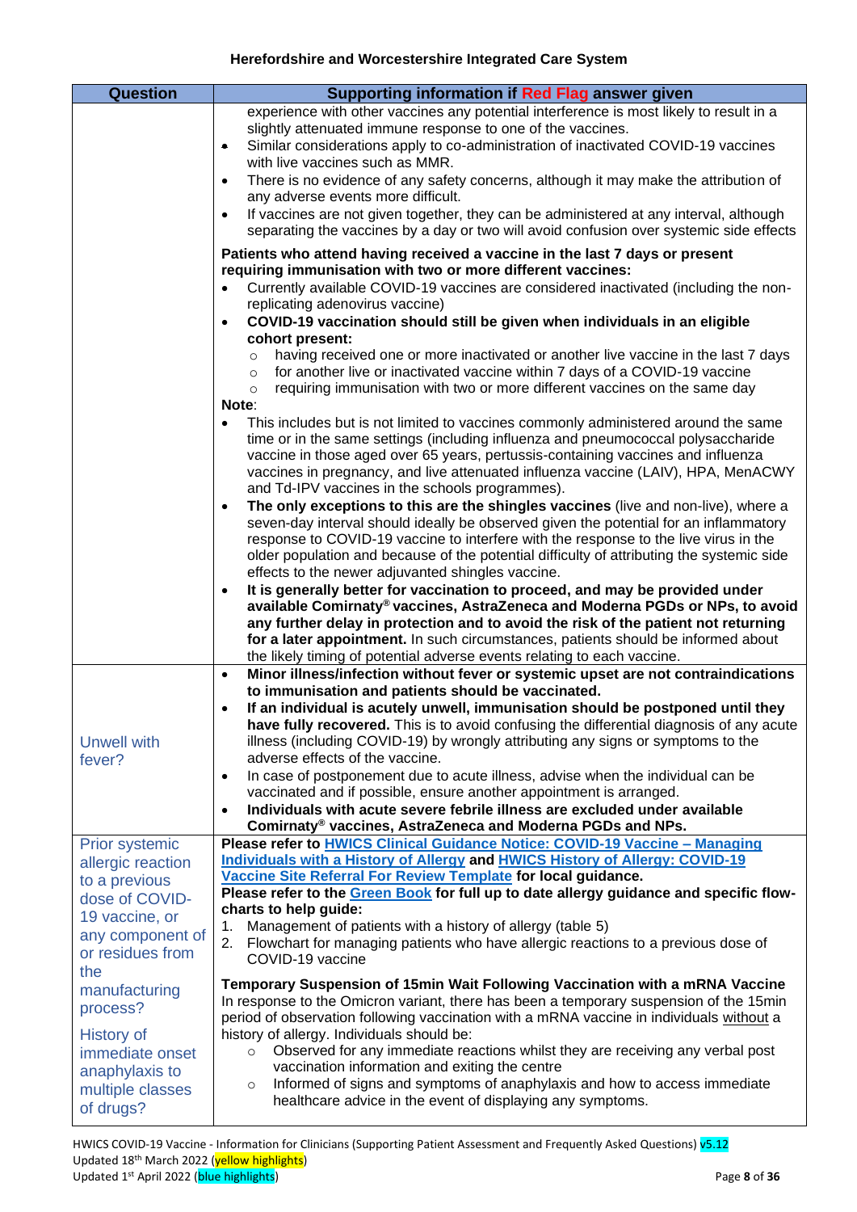| Question | Supporting information if Red Flag answer given |
|---|---|
| | experience with other vaccines any potential interference is most likely to result in a slightly attenuated immune response to one of the vaccines.<br>• Similar considerations apply to co-administration of inactivated COVID-19 vaccines with live vaccines such as MMR.<br>• There is no evidence of any safety concerns, although it may make the attribution of any adverse events more difficult.<br>• If vaccines are not given together, they can be administered at any interval, although separating the vaccines by a day or two will avoid confusion over systemic side effects<br><br>**Patients who attend having received a vaccine in the last 7 days or present requiring immunisation with two or more different vaccines:**<br>• Currently available COVID-19 vaccines are considered inactivated (including the non-replicating adenovirus vaccine)<br>• **COVID-19 vaccination should still be given when individuals in an eligible cohort present:**<br>○ having received one or more inactivated or another live vaccine in the last 7 days<br>○ for another live or inactivated vaccine within 7 days of a COVID-19 vaccine<br>○ requiring immunisation with two or more different vaccines on the same day<br>**Note**:<br>• This includes but is not limited to vaccines commonly administered around the same time or in the same settings (including influenza and pneumococcal polysaccharide vaccine in those aged over 65 years, pertussis-containing vaccines and influenza vaccines in pregnancy, and live attenuated influenza vaccine (LAIV), HPA, MenACWY and Td-IPV vaccines in the schools programmes).<br>• **The only exceptions to this are the shingles vaccines** (live and non-live), where a seven-day interval should ideally be observed given the potential for an inflammatory response to COVID-19 vaccine to interfere with the response to the live virus in the older population and because of the potential difficulty of attributing the systemic side effects to the newer adjuvanted shingles vaccine.<br>• **It is generally better for vaccination to proceed, and may be provided under available Comirnaty® vaccines, AstraZeneca and Moderna PGDs or NPs, to avoid any further delay in protection and to avoid the risk of the patient not returning for a later appointment.** In such circumstances, patients should be informed about the likely timing of potential adverse events relating to each vaccine. |
| Unwell with fever? | • **Minor illness/infection without fever or systemic upset are not contraindications to immunisation and patients should be vaccinated.**<br>• **If an individual is acutely unwell, immunisation should be postponed until they have fully recovered.** This is to avoid confusing the differential diagnosis of any acute illness (including COVID-19) by wrongly attributing any signs or symptoms to the adverse effects of the vaccine.<br>• In case of postponement due to acute illness, advise when the individual can be vaccinated and if possible, ensure another appointment is arranged.<br>• **Individuals with acute severe febrile illness are excluded under available Comirnaty® vaccines, AstraZeneca and Moderna PGDs and NPs.** |
| Prior systemic allergic reaction to a previous dose of COVID-19 vaccine, or any component of or residues from the manufacturing process?<br><br>History of immediate onset anaphylaxis to multiple classes of drugs? | **Please refer to HWICS Clinical Guidance Notice: COVID-19 Vaccine – Managing Individuals with a History of Allergy and HWICS History of Allergy: COVID-19 Vaccine Site Referral For Review Template for local guidance.**<br>**Please refer to the Green Book for full up to date allergy guidance and specific flow-charts to help guide:**<br>1. Management of patients with a history of allergy (table 5)<br>2. Flowchart for managing patients who have allergic reactions to a previous dose of COVID-19 vaccine<br><br>**Temporary Suspension of 15min Wait Following Vaccination with a mRNA Vaccine**<br>In response to the Omicron variant, there has been a temporary suspension of the 15min period of observation following vaccination with a mRNA vaccine in individuals without a history of allergy. Individuals should be:<br>○ Observed for any immediate reactions whilst they are receiving any verbal post vaccination information and exiting the centre<br>○ Informed of signs and symptoms of anaphylaxis and how to access immediate healthcare advice in the event of displaying any symptoms. |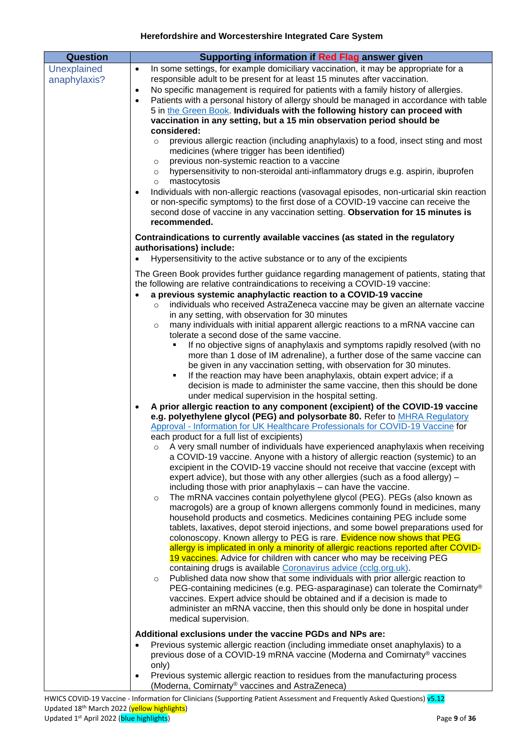| Question | Supporting information if Red Flag answer given |
|---|---|
| Unexplained anaphylaxis? | • In some settings, for example domiciliary vaccination, it may be appropriate for a responsible adult to be present for at least 15 minutes after vaccination.<br>• No specific management is required for patients with a family history of allergies.<br>• Patients with a personal history of allergy should be managed in accordance with table 5 in the Green Book. **Individuals with the following history can proceed with vaccination in any setting, but a 15 min observation period should be considered:**<br>  ○ previous allergic reaction (including anaphylaxis) to a food, insect sting and most medicines (where trigger has been identified)<br>  ○ previous non-systemic reaction to a vaccine<br>  ○ hypersensitivity to non-steroidal anti-inflammatory drugs e.g. aspirin, ibuprofen<br>  ○ mastocytosis<br>• Individuals with non-allergic reactions (vasovagal episodes, non-urticarial skin reaction or non-specific symptoms) to the first dose of a COVID-19 vaccine can receive the second dose of vaccine in any vaccination setting. **Observation for 15 minutes is recommended.**<br><br>**Contraindications to currently available vaccines (as stated in the regulatory authorisations) include:**<br>• Hypersensitivity to the active substance or to any of the excipients<br><br>The Green Book provides further guidance regarding management of patients, stating that the following are relative contraindications to receiving a COVID-19 vaccine:<br>• **a previous systemic anaphylactic reaction to a COVID-19 vaccine**<br>  ○ individuals who received AstraZeneca vaccine may be given an alternate vaccine in any setting, with observation for 30 minutes<br>  ○ many individuals with initial apparent allergic reactions to a mRNA vaccine can tolerate a second dose of the same vaccine.<br>    ▪ If no objective signs of anaphylaxis and symptoms rapidly resolved (with no more than 1 dose of IM adrenaline), a further dose of the same vaccine can be given in any vaccination setting, with observation for 30 minutes.<br>    ▪ If the reaction may have been anaphylaxis, obtain expert advice; if a decision is made to administer the same vaccine, then this should be done under medical supervision in the hospital setting.<br>• **A prior allergic reaction to any component (excipient) of the COVID-19 vaccine e.g. polyethylene glycol (PEG) and polysorbate 80.** Refer to MHRA Regulatory Approval - Information for UK Healthcare Professionals for COVID-19 Vaccine for each product for a full list of excipients)<br>  ○ A very small number of individuals have experienced anaphylaxis when receiving a COVID-19 vaccine. Anyone with a history of allergic reaction (systemic) to an excipient in the COVID-19 vaccine should not receive that vaccine (except with expert advice), but those with any other allergies (such as a food allergy) – including those with prior anaphylaxis – can have the vaccine.<br>  ○ The mRNA vaccines contain polyethylene glycol (PEG). PEGs (also known as macrogols) are a group of known allergens commonly found in medicines, many household products and cosmetics. Medicines containing PEG include some tablets, laxatives, depot steroid injections, and some bowel preparations used for colonoscopy. Known allergy to PEG is rare. Evidence now shows that PEG allergy is implicated in only a minority of allergic reactions reported after COVID-19 vaccines. Advice for children with cancer who may be receiving PEG containing drugs is available Coronavirus advice (cclg.org.uk).<br>  ○ Published data now show that some individuals with prior allergic reaction to PEG-containing medicines (e.g. PEG-asparaginase) can tolerate the Comirnaty® vaccines. Expert advice should be obtained and if a decision is made to administer an mRNA vaccine, then this should only be done in hospital under medical supervision.<br><br>**Additional exclusions under the vaccine PGDs and NPs are:**<br>• Previous systemic allergic reaction (including immediate onset anaphylaxis) to a previous dose of a COVID-19 mRNA vaccine (Moderna and Comirnaty® vaccines only)<br>• Previous systemic allergic reaction to residues from the manufacturing process (Moderna, Comirnaty® vaccines and AstraZeneca) |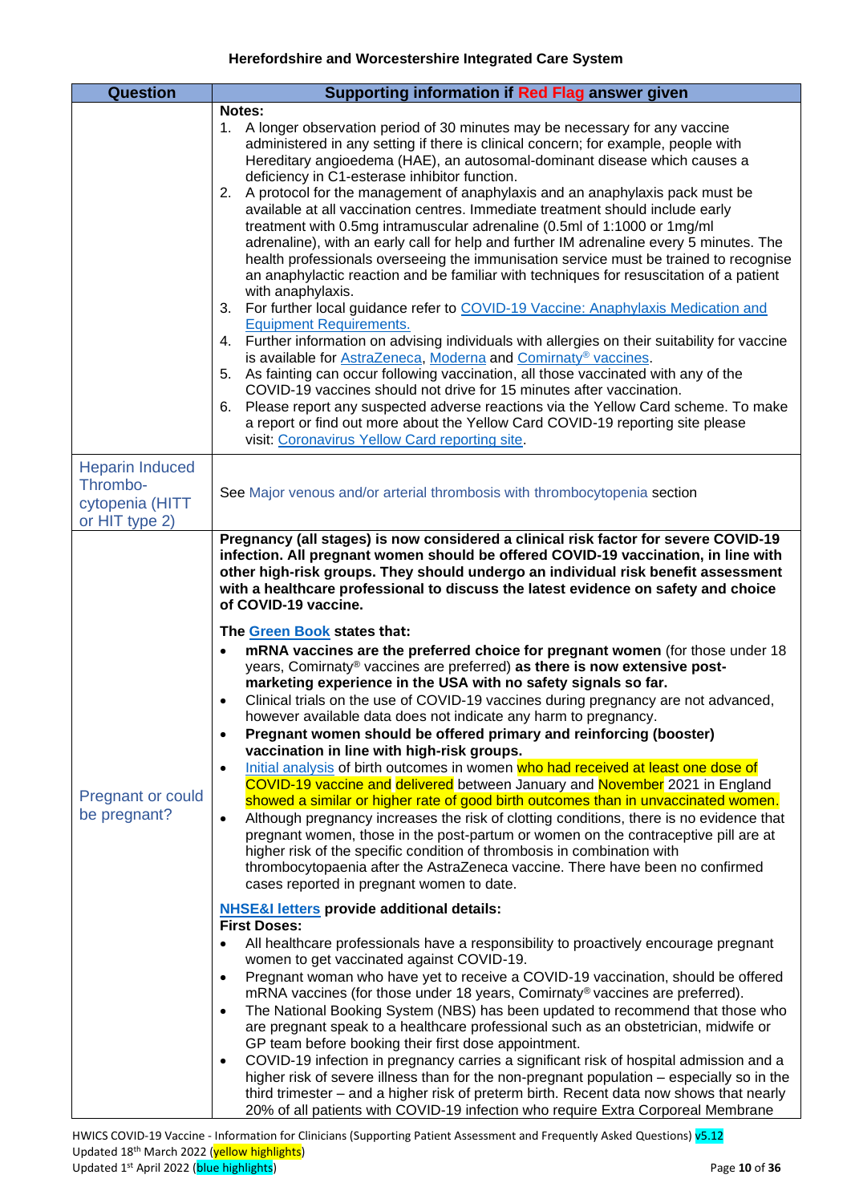| Question | Supporting information if Red Flag answer given |
|---|---|
| | **Notes:**<br>1. A longer observation period of 30 minutes may be necessary for any vaccine administered in any setting if there is clinical concern; for example, people with Hereditary angioedema (HAE), an autosomal-dominant disease which causes a deficiency in C1-esterase inhibitor function.<br>2. A protocol for the management of anaphylaxis and an anaphylaxis pack must be available at all vaccination centres. Immediate treatment should include early treatment with 0.5mg intramuscular adrenaline (0.5ml of 1:1000 or 1mg/ml adrenaline), with an early call for help and further IM adrenaline every 5 minutes. The health professionals overseeing the immunisation service must be trained to recognise an anaphylactic reaction and be familiar with techniques for resuscitation of a patient with anaphylaxis.<br>3. For further local guidance refer to COVID-19 Vaccine: Anaphylaxis Medication and Equipment Requirements.<br>4. Further information on advising individuals with allergies on their suitability for vaccine is available for AstraZeneca, Moderna and Comirnaty® vaccines.<br>5. As fainting can occur following vaccination, all those vaccinated with any of the COVID-19 vaccines should not drive for 15 minutes after vaccination.<br>6. Please report any suspected adverse reactions via the Yellow Card scheme. To make a report or find out more about the Yellow Card COVID-19 reporting site please visit: Coronavirus Yellow Card reporting site. |
| Heparin Induced Thrombo-cytopenia (HITT or HIT type 2) | See Major venous and/or arterial thrombosis with thrombocytopenia section |
| Pregnant or could be pregnant? | **Pregnancy (all stages) is now considered a clinical risk factor for severe COVID-19 infection. All pregnant women should be offered COVID-19 vaccination, in line with other high-risk groups. They should undergo an individual risk benefit assessment with a healthcare professional to discuss the latest evidence on safety and choice of COVID-19 vaccine.**<br><br>**The Green Book states that:**<br>• **mRNA vaccines are the preferred choice for pregnant women** (for those under 18 years, Comirnaty® vaccines are preferred) **as there is now extensive post-marketing experience in the USA with no safety signals so far.**<br>• Clinical trials on the use of COVID-19 vaccines during pregnancy are not advanced, however available data does not indicate any harm to pregnancy.<br>• **Pregnant women should be offered primary and reinforcing (booster) vaccination in line with high-risk groups.**<br>• Initial analysis of birth outcomes in women who had received at least one dose of COVID-19 vaccine and delivered between January and November 2021 in England showed a similar or higher rate of good birth outcomes than in unvaccinated women.<br>• Although pregnancy increases the risk of clotting conditions, there is no evidence that pregnant women, those in the post-partum or women on the contraceptive pill are at higher risk of the specific condition of thrombosis in combination with thrombocytopaenia after the AstraZeneca vaccine. There have been no confirmed cases reported in pregnant women to date.<br><br>**NHSE&I letters provide additional details:**<br>**First Doses:**<br>• All healthcare professionals have a responsibility to proactively encourage pregnant women to get vaccinated against COVID-19.<br>• Pregnant woman who have yet to receive a COVID-19 vaccination, should be offered mRNA vaccines (for those under 18 years, Comirnaty® vaccines are preferred).<br>• The National Booking System (NBS) has been updated to recommend that those who are pregnant speak to a healthcare professional such as an obstetrician, midwife or GP team before booking their first dose appointment.<br>• COVID-19 infection in pregnancy carries a significant risk of hospital admission and a higher risk of severe illness than for the non-pregnant population – especially so in the third trimester – and a higher risk of preterm birth. Recent data now shows that nearly 20% of all patients with COVID-19 infection who require Extra Corporeal Membrane |

HWICS COVID-19 Vaccine - Information for Clinicians (Supporting Patient Assessment and Frequently Asked Questions) v5.12
Updated 18th March 2022 (yellow highlights)
Updated 1st April 2022 (blue highlights)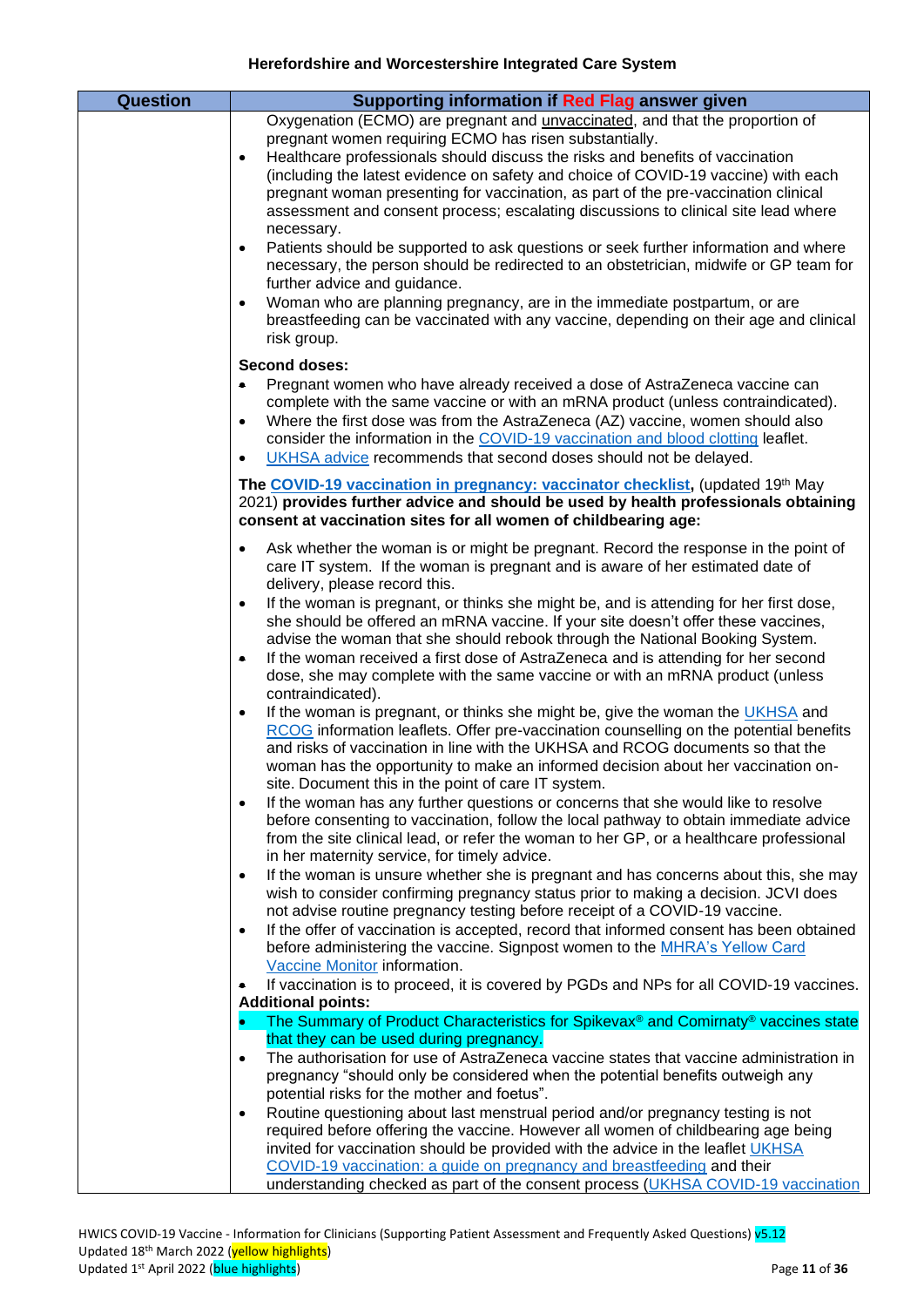| Question | Supporting information if Red Flag answer given |
|---|---|
| | Oxygenation (ECMO) are pregnant and unvaccinated, and that the proportion of pregnant women requiring ECMO has risen substantially.<br>• Healthcare professionals should discuss the risks and benefits of vaccination (including the latest evidence on safety and choice of COVID-19 vaccine) with each pregnant woman presenting for vaccination, as part of the pre-vaccination clinical assessment and consent process; escalating discussions to clinical site lead where necessary.<br>• Patients should be supported to ask questions or seek further information and where necessary, the person should be redirected to an obstetrician, midwife or GP team for further advice and guidance.<br>• Woman who are planning pregnancy, are in the immediate postpartum, or are breastfeeding can be vaccinated with any vaccine, depending on their age and clinical risk group.<br><br>**Second doses:**<br>• Pregnant women who have already received a dose of AstraZeneca vaccine can complete with the same vaccine or with an mRNA product (unless contraindicated).<br>• Where the first dose was from the AstraZeneca (AZ) vaccine, women should also consider the information in the COVID-19 vaccination and blood clotting leaflet.<br>• UKHSA advice recommends that second doses should not be delayed.<br><br>**The COVID-19 vaccination in pregnancy: vaccinator checklist,** (updated 19th May 2021) **provides further advice and should be used by health professionals obtaining consent at vaccination sites for all women of childbearing age:**<br><br>• Ask whether the woman is or might be pregnant. Record the response in the point of care IT system. If the woman is pregnant and is aware of her estimated date of delivery, please record this.<br>• If the woman is pregnant, or thinks she might be, and is attending for her first dose, she should be offered an mRNA vaccine. If your site doesn't offer these vaccines, advise the woman that she should rebook through the National Booking System.<br>• If the woman received a first dose of AstraZeneca and is attending for her second dose, she may complete with the same vaccine or with an mRNA product (unless contraindicated).<br>• If the woman is pregnant, or thinks she might be, give the woman the UKHSA and RCOG information leaflets. Offer pre-vaccination counselling on the potential benefits and risks of vaccination in line with the UKHSA and RCOG documents so that the woman has the opportunity to make an informed decision about her vaccination on-site. Document this in the point of care IT system.<br>• If the woman has any further questions or concerns that she would like to resolve before consenting to vaccination, follow the local pathway to obtain immediate advice from the site clinical lead, or refer the woman to her GP, or a healthcare professional in her maternity service, for timely advice.<br>• If the woman is unsure whether she is pregnant and has concerns about this, she may wish to consider confirming pregnancy status prior to making a decision. JCVI does not advise routine pregnancy testing before receipt of a COVID-19 vaccine.<br>• If the offer of vaccination is accepted, record that informed consent has been obtained before administering the vaccine. Signpost women to the MHRA's Yellow Card Vaccine Monitor information.<br>• If vaccination is to proceed, it is covered by PGDs and NPs for all COVID-19 vaccines.<br>**Additional points:**<br>• The Summary of Product Characteristics for Spikevax® and Comirnaty® vaccines state that they can be used during pregnancy.<br>• The authorisation for use of AstraZeneca vaccine states that vaccine administration in pregnancy "should only be considered when the potential benefits outweigh any potential risks for the mother and foetus".<br>• Routine questioning about last menstrual period and/or pregnancy testing is not required before offering the vaccine. However all women of childbearing age being invited for vaccination should be provided with the advice in the leaflet UKHSA COVID-19 vaccination: a guide on pregnancy and breastfeeding and their understanding checked as part of the consent process (UKHSA COVID-19 vaccination |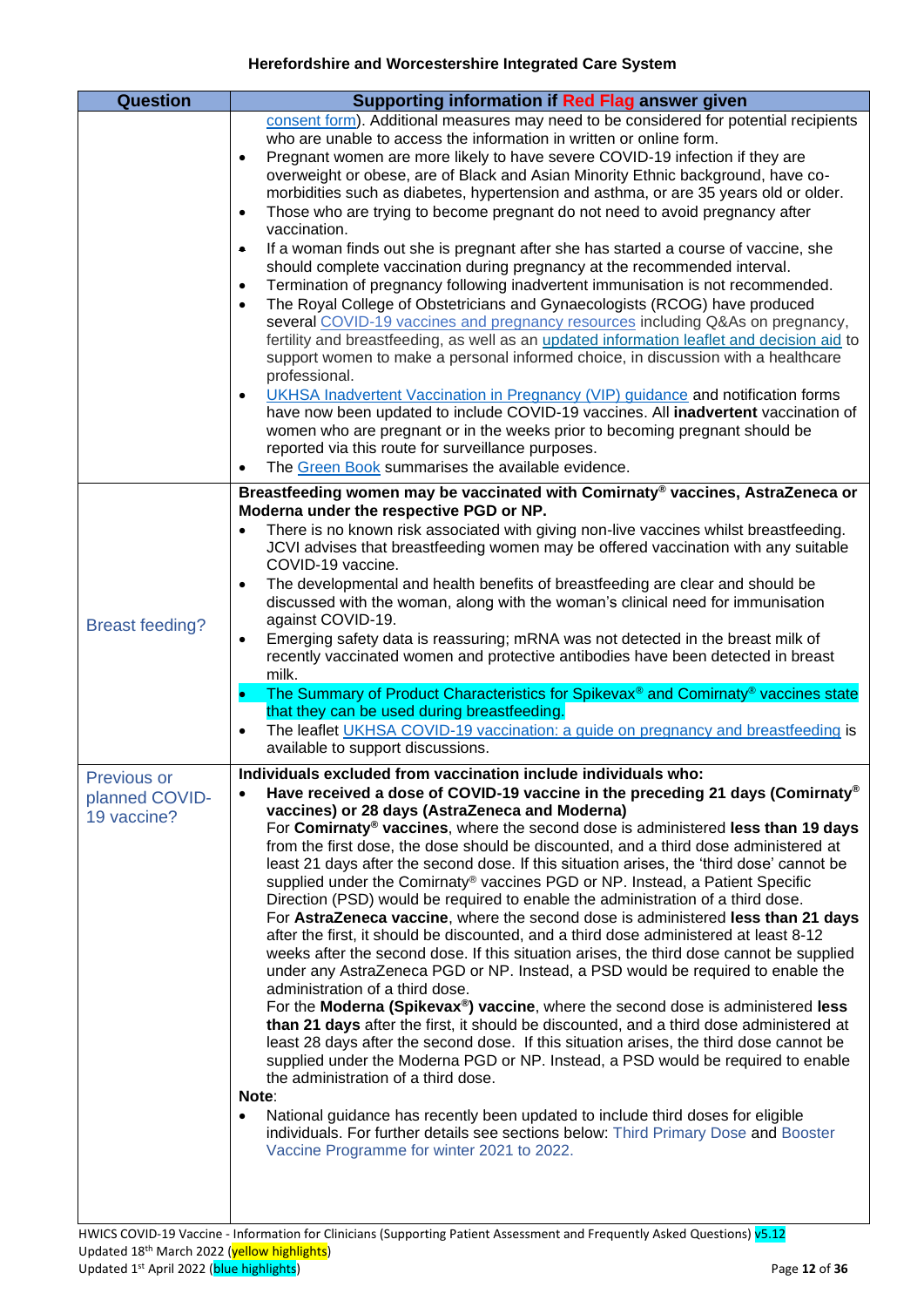| Question | Supporting information if Red Flag answer given |
| --- | --- |
| | consent form). Additional measures may need to be considered for potential recipients who are unable to access the information in written or online form.<br>• Pregnant women are more likely to have severe COVID-19 infection if they are overweight or obese, are of Black and Asian Minority Ethnic background, have co-morbidities such as diabetes, hypertension and asthma, or are 35 years old or older.<br>• Those who are trying to become pregnant do not need to avoid pregnancy after vaccination.<br>• If a woman finds out she is pregnant after she has started a course of vaccine, she should complete vaccination during pregnancy at the recommended interval.<br>• Termination of pregnancy following inadvertent immunisation is not recommended.<br>• The Royal College of Obstetricians and Gynaecologists (RCOG) have produced several COVID-19 vaccines and pregnancy resources including Q&As on pregnancy, fertility and breastfeeding, as well as an updated information leaflet and decision aid to support women to make a personal informed choice, in discussion with a healthcare professional.<br>• UKHSA Inadvertent Vaccination in Pregnancy (VIP) guidance and notification forms have now been updated to include COVID-19 vaccines. All **inadvertent** vaccination of women who are pregnant or in the weeks prior to becoming pregnant should be reported via this route for surveillance purposes.<br>• The Green Book summarises the available evidence. |
| Breast feeding? | **Breastfeeding women may be vaccinated with Comirnaty® vaccines, AstraZeneca or Moderna under the respective PGD or NP.**<br>• There is no known risk associated with giving non-live vaccines whilst breastfeeding. JCVI advises that breastfeeding women may be offered vaccination with any suitable COVID-19 vaccine.<br>• The developmental and health benefits of breastfeeding are clear and should be discussed with the woman, along with the woman's clinical need for immunisation against COVID-19.<br>• Emerging safety data is reassuring; mRNA was not detected in the breast milk of recently vaccinated women and protective antibodies have been detected in breast milk.<br>• The Summary of Product Characteristics for Spikevax® and Comirnaty® vaccines state that they can be used during breastfeeding.<br>• The leaflet UKHSA COVID-19 vaccination: a guide on pregnancy and breastfeeding is available to support discussions. |
| Previous or planned COVID-19 vaccine? | **Individuals excluded from vaccination include individuals who:**<br>• **Have received a dose of COVID-19 vaccine in the preceding 21 days (Comirnaty® vaccines) or 28 days (AstraZeneca and Moderna)**<br>For **Comirnaty® vaccines**, where the second dose is administered **less than 19 days** from the first dose, the dose should be discounted, and a third dose administered at least 21 days after the second dose. If this situation arises, the 'third dose' cannot be supplied under the Comirnaty® vaccines PGD or NP. Instead, a Patient Specific Direction (PSD) would be required to enable the administration of a third dose.<br>For **AstraZeneca vaccine**, where the second dose is administered **less than 21 days** after the first, it should be discounted, and a third dose administered at least 8-12 weeks after the second dose. If this situation arises, the third dose cannot be supplied under any AstraZeneca PGD or NP. Instead, a PSD would be required to enable the administration of a third dose.<br>For the **Moderna (Spikevax®) vaccine**, where the second dose is administered **less than 21 days** after the first, it should be discounted, and a third dose administered at least 28 days after the second dose. If this situation arises, the third dose cannot be supplied under the Moderna PGD or NP. Instead, a PSD would be required to enable the administration of a third dose.<br>**Note**:<br>• National guidance has recently been updated to include third doses for eligible individuals. For further details see sections below: Third Primary Dose and Booster Vaccine Programme for winter 2021 to 2022. |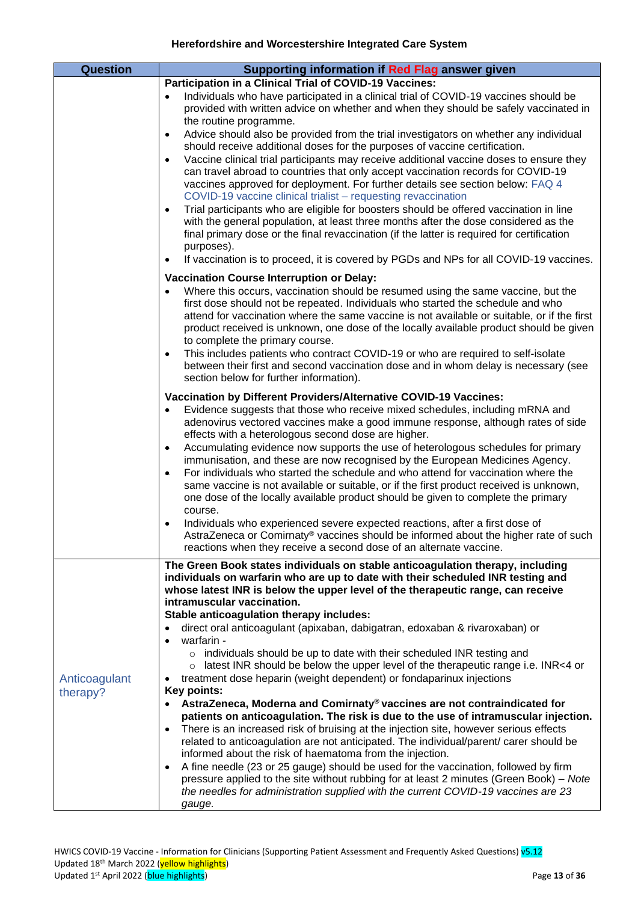**Herefordshire and Worcestershire Integrated Care System**

| Question | Supporting information if Red Flag answer given |
|---|---|
| | **Participation in a Clinical Trial of COVID-19 Vaccines:**<br>• Individuals who have participated in a clinical trial of COVID-19 vaccines should be provided with written advice on whether and when they should be safely vaccinated in the routine programme.<br>• Advice should also be provided from the trial investigators on whether any individual should receive additional doses for the purposes of vaccine certification.<br>• Vaccine clinical trial participants may receive additional vaccine doses to ensure they can travel abroad to countries that only accept vaccination records for COVID-19 vaccines approved for deployment. For further details see section below: FAQ 4 COVID-19 vaccine clinical trialist – requesting revaccination<br>• Trial participants who are eligible for boosters should be offered vaccination in line with the general population, at least three months after the dose considered as the final primary dose or the final revaccination (if the latter is required for certification purposes).<br>• If vaccination is to proceed, it is covered by PGDs and NPs for all COVID-19 vaccines.<br><br>**Vaccination Course Interruption or Delay:**<br>• Where this occurs, vaccination should be resumed using the same vaccine, but the first dose should not be repeated. Individuals who started the schedule and who attend for vaccination where the same vaccine is not available or suitable, or if the first product received is unknown, one dose of the locally available product should be given to complete the primary course.<br>• This includes patients who contract COVID-19 or who are required to self-isolate between their first and second vaccination dose and in whom delay is necessary (see section below for further information).<br><br>**Vaccination by Different Providers/Alternative COVID-19 Vaccines:**<br>• Evidence suggests that those who receive mixed schedules, including mRNA and adenovirus vectored vaccines make a good immune response, although rates of side effects with a heterologous second dose are higher.<br>• Accumulating evidence now supports the use of heterologous schedules for primary immunisation, and these are now recognised by the European Medicines Agency.<br>• For individuals who started the schedule and who attend for vaccination where the same vaccine is not available or suitable, or if the first product received is unknown, one dose of the locally available product should be given to complete the primary course.<br>• Individuals who experienced severe expected reactions, after a first dose of AstraZeneca or Comirnaty® vaccines should be informed about the higher rate of such reactions when they receive a second dose of an alternate vaccine. |
| Anticoagulant therapy? | **The Green Book states individuals on stable anticoagulation therapy, including individuals on warfarin who are up to date with their scheduled INR testing and whose latest INR is below the upper level of the therapeutic range, can receive intramuscular vaccination.**<br>**Stable anticoagulation therapy includes:**<br>• direct oral anticoagulant (apixaban, dabigatran, edoxaban & rivaroxaban) or<br>• warfarin -<br>  ◦ individuals should be up to date with their scheduled INR testing and<br>  ◦ latest INR should be below the upper level of the therapeutic range i.e. INR<4 or<br>• treatment dose heparin (weight dependent) or fondaparinux injections<br>**Key points:**<br>• **AstraZeneca, Moderna and Comirnaty® vaccines are not contraindicated for patients on anticoagulation. The risk is due to the use of intramuscular injection.**<br>• There is an increased risk of bruising at the injection site, however serious effects related to anticoagulation are not anticipated. The individual/parent/ carer should be informed about the risk of haematoma from the injection.<br>• A fine needle (23 or 25 gauge) should be used for the vaccination, followed by firm pressure applied to the site without rubbing for at least 2 minutes (Green Book) – *Note the needles for administration supplied with the current COVID-19 vaccines are 23 gauge.* |

HWICS COVID-19 Vaccine - Information for Clinicians (Supporting Patient Assessment and Frequently Asked Questions) v5.12
Updated 18th March 2022 (yellow highlights)
Updated 1st April 2022 (blue highlights)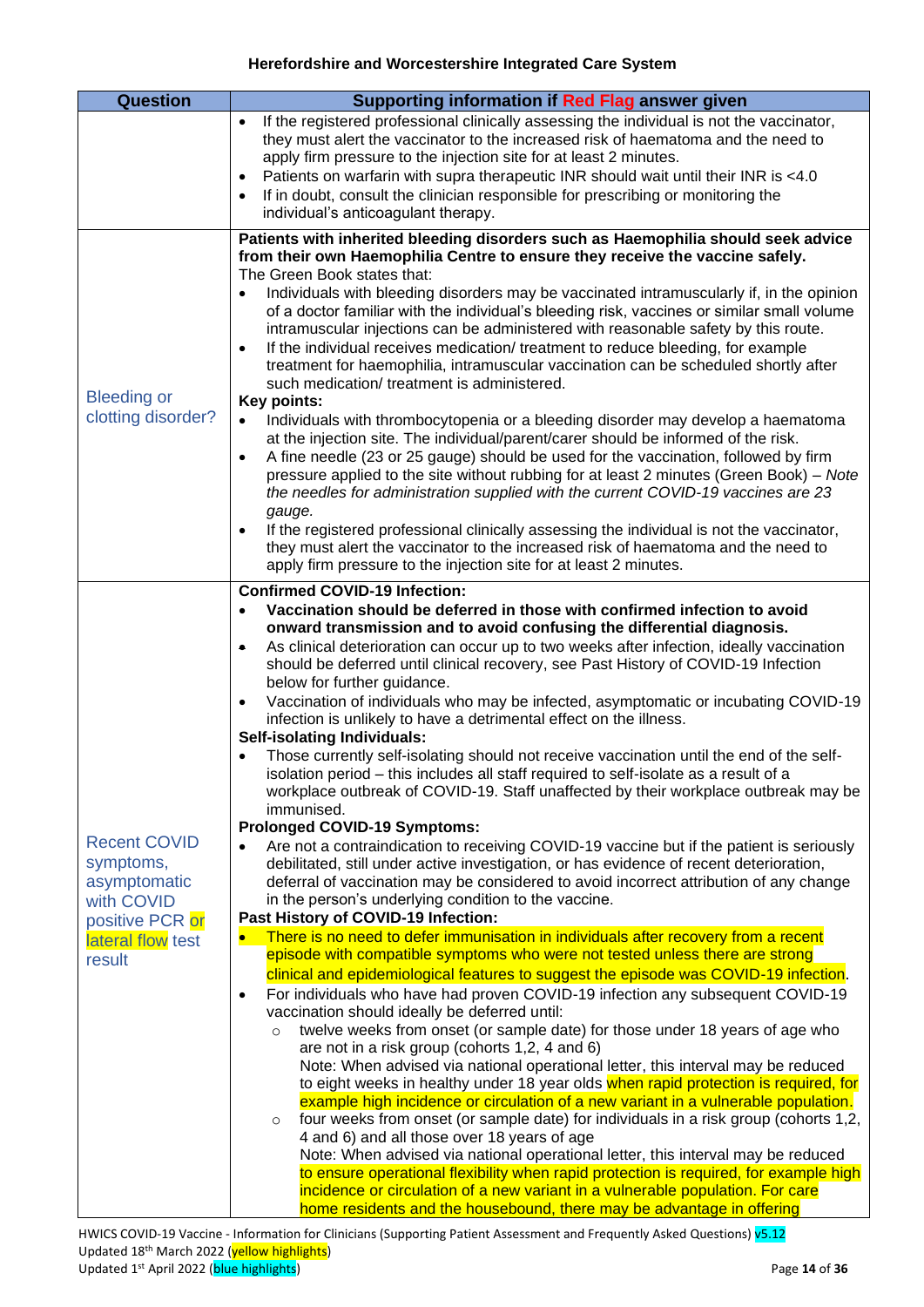| Question | Supporting information if Red Flag answer given |
|---|---|
| | • If the registered professional clinically assessing the individual is not the vaccinator, they must alert the vaccinator to the increased risk of haematoma and the need to apply firm pressure to the injection site for at least 2 minutes.<br>• Patients on warfarin with supra therapeutic INR should wait until their INR is <4.0<br>• If in doubt, consult the clinician responsible for prescribing or monitoring the individual's anticoagulant therapy. |
| Bleeding or clotting disorder? | **Patients with inherited bleeding disorders such as Haemophilia should seek advice from their own Haemophilia Centre to ensure they receive the vaccine safely.**<br>The Green Book states that:<br>• Individuals with bleeding disorders may be vaccinated intramuscularly if, in the opinion of a doctor familiar with the individual's bleeding risk, vaccines or similar small volume intramuscular injections can be administered with reasonable safety by this route.<br>• If the individual receives medication/ treatment to reduce bleeding, for example treatment for haemophilia, intramuscular vaccination can be scheduled shortly after such medication/ treatment is administered.<br>**Key points:**<br>• Individuals with thrombocytopenia or a bleeding disorder may develop a haematoma at the injection site. The individual/parent/carer should be informed of the risk.<br>• A fine needle (23 or 25 gauge) should be used for the vaccination, followed by firm pressure applied to the site without rubbing for at least 2 minutes (Green Book) – *Note the needles for administration supplied with the current COVID-19 vaccines are 23 gauge.*<br>• If the registered professional clinically assessing the individual is not the vaccinator, they must alert the vaccinator to the increased risk of haematoma and the need to apply firm pressure to the injection site for at least 2 minutes. |
| Recent COVID symptoms, asymptomatic with COVID positive PCR or lateral flow test result | **Confirmed COVID-19 Infection:**<br>• **Vaccination should be deferred in those with confirmed infection to avoid onward transmission and to avoid confusing the differential diagnosis.**<br>• As clinical deterioration can occur up to two weeks after infection, ideally vaccination should be deferred until clinical recovery, see Past History of COVID-19 Infection below for further guidance.<br>• Vaccination of individuals who may be infected, asymptomatic or incubating COVID-19 infection is unlikely to have a detrimental effect on the illness.<br>**Self-isolating Individuals:**<br>• Those currently self-isolating should not receive vaccination until the end of the self-isolation period – this includes all staff required to self-isolate as a result of a workplace outbreak of COVID-19. Staff unaffected by their workplace outbreak may be immunised.<br>**Prolonged COVID-19 Symptoms:**<br>• Are not a contraindication to receiving COVID-19 vaccine but if the patient is seriously debilitated, still under active investigation, or has evidence of recent deterioration, deferral of vaccination may be considered to avoid incorrect attribution of any change in the person's underlying condition to the vaccine.<br>**Past History of COVID-19 Infection:**<br>• There is no need to defer immunisation in individuals after recovery from a recent episode with compatible symptoms who were not tested unless there are strong clinical and epidemiological features to suggest the episode was COVID-19 infection.<br>• For individuals who have had proven COVID-19 infection any subsequent COVID-19 vaccination should ideally be deferred until:<br>  ○ twelve weeks from onset (or sample date) for those under 18 years of age who are not in a risk group (cohorts 1,2, 4 and 6)<br>  Note: When advised via national operational letter, this interval may be reduced to eight weeks in healthy under 18 year olds when rapid protection is required, for example high incidence or circulation of a new variant in a vulnerable population.<br>  ○ four weeks from onset (or sample date) for individuals in a risk group (cohorts 1,2, 4 and 6) and all those over 18 years of age<br>  Note: When advised via national operational letter, this interval may be reduced to ensure operational flexibility when rapid protection is required, for example high incidence or circulation of a new variant in a vulnerable population. For care home residents and the housebound, there may be advantage in offering |

HWICS COVID-19 Vaccine - Information for Clinicians (Supporting Patient Assessment and Frequently Asked Questions) v5.12
Updated 18th March 2022 (yellow highlights)
Updated 1st April 2022 (blue highlights)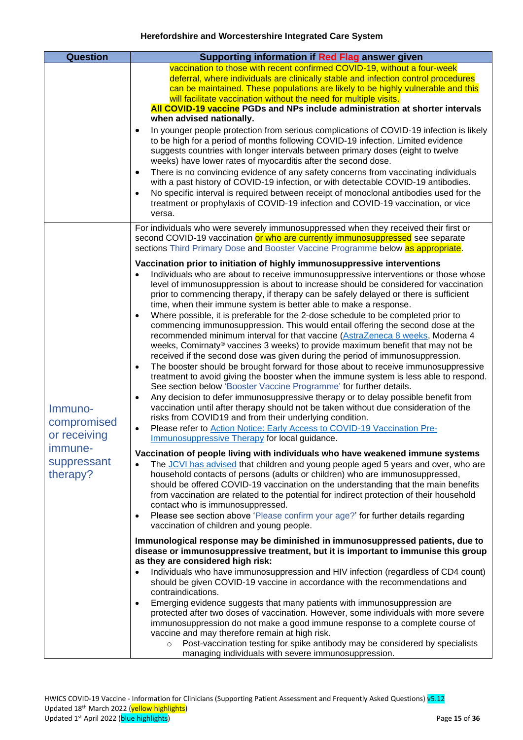| Question | Supporting information if Red Flag answer given |
|---|---|
| | vaccination to those with recent confirmed COVID-19, without a four-week deferral, where individuals are clinically stable and infection control procedures can be maintained. These populations are likely to be highly vulnerable and this will facilitate vaccination without the need for multiple visits.<br>**All COVID-19 vaccine PGDs and NPs include administration at shorter intervals when advised nationally.**<br>• In younger people protection from serious complications of COVID-19 infection is likely to be high for a period of months following COVID-19 infection. Limited evidence suggests countries with longer intervals between primary doses (eight to twelve weeks) have lower rates of myocarditis after the second dose.<br>• There is no convincing evidence of any safety concerns from vaccinating individuals with a past history of COVID-19 infection, or with detectable COVID-19 antibodies.<br>• No specific interval is required between receipt of monoclonal antibodies used for the treatment or prophylaxis of COVID-19 infection and COVID-19 vaccination, or vice versa. |
| Immuno-compromised or receiving immune-suppressant therapy? | For individuals who were severely immunosuppressed when they received their first or second COVID-19 vaccination or who are currently immunosuppressed see separate sections Third Primary Dose and Booster Vaccine Programme below as appropriate.<br><br>**Vaccination prior to initiation of highly immunosuppressive interventions**<br>• Individuals who are about to receive immunosuppressive interventions or those whose level of immunosuppression is about to increase should be considered for vaccination prior to commencing therapy, if therapy can be safely delayed or there is sufficient time, when their immune system is better able to make a response.<br>• Where possible, it is preferable for the 2-dose schedule to be completed prior to commencing immunosuppression. This would entail offering the second dose at the recommended minimum interval for that vaccine (AstraZeneca 8 weeks, Moderna 4 weeks, Comirnaty® vaccines 3 weeks) to provide maximum benefit that may not be received if the second dose was given during the period of immunosuppression.<br>• The booster should be brought forward for those about to receive immunosuppressive treatment to avoid giving the booster when the immune system is less able to respond. See section below 'Booster Vaccine Programme' for further details.<br>• Any decision to defer immunosuppressive therapy or to delay possible benefit from vaccination until after therapy should not be taken without due consideration of the risks from COVID19 and from their underlying condition.<br>• Please refer to Action Notice: Early Access to COVID-19 Vaccination Pre-Immunosuppressive Therapy for local guidance.<br><br>**Vaccination of people living with individuals who have weakened immune systems**<br>• The JCVI has advised that children and young people aged 5 years and over, who are household contacts of persons (adults or children) who are immunosuppressed, should be offered COVID-19 vaccination on the understanding that the main benefits from vaccination are related to the potential for indirect protection of their household contact who is immunosuppressed.<br>• Please see section above 'Please confirm your age?' for further details regarding vaccination of children and young people.<br><br>**Immunological response may be diminished in immunosuppressed patients, due to disease or immunosuppressive treatment, but it is important to immunise this group as they are considered high risk:**<br>• Individuals who have immunosuppression and HIV infection (regardless of CD4 count) should be given COVID-19 vaccine in accordance with the recommendations and contraindications.<br>• Emerging evidence suggests that many patients with immunosuppression are protected after two doses of vaccination. However, some individuals with more severe immunosuppression do not make a good immune response to a complete course of vaccine and may therefore remain at high risk.<br>&nbsp;&nbsp;&nbsp;&nbsp;○ Post-vaccination testing for spike antibody may be considered by specialists managing individuals with severe immunosuppression. |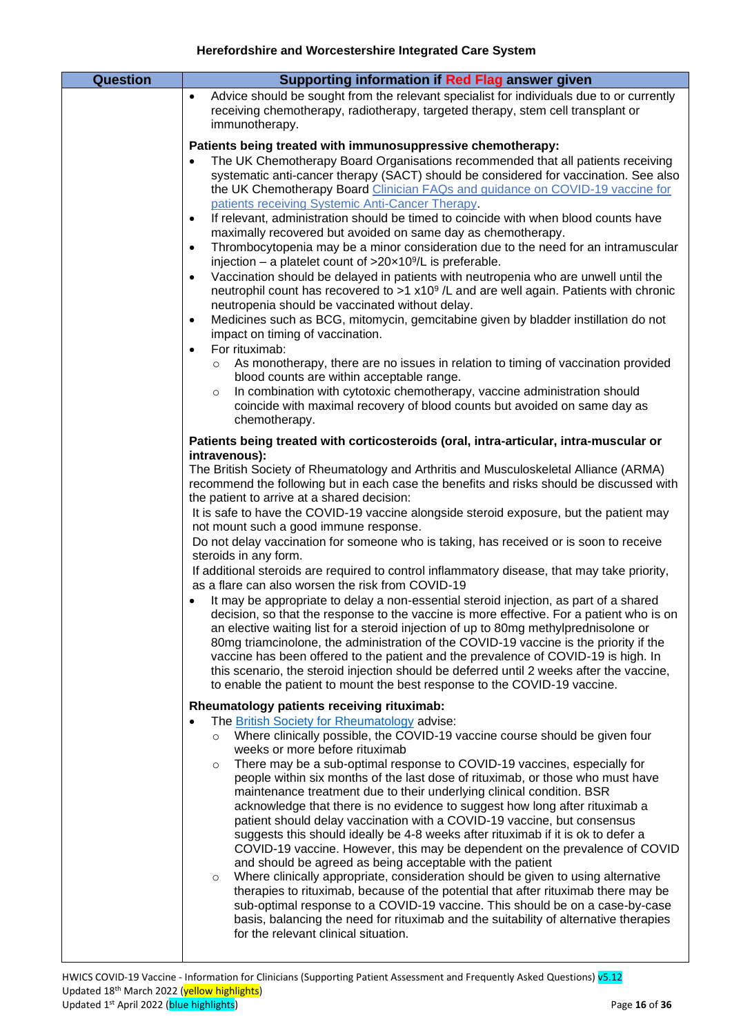| Question | Supporting information if Red Flag answer given |
|---|---|
| | • Advice should be sought from the relevant specialist for individuals due to or currently receiving chemotherapy, radiotherapy, targeted therapy, stem cell transplant or immunotherapy.<br><br>**Patients being treated with immunosuppressive chemotherapy:**<br>• The UK Chemotherapy Board Organisations recommended that all patients receiving systematic anti-cancer therapy (SACT) should be considered for vaccination. See also the UK Chemotherapy Board [Clinician FAQs and guidance on COVID-19 vaccine for patients receiving Systemic Anti-Cancer Therapy](). <br>• If relevant, administration should be timed to coincide with when blood counts have maximally recovered but avoided on same day as chemotherapy.<br>• Thrombocytopenia may be a minor consideration due to the need for an intramuscular injection – a platelet count of $>20\times10^9$/L is preferable.<br>• Vaccination should be delayed in patients with neutropenia who are unwell until the neutrophil count has recovered to $>1 \times 10^9$ /L and are well again. Patients with chronic neutropenia should be vaccinated without delay.<br>• Medicines such as BCG, mitomycin, gemcitabine given by bladder instillation do not impact on timing of vaccination.<br>• For rituximab:<br>&nbsp;&nbsp;&nbsp;&nbsp;○ As monotherapy, there are no issues in relation to timing of vaccination provided blood counts are within acceptable range.<br>&nbsp;&nbsp;&nbsp;&nbsp;○ In combination with cytotoxic chemotherapy, vaccine administration should coincide with maximal recovery of blood counts but avoided on same day as chemotherapy.<br><br>**Patients being treated with corticosteroids (oral, intra-articular, intra-muscular or intravenous):**<br>The British Society of Rheumatology and Arthritis and Musculoskeletal Alliance (ARMA) recommend the following but in each case the benefits and risks should be discussed with the patient to arrive at a shared decision:<br>It is safe to have the COVID-19 vaccine alongside steroid exposure, but the patient may not mount such a good immune response.<br>Do not delay vaccination for someone who is taking, has received or is soon to receive steroids in any form.<br>If additional steroids are required to control inflammatory disease, that may take priority, as a flare can also worsen the risk from COVID-19<br>• It may be appropriate to delay a non-essential steroid injection, as part of a shared decision, so that the response to the vaccine is more effective. For a patient who is on an elective waiting list for a steroid injection of up to 80mg methylprednisolone or 80mg triamcinolone, the administration of the COVID-19 vaccine is the priority if the vaccine has been offered to the patient and the prevalence of COVID-19 is high. In this scenario, the steroid injection should be deferred until 2 weeks after the vaccine, to enable the patient to mount the best response to the COVID-19 vaccine.<br><br>**Rheumatology patients receiving rituximab:**<br>• The [British Society for Rheumatology]() advise:<br>&nbsp;&nbsp;&nbsp;&nbsp;○ Where clinically possible, the COVID-19 vaccine course should be given four weeks or more before rituximab<br>&nbsp;&nbsp;&nbsp;&nbsp;○ There may be a sub-optimal response to COVID-19 vaccines, especially for people within six months of the last dose of rituximab, or those who must have maintenance treatment due to their underlying clinical condition. BSR acknowledge that there is no evidence to suggest how long after rituximab a patient should delay vaccination with a COVID-19 vaccine, but consensus suggests this should ideally be 4-8 weeks after rituximab if it is ok to defer a COVID-19 vaccine. However, this may be dependent on the prevalence of COVID and should be agreed as being acceptable with the patient<br>&nbsp;&nbsp;&nbsp;&nbsp;○ Where clinically appropriate, consideration should be given to using alternative therapies to rituximab, because of the potential that after rituximab there may be sub-optimal response to a COVID-19 vaccine. This should be on a case-by-case basis, balancing the need for rituximab and the suitability of alternative therapies for the relevant clinical situation. |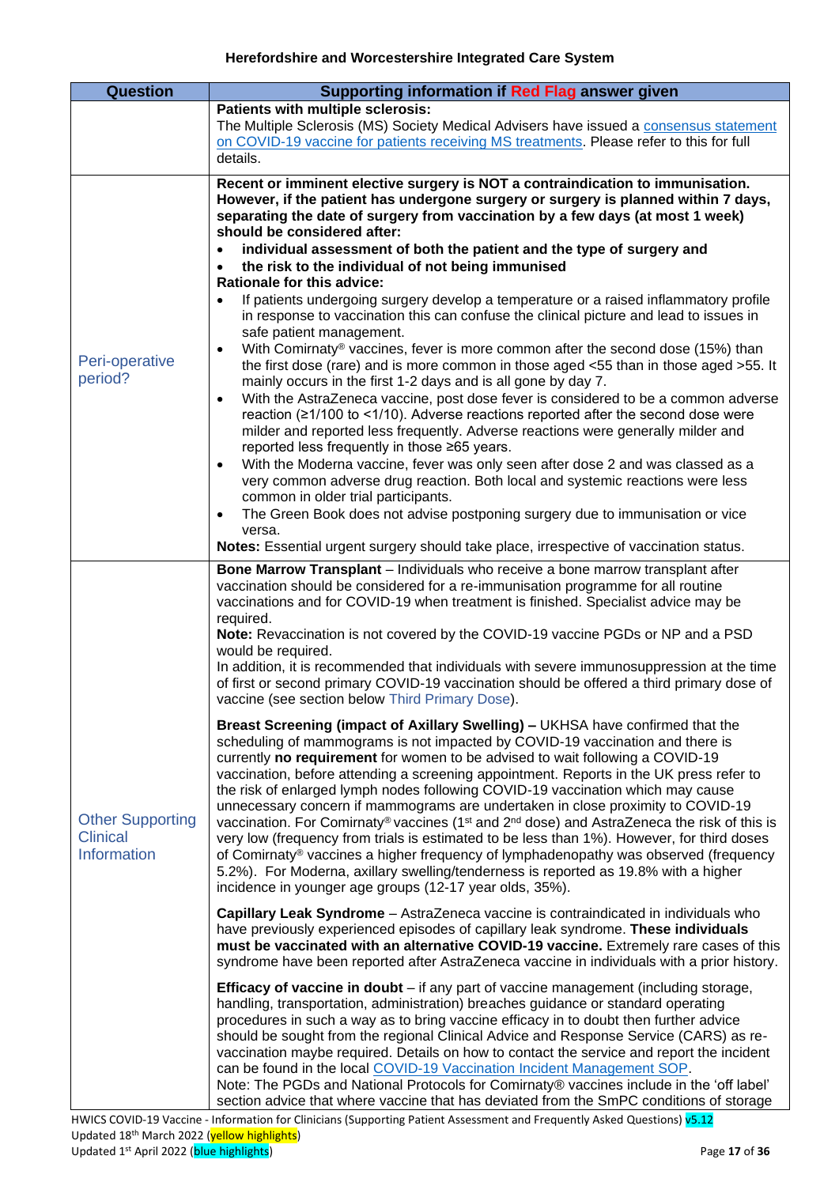| Question | Supporting information if Red Flag answer given |
|---|---|
| | **Patients with multiple sclerosis:**<br>The Multiple Sclerosis (MS) Society Medical Advisers have issued a consensus statement on COVID-19 vaccine for patients receiving MS treatments. Please refer to this for full details. |
| Peri-operative period? | **Recent or imminent elective surgery is NOT a contraindication to immunisation. However, if the patient has undergone surgery or surgery is planned within 7 days, separating the date of surgery from vaccination by a few days (at most 1 week) should be considered after:**<br>• **individual assessment of both the patient and the type of surgery and**<br>• **the risk to the individual of not being immunised**<br>**Rationale for this advice:**<br>• If patients undergoing surgery develop a temperature or a raised inflammatory profile in response to vaccination this can confuse the clinical picture and lead to issues in safe patient management.<br>• With Comirnaty® vaccines, fever is more common after the second dose (15%) than the first dose (rare) and is more common in those aged <55 than in those aged >55. It mainly occurs in the first 1-2 days and is all gone by day 7.<br>• With the AstraZeneca vaccine, post dose fever is considered to be a common adverse reaction (≥1/100 to <1/10). Adverse reactions reported after the second dose were milder and reported less frequently. Adverse reactions were generally milder and reported less frequently in those ≥65 years.<br>• With the Moderna vaccine, fever was only seen after dose 2 and was classed as a very common adverse drug reaction. Both local and systemic reactions were less common in older trial participants.<br>• The Green Book does not advise postponing surgery due to immunisation or vice versa.<br>**Notes:** Essential urgent surgery should take place, irrespective of vaccination status. |
| Other Supporting Clinical Information | **Bone Marrow Transplant** – Individuals who receive a bone marrow transplant after vaccination should be considered for a re-immunisation programme for all routine vaccinations and for COVID-19 when treatment is finished. Specialist advice may be required.<br>**Note:** Revaccination is not covered by the COVID-19 vaccine PGDs or NP and a PSD would be required.<br>In addition, it is recommended that individuals with severe immunosuppression at the time of first or second primary COVID-19 vaccination should be offered a third primary dose of vaccine (see section below Third Primary Dose).<br><br>**Breast Screening (impact of Axillary Swelling) –** UKHSA have confirmed that the scheduling of mammograms is not impacted by COVID-19 vaccination and there is currently **no requirement** for women to be advised to wait following a COVID-19 vaccination, before attending a screening appointment. Reports in the UK press refer to the risk of enlarged lymph nodes following COVID-19 vaccination which may cause unnecessary concern if mammograms are undertaken in close proximity to COVID-19 vaccination. For Comirnaty® vaccines (1st and 2nd dose) and AstraZeneca the risk of this is very low (frequency from trials is estimated to be less than 1%). However, for third doses of Comirnaty® vaccines a higher frequency of lymphadenopathy was observed (frequency 5.2%). For Moderna, axillary swelling/tenderness is reported as 19.8% with a higher incidence in younger age groups (12-17 year olds, 35%).<br><br>**Capillary Leak Syndrome** – AstraZeneca vaccine is contraindicated in individuals who have previously experienced episodes of capillary leak syndrome. **These individuals must be vaccinated with an alternative COVID-19 vaccine.** Extremely rare cases of this syndrome have been reported after AstraZeneca vaccine in individuals with a prior history.<br><br>**Efficacy of vaccine in doubt** – if any part of vaccine management (including storage, handling, transportation, administration) breaches guidance or standard operating procedures in such a way as to bring vaccine efficacy in to doubt then further advice should be sought from the regional Clinical Advice and Response Service (CARS) as re-vaccination maybe required. Details on how to contact the service and report the incident can be found in the local COVID-19 Vaccination Incident Management SOP.<br>Note: The PGDs and National Protocols for Comirnaty® vaccines include in the 'off label' section advice that where vaccine that has deviated from the SmPC conditions of storage |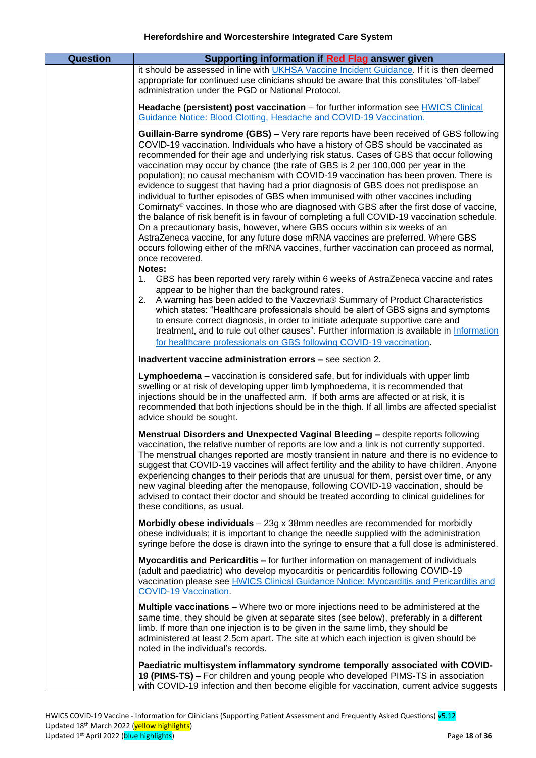| Question | Supporting information if Red Flag answer given |
|---|---|
| | it should be assessed in line with UKHSA Vaccine Incident Guidance. If it is then deemed appropriate for continued use clinicians should be aware that this constitutes 'off-label' administration under the PGD or National Protocol.<br><br>**Headache (persistent) post vaccination** – for further information see HWICS Clinical Guidance Notice: Blood Clotting, Headache and COVID-19 Vaccination.<br><br>**Guillain-Barre syndrome (GBS)** – Very rare reports have been received of GBS following COVID-19 vaccination. Individuals who have a history of GBS should be vaccinated as recommended for their age and underlying risk status. Cases of GBS that occur following vaccination may occur by chance (the rate of GBS is 2 per 100,000 per year in the population); no causal mechanism with COVID-19 vaccination has been proven. There is evidence to suggest that having had a prior diagnosis of GBS does not predispose an individual to further episodes of GBS when immunised with other vaccines including Comirnaty® vaccines. In those who are diagnosed with GBS after the first dose of vaccine, the balance of risk benefit is in favour of completing a full COVID-19 vaccination schedule. On a precautionary basis, however, where GBS occurs within six weeks of an AstraZeneca vaccine, for any future dose mRNA vaccines are preferred. Where GBS occurs following either of the mRNA vaccines, further vaccination can proceed as normal, once recovered.<br>**Notes:**<br>1. GBS has been reported very rarely within 6 weeks of AstraZeneca vaccine and rates appear to be higher than the background rates.<br>2. A warning has been added to the Vaxzevria® Summary of Product Characteristics which states: "Healthcare professionals should be alert of GBS signs and symptoms to ensure correct diagnosis, in order to initiate adequate supportive care and treatment, and to rule out other causes". Further information is available in Information for healthcare professionals on GBS following COVID-19 vaccination.<br><br>**Inadvertent vaccine administration errors –** see section 2.<br><br>**Lymphoedema** – vaccination is considered safe, but for individuals with upper limb swelling or at risk of developing upper limb lymphoedema, it is recommended that injections should be in the unaffected arm. If both arms are affected or at risk, it is recommended that both injections should be in the thigh. If all limbs are affected specialist advice should be sought.<br><br>**Menstrual Disorders and Unexpected Vaginal Bleeding –** despite reports following vaccination, the relative number of reports are low and a link is not currently supported. The menstrual changes reported are mostly transient in nature and there is no evidence to suggest that COVID-19 vaccines will affect fertility and the ability to have children. Anyone experiencing changes to their periods that are unusual for them, persist over time, or any new vaginal bleeding after the menopause, following COVID-19 vaccination, should be advised to contact their doctor and should be treated according to clinical guidelines for these conditions, as usual.<br><br>**Morbidly obese individuals** – 23g x 38mm needles are recommended for morbidly obese individuals; it is important to change the needle supplied with the administration syringe before the dose is drawn into the syringe to ensure that a full dose is administered.<br><br>**Myocarditis and Pericarditis –** for further information on management of individuals (adult and paediatric) who develop myocarditis or pericarditis following COVID-19 vaccination please see HWICS Clinical Guidance Notice: Myocarditis and Pericarditis and COVID-19 Vaccination.<br><br>**Multiple vaccinations –** Where two or more injections need to be administered at the same time, they should be given at separate sites (see below), preferably in a different limb. If more than one injection is to be given in the same limb, they should be administered at least 2.5cm apart. The site at which each injection is given should be noted in the individual's records.<br><br>**Paediatric multisystem inflammatory syndrome temporally associated with COVID-19 (PIMS-TS) –** For children and young people who developed PIMS-TS in association with COVID-19 infection and then become eligible for vaccination, current advice suggests |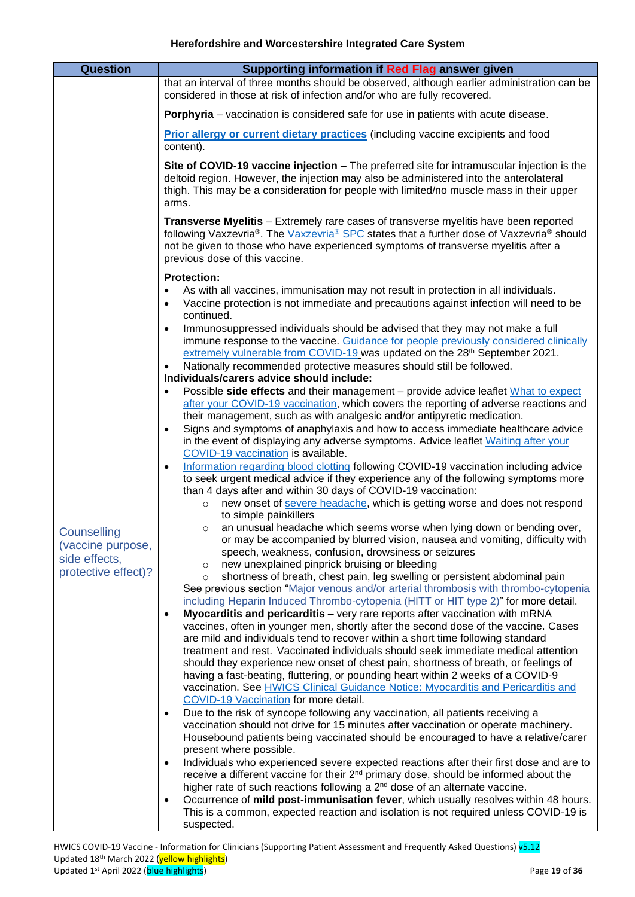| Question | Supporting information if Red Flag answer given |
|---|---|
| | that an interval of three months should be observed, although earlier administration can be considered in those at risk of infection and/or who are fully recovered.<br><br>**Porphyria** – vaccination is considered safe for use in patients with acute disease.<br><br>**Prior allergy or current dietary practices** (including vaccine excipients and food content).<br><br>**Site of COVID-19 vaccine injection –** The preferred site for intramuscular injection is the deltoid region. However, the injection may also be administered into the anterolateral thigh. This may be a consideration for people with limited/no muscle mass in their upper arms.<br><br>**Transverse Myelitis** – Extremely rare cases of transverse myelitis have been reported following Vaxzevria®. The Vaxzevria® SPC states that a further dose of Vaxzevria® should not be given to those who have experienced symptoms of transverse myelitis after a previous dose of this vaccine. |
| Counselling (vaccine purpose, side effects, protective effect)? | **Protection:**<br>• As with all vaccines, immunisation may not result in protection in all individuals.<br>• Vaccine protection is not immediate and precautions against infection will need to be continued.<br>• Immunosuppressed individuals should be advised that they may not make a full immune response to the vaccine. Guidance for people previously considered clinically extremely vulnerable from COVID-19 was updated on the 28th September 2021.<br>• Nationally recommended protective measures should still be followed.<br>**Individuals/carers advice should include:**<br>• Possible **side effects** and their management – provide advice leaflet What to expect after your COVID-19 vaccination, which covers the reporting of adverse reactions and their management, such as with analgesic and/or antipyretic medication.<br>• Signs and symptoms of anaphylaxis and how to access immediate healthcare advice in the event of displaying any adverse symptoms. Advice leaflet Waiting after your COVID-19 vaccination is available.<br>• Information regarding blood clotting following COVID-19 vaccination including advice to seek urgent medical advice if they experience any of the following symptoms more than 4 days after and within 30 days of COVID-19 vaccination:<br>  ○ new onset of severe headache, which is getting worse and does not respond to simple painkillers<br>  ○ an unusual headache which seems worse when lying down or bending over, or may be accompanied by blurred vision, nausea and vomiting, difficulty with speech, weakness, confusion, drowsiness or seizures<br>  ○ new unexplained pinprick bruising or bleeding<br>  ○ shortness of breath, chest pain, leg swelling or persistent abdominal pain<br>See previous section "Major venous and/or arterial thrombosis with thrombo-cytopenia including Heparin Induced Thrombo-cytopenia (HITT or HIT type 2)" for more detail.<br>• **Myocarditis and pericarditis** – very rare reports after vaccination with mRNA vaccines, often in younger men, shortly after the second dose of the vaccine. Cases are mild and individuals tend to recover within a short time following standard treatment and rest. Vaccinated individuals should seek immediate medical attention should they experience new onset of chest pain, shortness of breath, or feelings of having a fast-beating, fluttering, or pounding heart within 2 weeks of a COVID-9 vaccination. See HWICS Clinical Guidance Notice: Myocarditis and Pericarditis and COVID-19 Vaccination for more detail.<br>• Due to the risk of syncope following any vaccination, all patients receiving a vaccination should not drive for 15 minutes after vaccination or operate machinery. Housebound patients being vaccinated should be encouraged to have a relative/carer present where possible.<br>• Individuals who experienced severe expected reactions after their first dose and are to receive a different vaccine for their 2nd primary dose, should be informed about the higher rate of such reactions following a 2nd dose of an alternate vaccine.<br>• Occurrence of **mild post-immunisation fever**, which usually resolves within 48 hours. This is a common, expected reaction and isolation is not required unless COVID-19 is suspected. |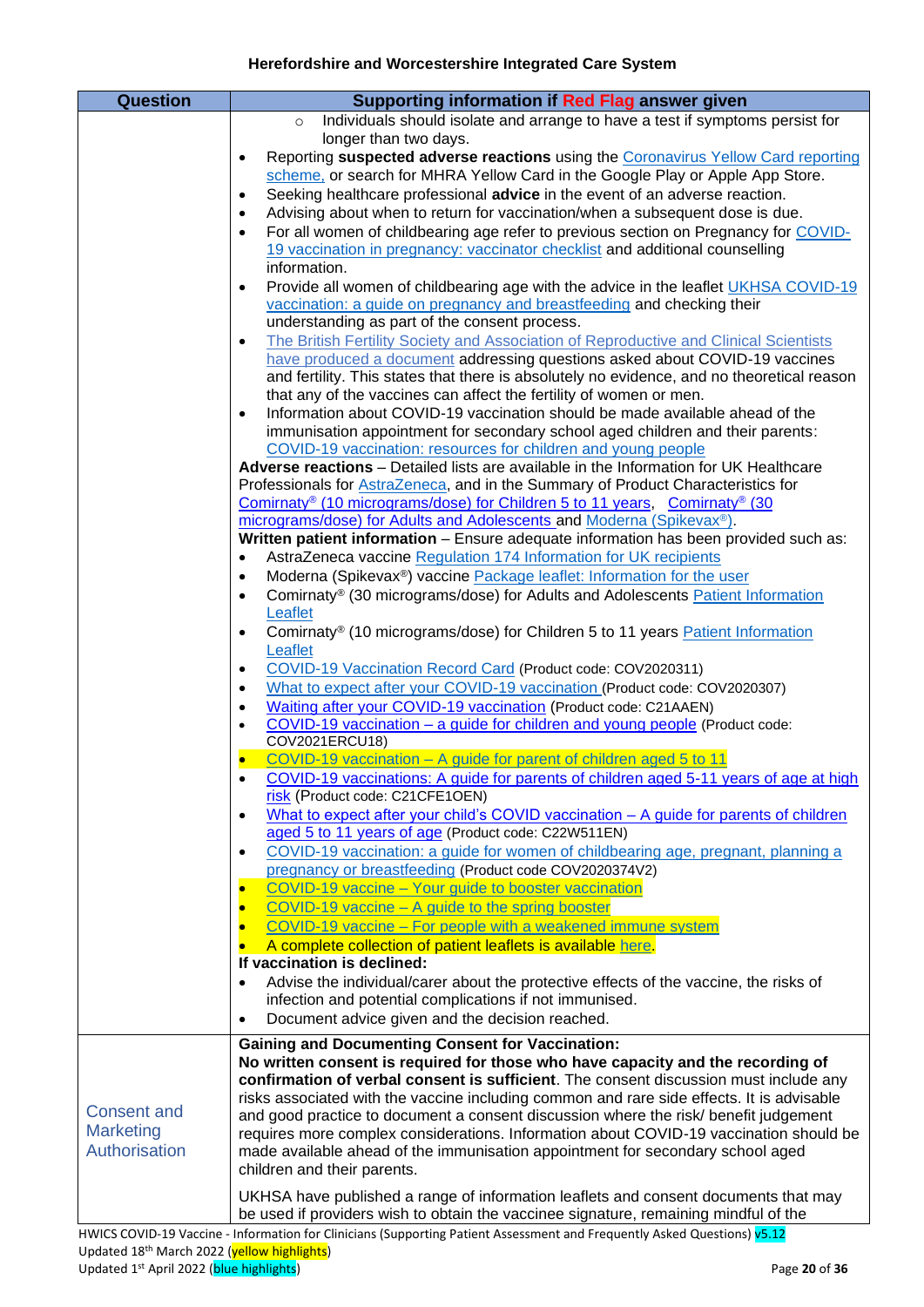Herefordshire and Worcestershire Integrated Care System

| Question | Supporting information if Red Flag answer given |
|---|---|
| | ◦ Individuals should isolate and arrange to have a test if symptoms persist for longer than two days.<br>• Reporting **suspected adverse reactions** using the Coronavirus Yellow Card reporting scheme, or search for MHRA Yellow Card in the Google Play or Apple App Store.<br>• Seeking healthcare professional **advice** in the event of an adverse reaction.<br>• Advising about when to return for vaccination/when a subsequent dose is due.<br>• For all women of childbearing age refer to previous section on Pregnancy for COVID-19 vaccination in pregnancy: vaccinator checklist and additional counselling information.<br>• Provide all women of childbearing age with the advice in the leaflet UKHSA COVID-19 vaccination: a guide on pregnancy and breastfeeding and checking their understanding as part of the consent process.<br>• The British Fertility Society and Association of Reproductive and Clinical Scientists have produced a document addressing questions asked about COVID-19 vaccines and fertility. This states that there is absolutely no evidence, and no theoretical reason that any of the vaccines can affect the fertility of women or men.<br>• Information about COVID-19 vaccination should be made available ahead of the immunisation appointment for secondary school aged children and their parents: COVID-19 vaccination: resources for children and young people<br>**Adverse reactions** – Detailed lists are available in the Information for UK Healthcare Professionals for AstraZeneca, and in the Summary of Product Characteristics for Comirnaty® (10 micrograms/dose) for Children 5 to 11 years, Comirnaty® (30 micrograms/dose) for Adults and Adolescents and Moderna (Spikevax®).<br>**Written patient information** – Ensure adequate information has been provided such as:<br>• AstraZeneca vaccine Regulation 174 Information for UK recipients<br>• Moderna (Spikevax®) vaccine Package leaflet: Information for the user<br>• Comirnaty® (30 micrograms/dose) for Adults and Adolescents Patient Information Leaflet<br>• Comirnaty® (10 micrograms/dose) for Children 5 to 11 years Patient Information Leaflet<br>• COVID-19 Vaccination Record Card (Product code: COV2020311)<br>• What to expect after your COVID-19 vaccination (Product code: COV2020307)<br>• Waiting after your COVID-19 vaccination (Product code: C21AAEN)<br>• COVID-19 vaccination – a guide for children and young people (Product code: COV2021ERCU18)<br>• COVID-19 vaccination – A guide for parent of children aged 5 to 11<br>• COVID-19 vaccinations: A guide for parents of children aged 5-11 years of age at high risk (Product code: C21CFE1OEN)<br>• What to expect after your child's COVID vaccination – A guide for parents of children aged 5 to 11 years of age (Product code: C22W511EN)<br>• COVID-19 vaccination: a guide for women of childbearing age, pregnant, planning a pregnancy or breastfeeding (Product code COV2020374V2)<br>• COVID-19 vaccine – Your guide to booster vaccination<br>• COVID-19 vaccine – A guide to the spring booster<br>• COVID-19 vaccine – For people with a weakened immune system<br>• A complete collection of patient leaflets is available here.<br>**If vaccination is declined:**<br>• Advise the individual/carer about the protective effects of the vaccine, the risks of infection and potential complications if not immunised.<br>• Document advice given and the decision reached. |
| Consent and Marketing Authorisation | **Gaining and Documenting Consent for Vaccination:**<br>**No written consent is required for those who have capacity and the recording of confirmation of verbal consent is sufficient**. The consent discussion must include any risks associated with the vaccine including common and rare side effects. It is advisable and good practice to document a consent discussion where the risk/ benefit judgement requires more complex considerations. Information about COVID-19 vaccination should be made available ahead of the immunisation appointment for secondary school aged children and their parents.<br><br>UKHSA have published a range of information leaflets and consent documents that may be used if providers wish to obtain the vaccinee signature, remaining mindful of the |

HWICS COVID-19 Vaccine - Information for Clinicians (Supporting Patient Assessment and Frequently Asked Questions) v5.12
Updated 18th March 2022 (yellow highlights)
Updated 1st April 2022 (blue highlights)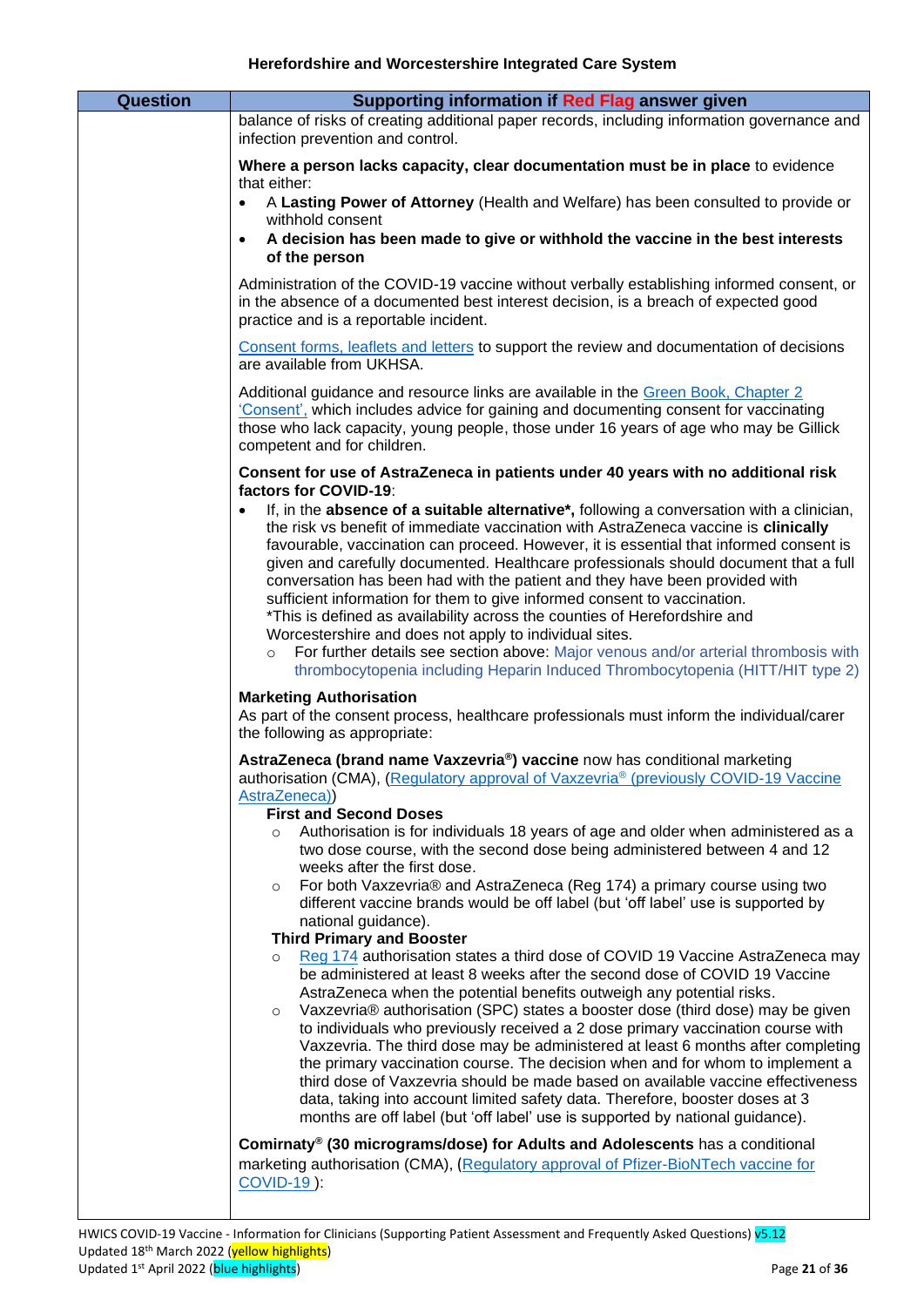| Question | Supporting information if Red Flag answer given |
|---|---|
| | balance of risks of creating additional paper records, including information governance and infection prevention and control.<br><br>**Where a person lacks capacity, clear documentation must be in place** to evidence that either:<br>• A **Lasting Power of Attorney** (Health and Welfare) has been consulted to provide or withhold consent<br>• **A decision has been made to give or withhold the vaccine in the best interests of the person**<br><br>Administration of the COVID-19 vaccine without verbally establishing informed consent, or in the absence of a documented best interest decision, is a breach of expected good practice and is a reportable incident.<br><br>Consent forms, leaflets and letters to support the review and documentation of decisions are available from UKHSA.<br><br>Additional guidance and resource links are available in the Green Book, Chapter 2 'Consent', which includes advice for gaining and documenting consent for vaccinating those who lack capacity, young people, those under 16 years of age who may be Gillick competent and for children.<br><br>**Consent for use of AstraZeneca in patients under 40 years with no additional risk factors for COVID-19**:<br>• If, in the **absence of a suitable alternative\***, following a conversation with a clinician, the risk vs benefit of immediate vaccination with AstraZeneca vaccine is **clinically** favourable, vaccination can proceed. However, it is essential that informed consent is given and carefully documented. Healthcare professionals should document that a full conversation has been had with the patient and they have been provided with sufficient information for them to give informed consent to vaccination.<br>\*This is defined as availability across the counties of Herefordshire and Worcestershire and does not apply to individual sites.<br>&nbsp;&nbsp;&nbsp;&nbsp;○ For further details see section above: Major venous and/or arterial thrombosis with thrombocytopenia including Heparin Induced Thrombocytopenia (HITT/HIT type 2)<br><br>**Marketing Authorisation**<br>As part of the consent process, healthcare professionals must inform the individual/carer the following as appropriate:<br><br>**AstraZeneca (brand name Vaxzevria®) vaccine** now has conditional marketing authorisation (CMA), (Regulatory approval of Vaxzevria® (previously COVID-19 Vaccine AstraZeneca))<br>**First and Second Doses**<br>&nbsp;&nbsp;&nbsp;&nbsp;○ Authorisation is for individuals 18 years of age and older when administered as a two dose course, with the second dose being administered between 4 and 12 weeks after the first dose.<br>&nbsp;&nbsp;&nbsp;&nbsp;○ For both Vaxzevria® and AstraZeneca (Reg 174) a primary course using two different vaccine brands would be off label (but 'off label' use is supported by national guidance).<br>**Third Primary and Booster**<br>&nbsp;&nbsp;&nbsp;&nbsp;○ Reg 174 authorisation states a third dose of COVID 19 Vaccine AstraZeneca may be administered at least 8 weeks after the second dose of COVID 19 Vaccine AstraZeneca when the potential benefits outweigh any potential risks.<br>&nbsp;&nbsp;&nbsp;&nbsp;○ Vaxzevria® authorisation (SPC) states a booster dose (third dose) may be given to individuals who previously received a 2 dose primary vaccination course with Vaxzevria. The third dose may be administered at least 6 months after completing the primary vaccination course. The decision when and for whom to implement a third dose of Vaxzevria should be made based on available vaccine effectiveness data, taking into account limited safety data. Therefore, booster doses at 3 months are off label (but 'off label' use is supported by national guidance).<br><br>**Comirnaty® (30 micrograms/dose) for Adults and Adolescents** has a conditional marketing authorisation (CMA), (Regulatory approval of Pfizer-BioNTech vaccine for COVID-19 ): |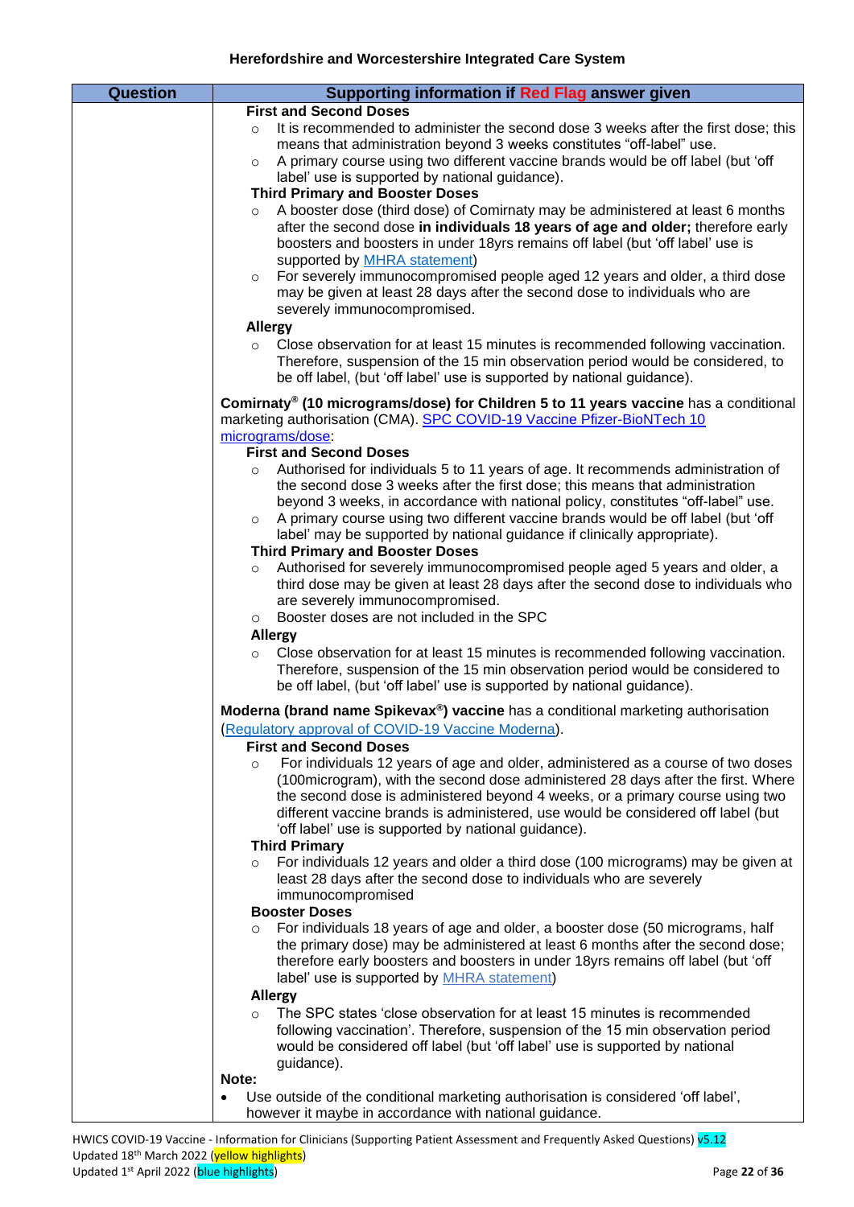| Question | Supporting information if Red Flag answer given |
|---|---|
| | **First and Second Doses**<br>○ It is recommended to administer the second dose 3 weeks after the first dose; this means that administration beyond 3 weeks constitutes "off-label" use.<br>○ A primary course using two different vaccine brands would be off label (but 'off label' use is supported by national guidance).<br>**Third Primary and Booster Doses**<br>○ A booster dose (third dose) of Comirnaty may be administered at least 6 months after the second dose **in individuals 18 years of age and older;** therefore early boosters and boosters in under 18yrs remains off label (but 'off label' use is supported by MHRA statement)<br>○ For severely immunocompromised people aged 12 years and older, a third dose may be given at least 28 days after the second dose to individuals who are severely immunocompromised.<br>**Allergy**<br>○ Close observation for at least 15 minutes is recommended following vaccination. Therefore, suspension of the 15 min observation period would be considered, to be off label, (but 'off label' use is supported by national guidance).<br><br>**Comirnaty® (10 micrograms/dose) for Children 5 to 11 years vaccine** has a conditional marketing authorisation (CMA). SPC COVID-19 Vaccine Pfizer-BioNTech 10 micrograms/dose:<br>**First and Second Doses**<br>○ Authorised for individuals 5 to 11 years of age. It recommends administration of the second dose 3 weeks after the first dose; this means that administration beyond 3 weeks, in accordance with national policy, constitutes "off-label" use.<br>○ A primary course using two different vaccine brands would be off label (but 'off label' may be supported by national guidance if clinically appropriate).<br>**Third Primary and Booster Doses**<br>○ Authorised for severely immunocompromised people aged 5 years and older, a third dose may be given at least 28 days after the second dose to individuals who are severely immunocompromised.<br>○ Booster doses are not included in the SPC<br>**Allergy**<br>○ Close observation for at least 15 minutes is recommended following vaccination. Therefore, suspension of the 15 min observation period would be considered to be off label, (but 'off label' use is supported by national guidance).<br><br>**Moderna (brand name Spikevax®) vaccine** has a conditional marketing authorisation (Regulatory approval of COVID-19 Vaccine Moderna).<br>**First and Second Doses**<br>○ For individuals 12 years of age and older, administered as a course of two doses (100microgram), with the second dose administered 28 days after the first. Where the second dose is administered beyond 4 weeks, or a primary course using two different vaccine brands is administered, use would be considered off label (but 'off label' use is supported by national guidance).<br>**Third Primary**<br>○ For individuals 12 years and older a third dose (100 micrograms) may be given at least 28 days after the second dose to individuals who are severely immunocompromised<br>**Booster Doses**<br>○ For individuals 18 years of age and older, a booster dose (50 micrograms, half the primary dose) may be administered at least 6 months after the second dose; therefore early boosters and boosters in under 18yrs remains off label (but 'off label' use is supported by MHRA statement)<br>**Allergy**<br>○ The SPC states 'close observation for at least 15 minutes is recommended following vaccination'. Therefore, suspension of the 15 min observation period would be considered off label (but 'off label' use is supported by national guidance).<br>**Note:**<br>• Use outside of the conditional marketing authorisation is considered 'off label', however it maybe in accordance with national guidance. |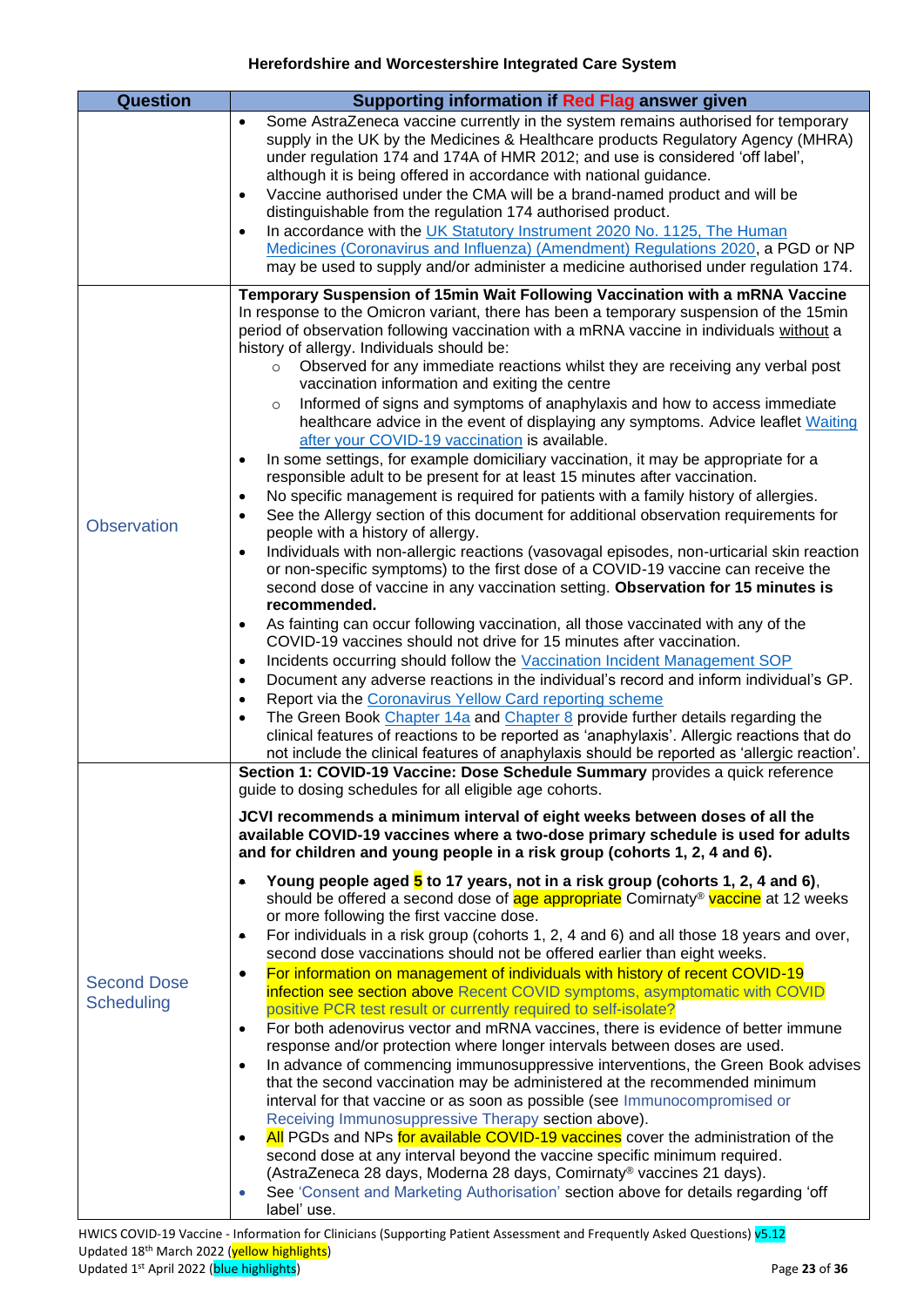| Question | Supporting information if Red Flag answer given |
|---|---|
| | • Some AstraZeneca vaccine currently in the system remains authorised for temporary supply in the UK by the Medicines & Healthcare products Regulatory Agency (MHRA) under regulation 174 and 174A of HMR 2012; and use is considered 'off label', although it is being offered in accordance with national guidance.<br>• Vaccine authorised under the CMA will be a brand-named product and will be distinguishable from the regulation 174 authorised product.<br>• In accordance with the UK Statutory Instrument 2020 No. 1125, The Human Medicines (Coronavirus and Influenza) (Amendment) Regulations 2020, a PGD or NP may be used to supply and/or administer a medicine authorised under regulation 174. |
| Observation | **Temporary Suspension of 15min Wait Following Vaccination with a mRNA Vaccine**<br>In response to the Omicron variant, there has been a temporary suspension of the 15min period of observation following vaccination with a mRNA vaccine in individuals without a history of allergy. Individuals should be:<br>◦ Observed for any immediate reactions whilst they are receiving any verbal post vaccination information and exiting the centre<br>◦ Informed of signs and symptoms of anaphylaxis and how to access immediate healthcare advice in the event of displaying any symptoms. Advice leaflet Waiting after your COVID-19 vaccination is available.<br>• In some settings, for example domiciliary vaccination, it may be appropriate for a responsible adult to be present for at least 15 minutes after vaccination.<br>• No specific management is required for patients with a family history of allergies.<br>• See the Allergy section of this document for additional observation requirements for people with a history of allergy.<br>• Individuals with non-allergic reactions (vasovagal episodes, non-urticarial skin reaction or non-specific symptoms) to the first dose of a COVID-19 vaccine can receive the second dose of vaccine in any vaccination setting. **Observation for 15 minutes is recommended.**<br>• As fainting can occur following vaccination, all those vaccinated with any of the COVID-19 vaccines should not drive for 15 minutes after vaccination.<br>• Incidents occurring should follow the Vaccination Incident Management SOP<br>• Document any adverse reactions in the individual's record and inform individual's GP.<br>• Report via the Coronavirus Yellow Card reporting scheme<br>• The Green Book Chapter 14a and Chapter 8 provide further details regarding the clinical features of reactions to be reported as 'anaphylaxis'. Allergic reactions that do not include the clinical features of anaphylaxis should be reported as 'allergic reaction'. |
| Second Dose Scheduling | **Section 1: COVID-19 Vaccine: Dose Schedule Summary** provides a quick reference guide to dosing schedules for all eligible age cohorts.<br><br>**JCVI recommends a minimum interval of eight weeks between doses of all the available COVID-19 vaccines where a two-dose primary schedule is used for adults and for children and young people in a risk group (cohorts 1, 2, 4 and 6).**<br><br>• **Young people aged 5 to 17 years, not in a risk group (cohorts 1, 2, 4 and 6)**, should be offered a second dose of age appropriate Comirnaty® vaccine at 12 weeks or more following the first vaccine dose.<br>• For individuals in a risk group (cohorts 1, 2, 4 and 6) and all those 18 years and over, second dose vaccinations should not be offered earlier than eight weeks.<br>• For information on management of individuals with history of recent COVID-19 infection see section above Recent COVID symptoms, asymptomatic with COVID positive PCR test result or currently required to self-isolate?<br>• For both adenovirus vector and mRNA vaccines, there is evidence of better immune response and/or protection where longer intervals between doses are used.<br>• In advance of commencing immunosuppressive interventions, the Green Book advises that the second vaccination may be administered at the recommended minimum interval for that vaccine or as soon as possible (see Immunocompromised or Receiving Immunosuppressive Therapy section above).<br>• All PGDs and NPs for available COVID-19 vaccines cover the administration of the second dose at any interval beyond the vaccine specific minimum required. (AstraZeneca 28 days, Moderna 28 days, Comirnaty® vaccines 21 days).<br>• See 'Consent and Marketing Authorisation' section above for details regarding 'off label' use. |

HWICS COVID-19 Vaccine - Information for Clinicians (Supporting Patient Assessment and Frequently Asked Questions) v5.12
Updated 18th March 2022 (yellow highlights)
Updated 1st April 2022 (blue highlights)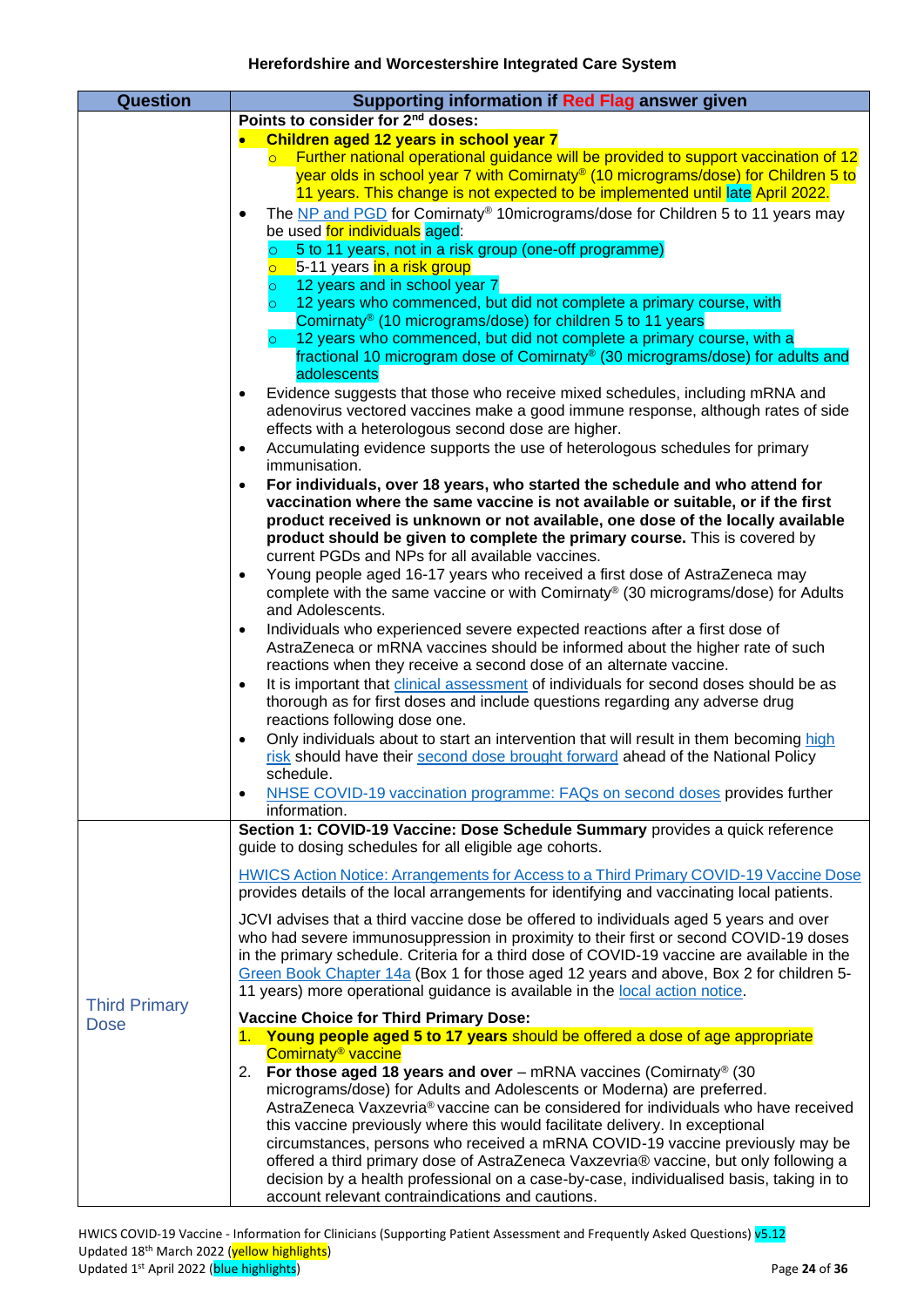| Question | Supporting information if Red Flag answer given |
|---|---|
| | **Points to consider for 2nd doses:**<br>• **Children aged 12 years in school year 7**<br>  ○ Further national operational guidance will be provided to support vaccination of 12 year olds in school year 7 with Comirnaty® (10 micrograms/dose) for Children 5 to 11 years. This change is not expected to be implemented until late April 2022.<br>• The NP and PGD for Comirnaty® 10micrograms/dose for Children 5 to 11 years may be used for individuals aged:<br>  ○ 5 to 11 years, not in a risk group (one-off programme)<br>  ○ 5-11 years in a risk group<br>  ○ 12 years and in school year 7<br>  ○ 12 years who commenced, but did not complete a primary course, with Comirnaty® (10 micrograms/dose) for children 5 to 11 years<br>  ○ 12 years who commenced, but did not complete a primary course, with a fractional 10 microgram dose of Comirnaty® (30 micrograms/dose) for adults and adolescents<br>• Evidence suggests that those who receive mixed schedules, including mRNA and adenovirus vectored vaccines make a good immune response, although rates of side effects with a heterologous second dose are higher.<br>• Accumulating evidence supports the use of heterologous schedules for primary immunisation.<br>• **For individuals, over 18 years, who started the schedule and who attend for vaccination where the same vaccine is not available or suitable, or if the first product received is unknown or not available, one dose of the locally available product should be given to complete the primary course.** This is covered by current PGDs and NPs for all available vaccines.<br>• Young people aged 16-17 years who received a first dose of AstraZeneca may complete with the same vaccine or with Comirnaty® (30 micrograms/dose) for Adults and Adolescents.<br>• Individuals who experienced severe expected reactions after a first dose of AstraZeneca or mRNA vaccines should be informed about the higher rate of such reactions when they receive a second dose of an alternate vaccine.<br>• It is important that clinical assessment of individuals for second doses should be as thorough as for first doses and include questions regarding any adverse drug reactions following dose one.<br>• Only individuals about to start an intervention that will result in them becoming high risk should have their second dose brought forward ahead of the National Policy schedule.<br>• NHSE COVID-19 vaccination programme: FAQs on second doses provides further information. |
| Third Primary Dose | **Section 1: COVID-19 Vaccine: Dose Schedule Summary** provides a quick reference guide to dosing schedules for all eligible age cohorts.<br><br>HWICS Action Notice: Arrangements for Access to a Third Primary COVID-19 Vaccine Dose provides details of the local arrangements for identifying and vaccinating local patients.<br><br>JCVI advises that a third vaccine dose be offered to individuals aged 5 years and over who had severe immunosuppression in proximity to their first or second COVID-19 doses in the primary schedule. Criteria for a third dose of COVID-19 vaccine are available in the Green Book Chapter 14a (Box 1 for those aged 12 years and above, Box 2 for children 5-11 years) more operational guidance is available in the local action notice.<br><br>**Vaccine Choice for Third Primary Dose:**<br>1. **Young people aged 5 to 17 years** should be offered a dose of age appropriate Comirnaty® vaccine<br>2. **For those aged 18 years and over** – mRNA vaccines (Comirnaty® (30 micrograms/dose) for Adults and Adolescents or Moderna) are preferred. AstraZeneca Vaxzevria® vaccine can be considered for individuals who have received this vaccine previously where this would facilitate delivery. In exceptional circumstances, persons who received a mRNA COVID-19 vaccine previously may be offered a third primary dose of AstraZeneca Vaxzevria® vaccine, but only following a decision by a health professional on a case-by-case, individualised basis, taking in to account relevant contraindications and cautions. |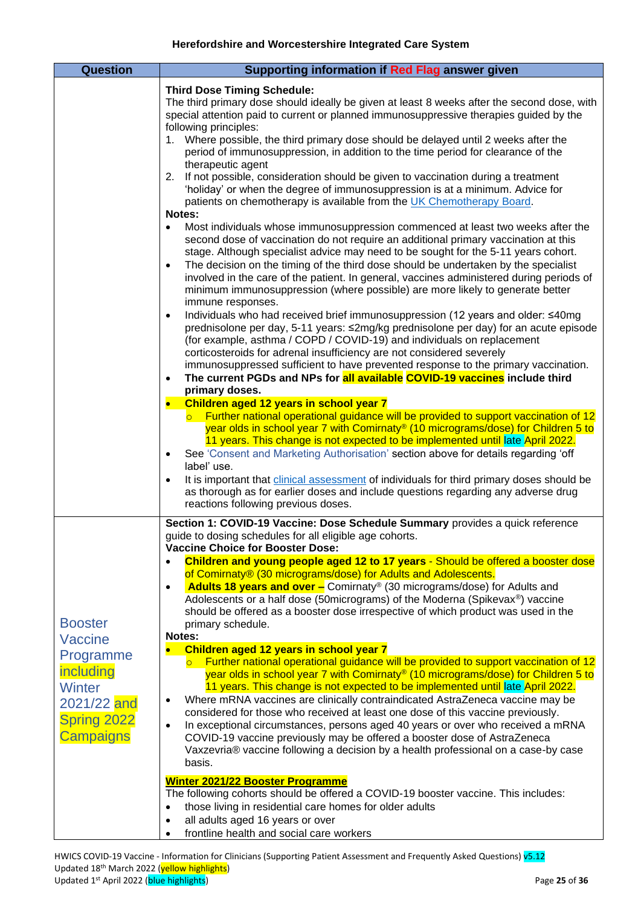**Herefordshire and Worcestershire Integrated Care System**

| Question | Supporting information if Red Flag answer given |
|---|---|
| | **Third Dose Timing Schedule:**<br>The third primary dose should ideally be given at least 8 weeks after the second dose, with special attention paid to current or planned immunosuppressive therapies guided by the following principles:<br>1. Where possible, the third primary dose should be delayed until 2 weeks after the period of immunosuppression, in addition to the time period for clearance of the therapeutic agent<br>2. If not possible, consideration should be given to vaccination during a treatment 'holiday' or when the degree of immunosuppression is at a minimum. Advice for patients on chemotherapy is available from the UK Chemotherapy Board.<br>**Notes:**<br>• Most individuals whose immunosuppression commenced at least two weeks after the second dose of vaccination do not require an additional primary vaccination at this stage. Although specialist advice may need to be sought for the 5-11 years cohort.<br>• The decision on the timing of the third dose should be undertaken by the specialist involved in the care of the patient. In general, vaccines administered during periods of minimum immunosuppression (where possible) are more likely to generate better immune responses.<br>• Individuals who had received brief immunosuppression (12 years and older: ≤40mg prednisolone per day, 5-11 years: ≤2mg/kg prednisolone per day) for an acute episode (for example, asthma / COPD / COVID-19) and individuals on replacement corticosteroids for adrenal insufficiency are not considered severely immunosuppressed sufficient to have prevented response to the primary vaccination.<br>• **The current PGDs and NPs for all available COVID-19 vaccines include third primary doses.**<br>• **Children aged 12 years in school year 7**<br>  ○ Further national operational guidance will be provided to support vaccination of 12 year olds in school year 7 with Comirnaty® (10 micrograms/dose) for Children 5 to 11 years. This change is not expected to be implemented until late April 2022.<br>• See 'Consent and Marketing Authorisation' section above for details regarding 'off label' use.<br>• It is important that clinical assessment of individuals for third primary doses should be as thorough as for earlier doses and include questions regarding any adverse drug reactions following previous doses. |
| Booster Vaccine Programme including Winter 2021/22 and Spring 2022 Campaigns | **Section 1: COVID-19 Vaccine: Dose Schedule Summary** provides a quick reference guide to dosing schedules for all eligible age cohorts.<br>**Vaccine Choice for Booster Dose:**<br>• **Children and young people aged 12 to 17 years** - Should be offered a booster dose of Comirnaty® (30 micrograms/dose) for Adults and Adolescents.<br>• **Adults 18 years and over –** Comirnaty® (30 micrograms/dose) for Adults and Adolescents or a half dose (50micrograms) of the Moderna (Spikevax®) vaccine should be offered as a booster dose irrespective of which product was used in the primary schedule.<br>**Notes:**<br>• **Children aged 12 years in school year 7**<br>  ○ Further national operational guidance will be provided to support vaccination of 12 year olds in school year 7 with Comirnaty® (10 micrograms/dose) for Children 5 to 11 years. This change is not expected to be implemented until late April 2022.<br>• Where mRNA vaccines are clinically contraindicated AstraZeneca vaccine may be considered for those who received at least one dose of this vaccine previously.<br>• In exceptional circumstances, persons aged 40 years or over who received a mRNA COVID-19 vaccine previously may be offered a booster dose of AstraZeneca Vaxzevria® vaccine following a decision by a health professional on a case-by case basis.<br><br>**Winter 2021/22 Booster Programme**<br>The following cohorts should be offered a COVID-19 booster vaccine. This includes:<br>• those living in residential care homes for older adults<br>• all adults aged 16 years or over<br>• frontline health and social care workers |

HWICS COVID-19 Vaccine - Information for Clinicians (Supporting Patient Assessment and Frequently Asked Questions) v5.12
Updated 18th March 2022 (yellow highlights)
Updated 1st April 2022 (blue highlights)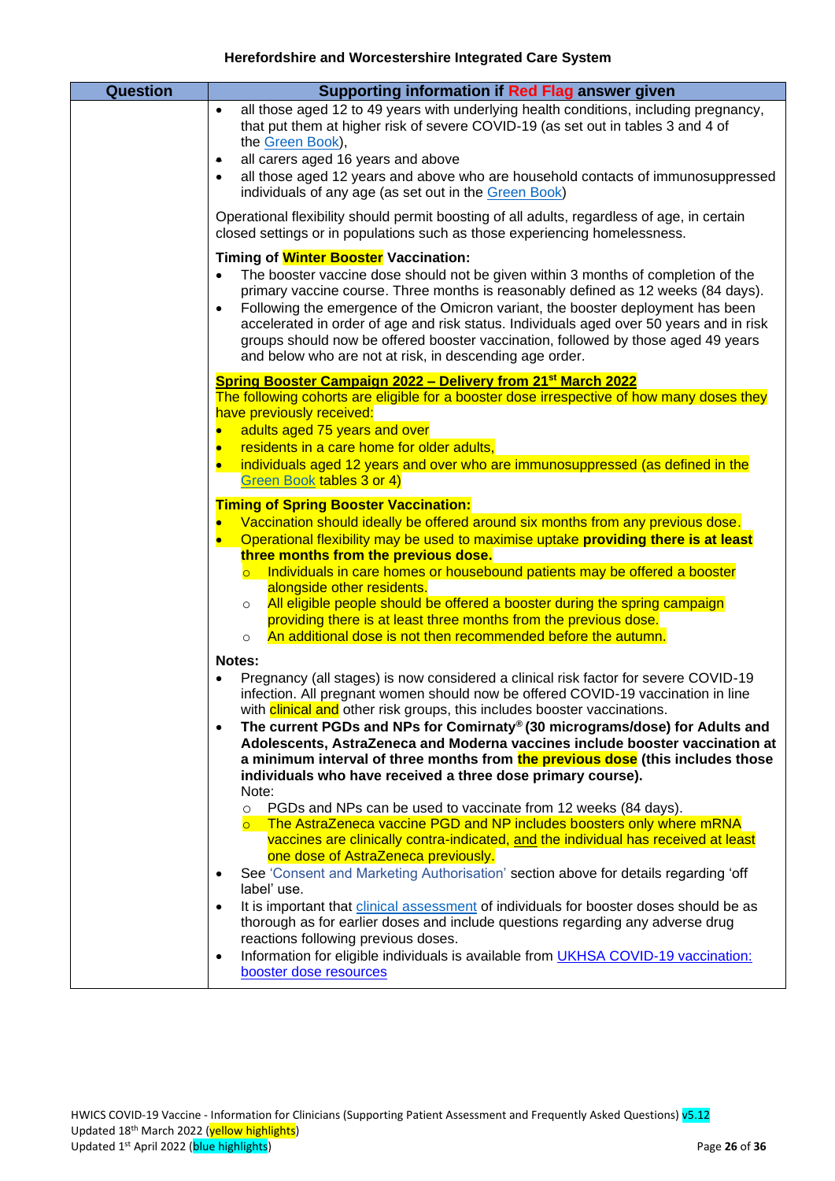| Question | Supporting information if Red Flag answer given |
|---|---|
| | • all those aged 12 to 49 years with underlying health conditions, including pregnancy, that put them at higher risk of severe COVID-19 (as set out in tables 3 and 4 of the Green Book),<br>• all carers aged 16 years and above<br>• all those aged 12 years and above who are household contacts of immunosuppressed individuals of any age (as set out in the Green Book)<br><br>Operational flexibility should permit boosting of all adults, regardless of age, in certain closed settings or in populations such as those experiencing homelessness.<br><br>**Timing of Winter Booster Vaccination:**<br>• The booster vaccine dose should not be given within 3 months of completion of the primary vaccine course. Three months is reasonably defined as 12 weeks (84 days).<br>• Following the emergence of the Omicron variant, the booster deployment has been accelerated in order of age and risk status. Individuals aged over 50 years and in risk groups should now be offered booster vaccination, followed by those aged 49 years and below who are not at risk, in descending age order.<br><br>**Spring Booster Campaign 2022 – Delivery from 21st March 2022**<br>The following cohorts are eligible for a booster dose irrespective of how many doses they have previously received:<br>• adults aged 75 years and over<br>• residents in a care home for older adults,<br>• individuals aged 12 years and over who are immunosuppressed (as defined in the Green Book tables 3 or 4)<br><br>**Timing of Spring Booster Vaccination:**<br>• Vaccination should ideally be offered around six months from any previous dose.<br>• Operational flexibility may be used to maximise uptake **providing there is at least three months from the previous dose.**<br>&nbsp;&nbsp;&nbsp;&nbsp;○ Individuals in care homes or housebound patients may be offered a booster alongside other residents.<br>&nbsp;&nbsp;&nbsp;&nbsp;○ All eligible people should be offered a booster during the spring campaign providing there is at least three months from the previous dose.<br>&nbsp;&nbsp;&nbsp;&nbsp;○ An additional dose is not then recommended before the autumn.<br><br>**Notes:**<br>• Pregnancy (all stages) is now considered a clinical risk factor for severe COVID-19 infection. All pregnant women should now be offered COVID-19 vaccination in line with clinical and other risk groups, this includes booster vaccinations.<br>• **The current PGDs and NPs for Comirnaty® (30 micrograms/dose) for Adults and Adolescents, AstraZeneca and Moderna vaccines include booster vaccination at a minimum interval of three months from the previous dose (this includes those individuals who have received a three dose primary course).**<br>Note:<br>&nbsp;&nbsp;&nbsp;&nbsp;○ PGDs and NPs can be used to vaccinate from 12 weeks (84 days).<br>&nbsp;&nbsp;&nbsp;&nbsp;○ The AstraZeneca vaccine PGD and NP includes boosters only where mRNA vaccines are clinically contra-indicated, and the individual has received at least one dose of AstraZeneca previously.<br>• See 'Consent and Marketing Authorisation' section above for details regarding 'off label' use.<br>• It is important that clinical assessment of individuals for booster doses should be as thorough as for earlier doses and include questions regarding any adverse drug reactions following previous doses.<br>• Information for eligible individuals is available from UKHSA COVID-19 vaccination: booster dose resources |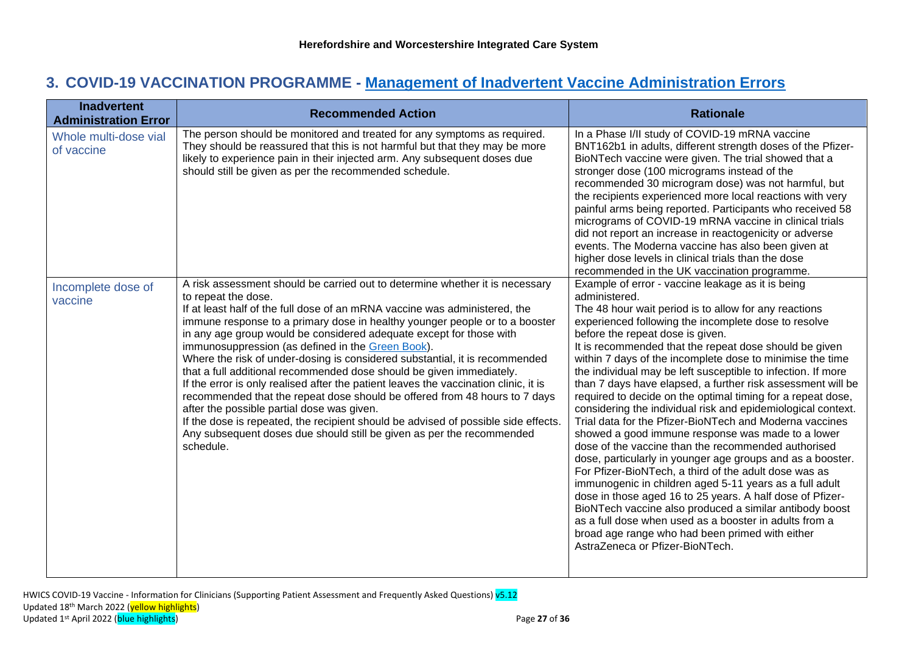## 3. COVID-19 VACCINATION PROGRAMME - Management of Inadvertent Vaccine Administration Errors

| Inadvertent Administration Error | Recommended Action | Rationale |
|---|---|---|
| Whole multi-dose vial of vaccine | The person should be monitored and treated for any symptoms as required. They should be reassured that this is not harmful but that they may be more likely to experience pain in their injected arm. Any subsequent doses due should still be given as per the recommended schedule. | In a Phase I/II study of COVID-19 mRNA vaccine BNT162b1 in adults, different strength doses of the Pfizer-BioNTech vaccine were given. The trial showed that a stronger dose (100 micrograms instead of the recommended 30 microgram dose) was not harmful, but the recipients experienced more local reactions with very painful arms being reported. Participants who received 58 micrograms of COVID-19 mRNA vaccine in clinical trials did not report an increase in reactogenicity or adverse events. The Moderna vaccine has also been given at higher dose levels in clinical trials than the dose recommended in the UK vaccination programme. |
| Incomplete dose of vaccine | A risk assessment should be carried out to determine whether it is necessary to repeat the dose.<br>If at least half of the full dose of an mRNA vaccine was administered, the immune response to a primary dose in healthy younger people or to a booster in any age group would be considered adequate except for those with immunosuppression (as defined in the Green Book).<br>Where the risk of under-dosing is considered substantial, it is recommended that a full additional recommended dose should be given immediately.<br>If the error is only realised after the patient leaves the vaccination clinic, it is recommended that the repeat dose should be offered from 48 hours to 7 days after the possible partial dose was given.<br>If the dose is repeated, the recipient should be advised of possible side effects.<br>Any subsequent doses due should still be given as per the recommended schedule. | Example of error - vaccine leakage as it is being administered.<br>The 48 hour wait period is to allow for any reactions experienced following the incomplete dose to resolve before the repeat dose is given.<br>It is recommended that the repeat dose should be given within 7 days of the incomplete dose to minimise the time the individual may be left susceptible to infection. If more than 7 days have elapsed, a further risk assessment will be required to decide on the optimal timing for a repeat dose, considering the individual risk and epidemiological context.<br>Trial data for the Pfizer-BioNTech and Moderna vaccines showed a good immune response was made to a lower dose of the vaccine than the recommended authorised dose, particularly in younger age groups and as a booster. For Pfizer-BioNTech, a third of the adult dose was as immunogenic in children aged 5-11 years as a full adult dose in those aged 16 to 25 years. A half dose of Pfizer-BioNTech vaccine also produced a similar antibody boost as a full dose when used as a booster in adults from a broad age range who had been primed with either AstraZeneca or Pfizer-BioNTech. |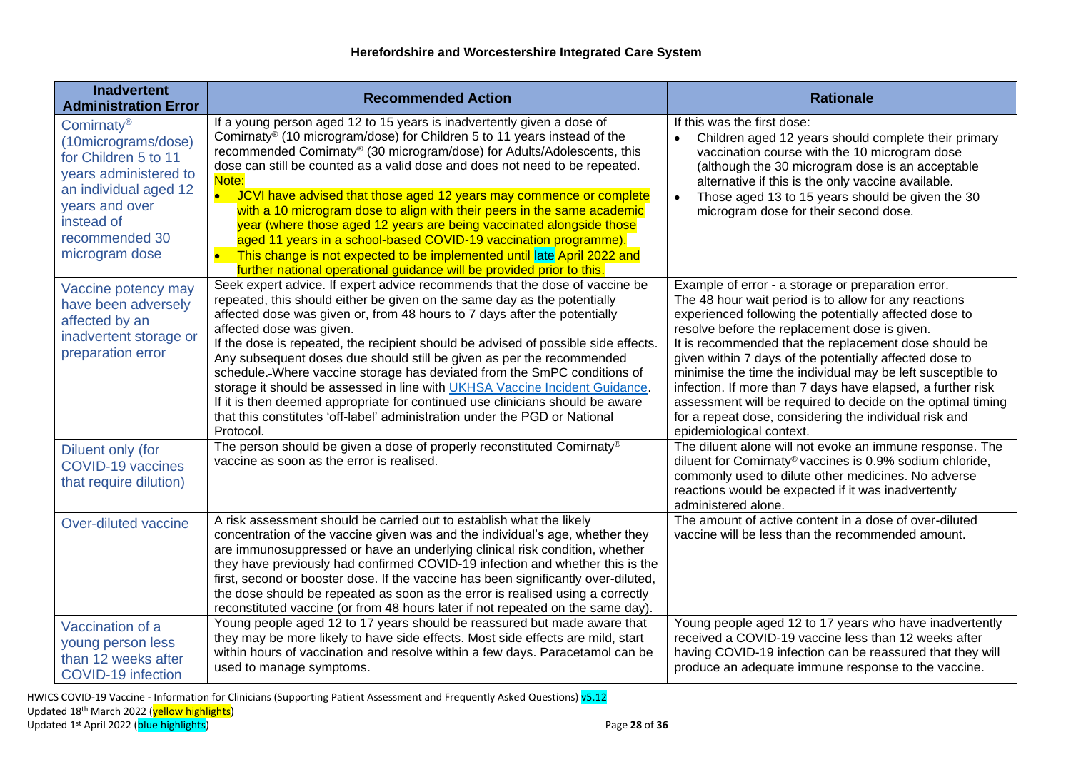| Inadvertent Administration Error | Recommended Action | Rationale |
|---|---|---|
| Comirnaty® (10micrograms/dose) for Children 5 to 11 years administered to an individual aged 12 years and over instead of recommended 30 microgram dose | If a young person aged 12 to 15 years is inadvertently given a dose of Comirnaty® (10 microgram/dose) for Children 5 to 11 years instead of the recommended Comirnaty® (30 microgram/dose) for Adults/Adolescents, this dose can still be counted as a valid dose and does not need to be repeated.<br>Note:<br>• JCVI have advised that those aged 12 years may commence or complete with a 10 microgram dose to align with their peers in the same academic year (where those aged 12 years are being vaccinated alongside those aged 11 years in a school-based COVID-19 vaccination programme).<br>• This change is not expected to be implemented until late April 2022 and further national operational guidance will be provided prior to this. | If this was the first dose:<br>• Children aged 12 years should complete their primary vaccination course with the 10 microgram dose (although the 30 microgram dose is an acceptable alternative if this is the only vaccine available.<br>• Those aged 13 to 15 years should be given the 30 microgram dose for their second dose. |
| Vaccine potency may have been adversely affected by an inadvertent storage or preparation error | Seek expert advice. If expert advice recommends that the dose of vaccine be repeated, this should either be given on the same day as the potentially affected dose was given or, from 48 hours to 7 days after the potentially affected dose was given.<br>If the dose is repeated, the recipient should be advised of possible side effects. Any subsequent doses due should still be given as per the recommended schedule. Where vaccine storage has deviated from the SmPC conditions of storage it should be assessed in line with [UKHSA Vaccine Incident Guidance](). If it is then deemed appropriate for continued use clinicians should be aware that this constitutes 'off-label' administration under the PGD or National Protocol. | Example of error - a storage or preparation error.<br>The 48 hour wait period is to allow for any reactions experienced following the potentially affected dose to resolve before the replacement dose is given.<br>It is recommended that the replacement dose should be given within 7 days of the potentially affected dose to minimise the time the individual may be left susceptible to infection. If more than 7 days have elapsed, a further risk assessment will be required to decide on the optimal timing for a repeat dose, considering the individual risk and epidemiological context. |
| Diluent only (for COVID-19 vaccines that require dilution) | The person should be given a dose of properly reconstituted Comirnaty® vaccine as soon as the error is realised. | The diluent alone will not evoke an immune response. The diluent for Comirnaty® vaccines is 0.9% sodium chloride, commonly used to dilute other medicines. No adverse reactions would be expected if it was inadvertently administered alone. |
| Over-diluted vaccine | A risk assessment should be carried out to establish what the likely concentration of the vaccine given was and the individual's age, whether they are immunosuppressed or have an underlying clinical risk condition, whether they have previously had confirmed COVID-19 infection and whether this is the first, second or booster dose. If the vaccine has been significantly over-diluted, the dose should be repeated as soon as the error is realised using a correctly reconstituted vaccine (or from 48 hours later if not repeated on the same day). | The amount of active content in a dose of over-diluted vaccine will be less than the recommended amount. |
| Vaccination of a young person less than 12 weeks after COVID-19 infection | Young people aged 12 to 17 years should be reassured but made aware that they may be more likely to have side effects. Most side effects are mild, start within hours of vaccination and resolve within a few days. Paracetamol can be used to manage symptoms. | Young people aged 12 to 17 years who have inadvertently received a COVID-19 vaccine less than 12 weeks after having COVID-19 infection can be reassured that they will produce an adequate immune response to the vaccine. |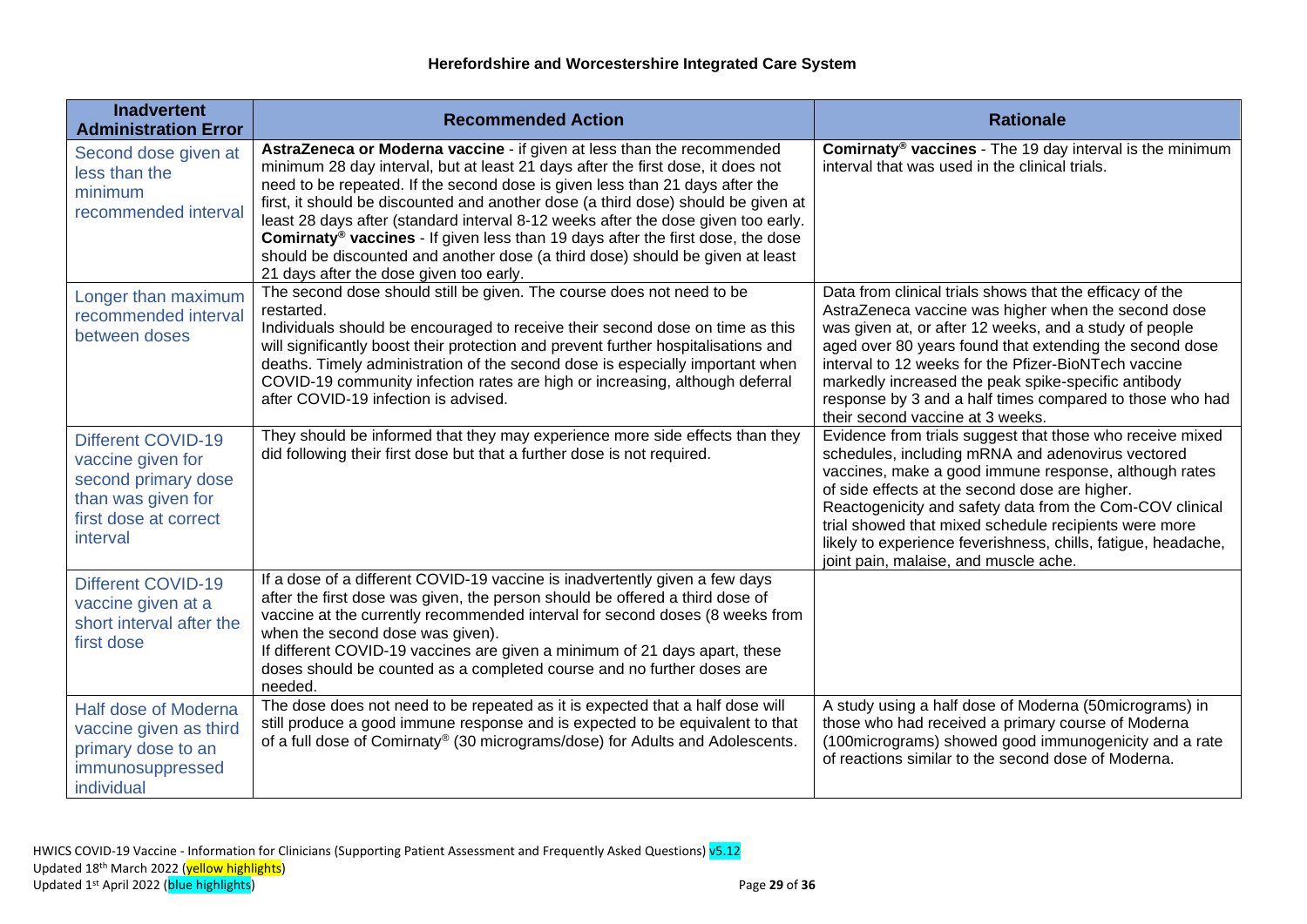| Inadvertent Administration Error | Recommended Action | Rationale |
| --- | --- | --- |
| Second dose given at less than the minimum recommended interval | **AstraZeneca or Moderna vaccine** - if given at less than the recommended minimum 28 day interval, but at least 21 days after the first dose, it does not need to be repeated. If the second dose is given less than 21 days after the first, it should be discounted and another dose (a third dose) should be given at least 28 days after (standard interval 8-12 weeks after the dose given too early. **Comirnaty® vaccines** - If given less than 19 days after the first dose, the dose should be discounted and another dose (a third dose) should be given at least 21 days after the dose given too early. | **Comirnaty® vaccines** - The 19 day interval is the minimum interval that was used in the clinical trials. |
| Longer than maximum recommended interval between doses | The second dose should still be given. The course does not need to be restarted. Individuals should be encouraged to receive their second dose on time as this will significantly boost their protection and prevent further hospitalisations and deaths. Timely administration of the second dose is especially important when COVID-19 community infection rates are high or increasing, although deferral after COVID-19 infection is advised. | Data from clinical trials shows that the efficacy of the AstraZeneca vaccine was higher when the second dose was given at, or after 12 weeks, and a study of people aged over 80 years found that extending the second dose interval to 12 weeks for the Pfizer-BioNTech vaccine markedly increased the peak spike-specific antibody response by 3 and a half times compared to those who had their second vaccine at 3 weeks. |
| Different COVID-19 vaccine given for second primary dose than was given for first dose at correct interval | They should be informed that they may experience more side effects than they did following their first dose but that a further dose is not required. | Evidence from trials suggest that those who receive mixed schedules, including mRNA and adenovirus vectored vaccines, make a good immune response, although rates of side effects at the second dose are higher. Reactogenicity and safety data from the Com-COV clinical trial showed that mixed schedule recipients were more likely to experience feverishness, chills, fatigue, headache, joint pain, malaise, and muscle ache. |
| Different COVID-19 vaccine given at a short interval after the first dose | If a dose of a different COVID-19 vaccine is inadvertently given a few days after the first dose was given, the person should be offered a third dose of vaccine at the currently recommended interval for second doses (8 weeks from when the second dose was given). If different COVID-19 vaccines are given a minimum of 21 days apart, these doses should be counted as a completed course and no further doses are needed. | |
| Half dose of Moderna vaccine given as third primary dose to an immunosuppressed individual | The dose does not need to be repeated as it is expected that a half dose will still produce a good immune response and is expected to be equivalent to that of a full dose of Comirnaty® (30 micrograms/dose) for Adults and Adolescents. | A study using a half dose of Moderna (50micrograms) in those who had received a primary course of Moderna (100micrograms) showed good immunogenicity and a rate of reactions similar to the second dose of Moderna. |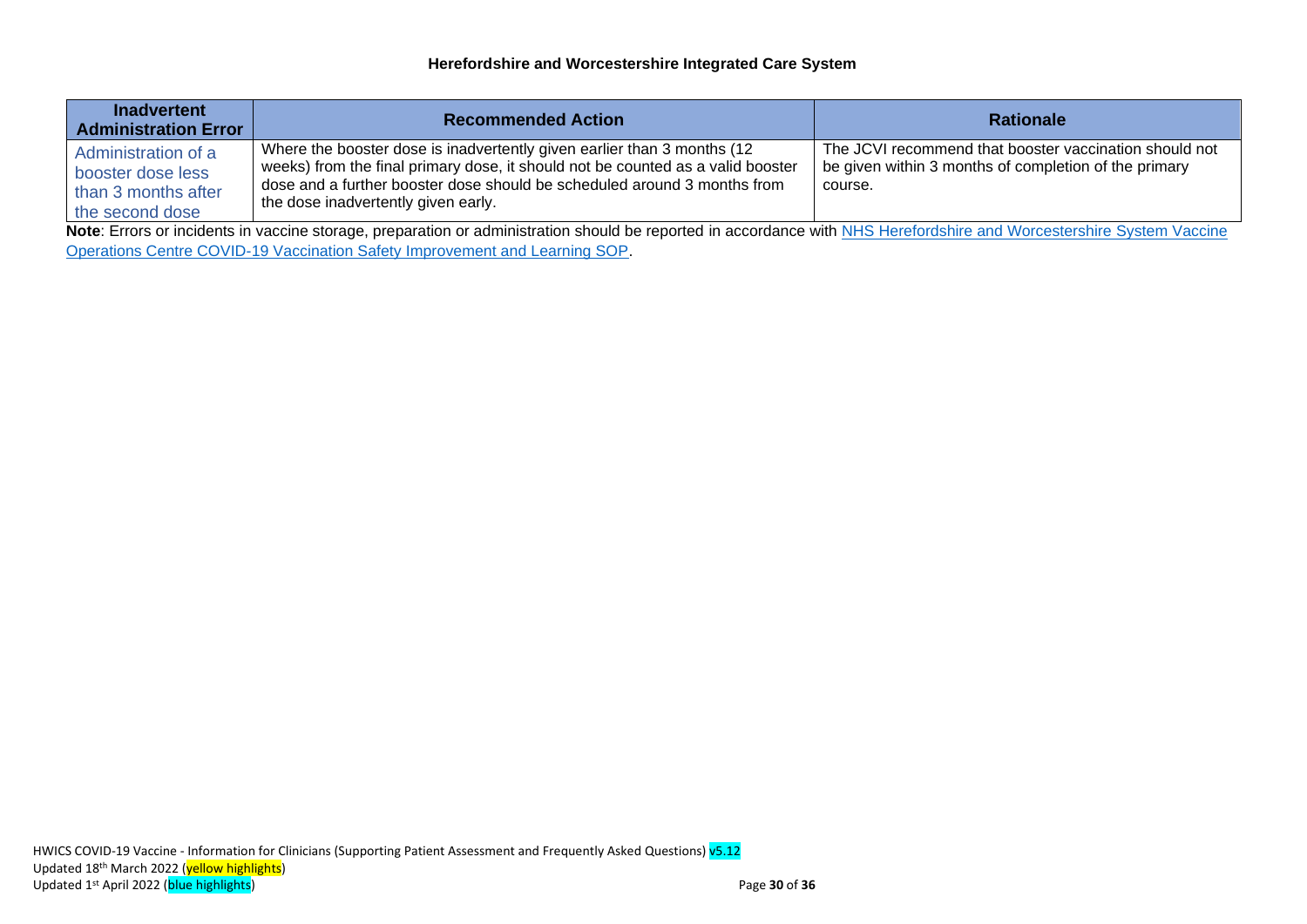| Inadvertent Administration Error | Recommended Action | Rationale |
|---|---|---|
| Administration of a booster dose less than 3 months after the second dose | Where the booster dose is inadvertently given earlier than 3 months (12 weeks) from the final primary dose, it should not be counted as a valid booster dose and a further booster dose should be scheduled around 3 months from the dose inadvertently given early. | The JCVI recommend that booster vaccination should not be given within 3 months of completion of the primary course. |

**Note**: Errors or incidents in vaccine storage, preparation or administration should be reported in accordance with NHS Herefordshire and Worcestershire System Vaccine Operations Centre COVID-19 Vaccination Safety Improvement and Learning SOP.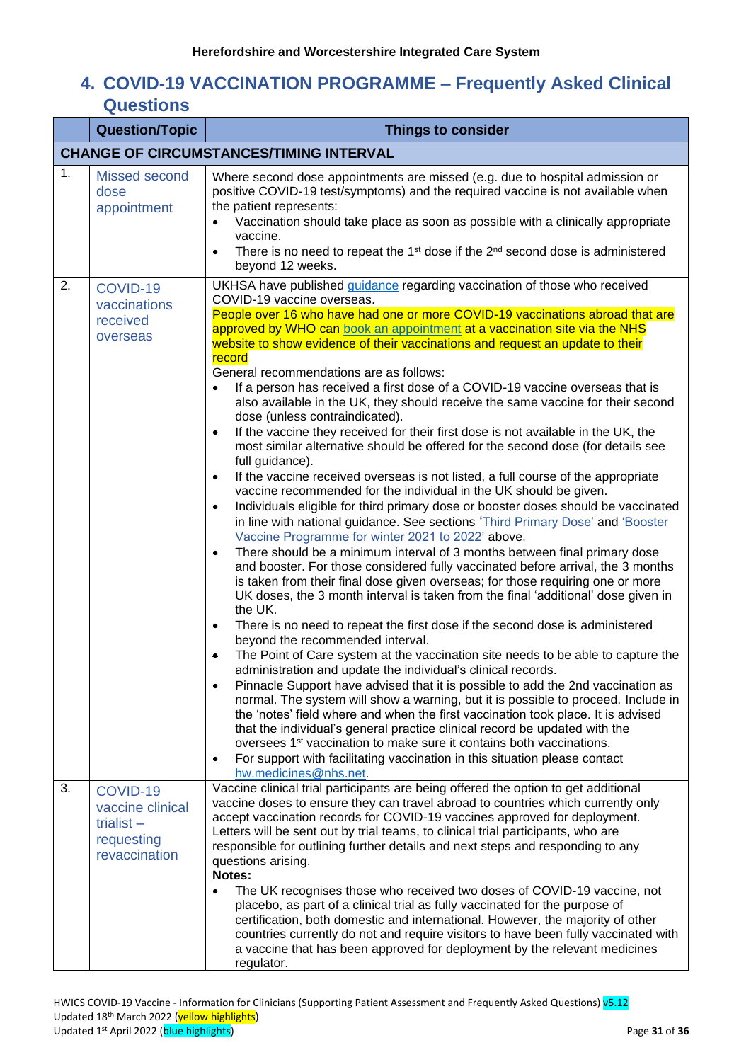## 4. COVID-19 VACCINATION PROGRAMME – Frequently Asked Clinical Questions

| | Question/Topic | Things to consider |
|---|---|---|
| **CHANGE OF CIRCUMSTANCES/TIMING INTERVAL** | | |
| 1. | Missed second dose appointment | Where second dose appointments are missed (e.g. due to hospital admission or positive COVID-19 test/symptoms) and the required vaccine is not available when the patient represents:<br>• Vaccination should take place as soon as possible with a clinically appropriate vaccine.<br>• There is no need to repeat the 1st dose if the 2nd second dose is administered beyond 12 weeks. |
| 2. | COVID-19 vaccinations received overseas | UKHSA have published guidance regarding vaccination of those who received COVID-19 vaccine overseas.<br>People over 16 who have had one or more COVID-19 vaccinations abroad that are approved by WHO can book an appointment at a vaccination site via the NHS website to show evidence of their vaccinations and request an update to their record<br>General recommendations are as follows:<br>• If a person has received a first dose of a COVID-19 vaccine overseas that is also available in the UK, they should receive the same vaccine for their second dose (unless contraindicated).<br>• If the vaccine they received for their first dose is not available in the UK, the most similar alternative should be offered for the second dose (for details see full guidance).<br>• If the vaccine received overseas is not listed, a full course of the appropriate vaccine recommended for the individual in the UK should be given.<br>• Individuals eligible for third primary dose or booster doses should be vaccinated in line with national guidance. See sections 'Third Primary Dose' and 'Booster Vaccine Programme for winter 2021 to 2022' above.<br>• There should be a minimum interval of 3 months between final primary dose and booster. For those considered fully vaccinated before arrival, the 3 months is taken from their final dose given overseas; for those requiring one or more UK doses, the 3 month interval is taken from the final 'additional' dose given in the UK.<br>• There is no need to repeat the first dose if the second dose is administered beyond the recommended interval.<br>• The Point of Care system at the vaccination site needs to be able to capture the administration and update the individual's clinical records.<br>• Pinnacle Support have advised that it is possible to add the 2nd vaccination as normal. The system will show a warning, but it is possible to proceed. Include in the 'notes' field where and when the first vaccination took place. It is advised that the individual's general practice clinical record be updated with the oversees 1st vaccination to make sure it contains both vaccinations.<br>• For support with facilitating vaccination in this situation please contact hw.medicines@nhs.net. |
| 3. | COVID-19 vaccine clinical trialist – requesting revaccination | Vaccine clinical trial participants are being offered the option to get additional vaccine doses to ensure they can travel abroad to countries which currently only accept vaccination records for COVID-19 vaccines approved for deployment. Letters will be sent out by trial teams, to clinical trial participants, who are responsible for outlining further details and next steps and responding to any questions arising.<br>**Notes:**<br>• The UK recognises those who received two doses of COVID-19 vaccine, not placebo, as part of a clinical trial as fully vaccinated for the purpose of certification, both domestic and international. However, the majority of other countries currently do not and require visitors to have been fully vaccinated with a vaccine that has been approved for deployment by the relevant medicines regulator. |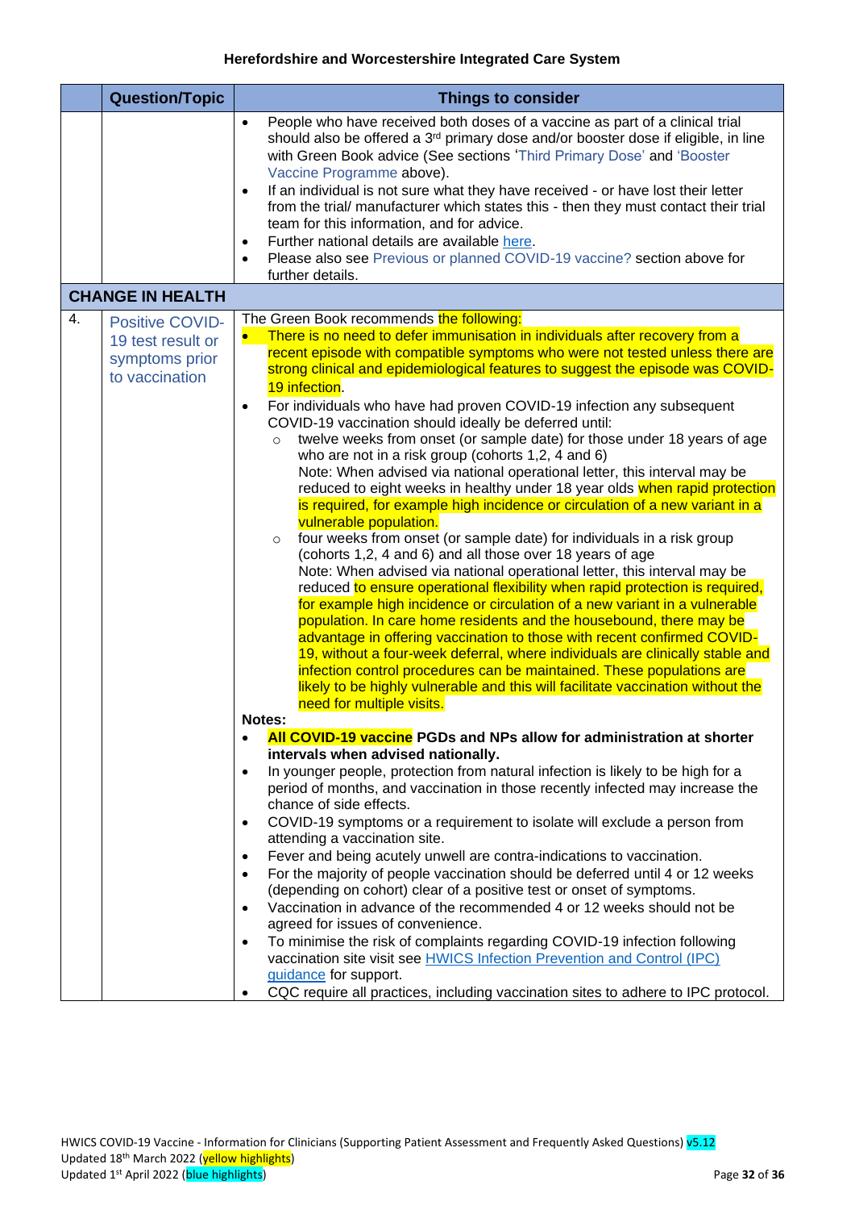| | Question/Topic | Things to consider |
|---|---|---|
| | | • People who have received both doses of a vaccine as part of a clinical trial should also be offered a 3rd primary dose and/or booster dose if eligible, in line with Green Book advice (See sections 'Third Primary Dose' and 'Booster Vaccine Programme above).<br>• If an individual is not sure what they have received - or have lost their letter from the trial/ manufacturer which states this - then they must contact their trial team for this information, and for advice.<br>• Further national details are available here.<br>• Please also see Previous or planned COVID-19 vaccine? section above for further details. |
| **CHANGE IN HEALTH** | | |
| 4. | Positive COVID-19 test result or symptoms prior to vaccination | The Green Book recommends the following:<br>• There is no need to defer immunisation in individuals after recovery from a recent episode with compatible symptoms who were not tested unless there are strong clinical and epidemiological features to suggest the episode was COVID-19 infection.<br>• For individuals who have had proven COVID-19 infection any subsequent COVID-19 vaccination should ideally be deferred until:<br>○ twelve weeks from onset (or sample date) for those under 18 years of age who are not in a risk group (cohorts 1,2, 4 and 6) Note: When advised via national operational letter, this interval may be reduced to eight weeks in healthy under 18 year olds when rapid protection is required, for example high incidence or circulation of a new variant in a vulnerable population.<br>○ four weeks from onset (or sample date) for individuals in a risk group (cohorts 1,2, 4 and 6) and all those over 18 years of age Note: When advised via national operational letter, this interval may be reduced to ensure operational flexibility when rapid protection is required, for example high incidence or circulation of a new variant in a vulnerable population. In care home residents and the housebound, there may be advantage in offering vaccination to those with recent confirmed COVID-19, without a four-week deferral, where individuals are clinically stable and infection control procedures can be maintained. These populations are likely to be highly vulnerable and this will facilitate vaccination without the need for multiple visits.<br>**Notes:**<br>• **All COVID-19 vaccine PGDs and NPs allow for administration at shorter intervals when advised nationally.**<br>• In younger people, protection from natural infection is likely to be high for a period of months, and vaccination in those recently infected may increase the chance of side effects.<br>• COVID-19 symptoms or a requirement to isolate will exclude a person from attending a vaccination site.<br>• Fever and being acutely unwell are contra-indications to vaccination.<br>• For the majority of people vaccination should be deferred until 4 or 12 weeks (depending on cohort) clear of a positive test or onset of symptoms.<br>• Vaccination in advance of the recommended 4 or 12 weeks should not be agreed for issues of convenience.<br>• To minimise the risk of complaints regarding COVID-19 infection following vaccination site visit see HWICS Infection Prevention and Control (IPC) guidance for support.<br>• CQC require all practices, including vaccination sites to adhere to IPC protocol. |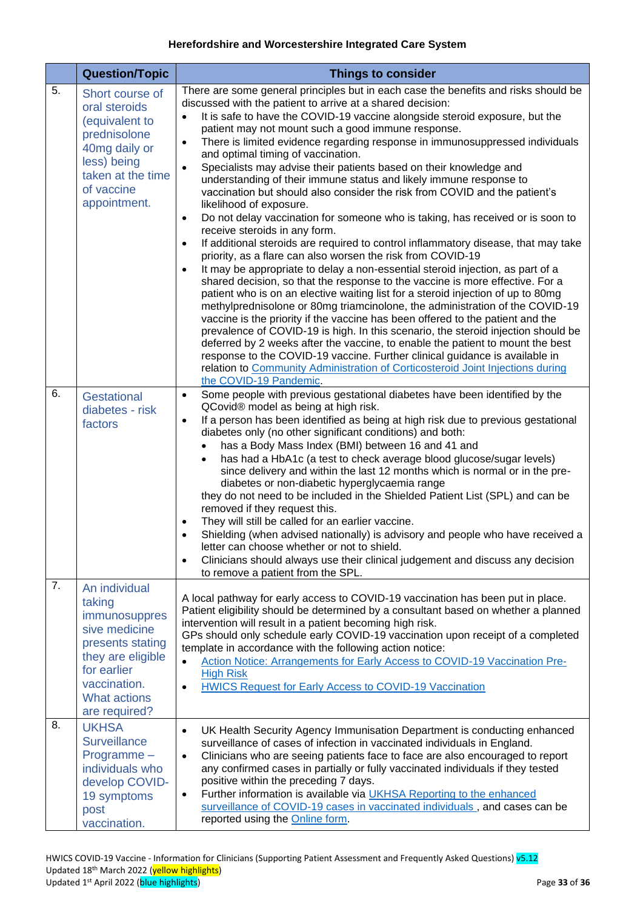| | Question/Topic | Things to consider |
|---|---|---|
| 5. | Short course of oral steroids (equivalent to prednisolone 40mg daily or less) being taken at the time of vaccine appointment. | There are some general principles but in each case the benefits and risks should be discussed with the patient to arrive at a shared decision:<br>• It is safe to have the COVID-19 vaccine alongside steroid exposure, but the patient may not mount such a good immune response.<br>• There is limited evidence regarding response in immunosuppressed individuals and optimal timing of vaccination.<br>• Specialists may advise their patients based on their knowledge and understanding of their immune status and likely immune response to vaccination but should also consider the risk from COVID and the patient's likelihood of exposure.<br>• Do not delay vaccination for someone who is taking, has received or is soon to receive steroids in any form.<br>• If additional steroids are required to control inflammatory disease, that may take priority, as a flare can also worsen the risk from COVID-19<br>• It may be appropriate to delay a non-essential steroid injection, as part of a shared decision, so that the response to the vaccine is more effective. For a patient who is on an elective waiting list for a steroid injection of up to 80mg methylprednisolone or 80mg triamcinolone, the administration of the COVID-19 vaccine is the priority if the vaccine has been offered to the patient and the prevalence of COVID-19 is high. In this scenario, the steroid injection should be deferred by 2 weeks after the vaccine, to enable the patient to mount the best response to the COVID-19 vaccine. Further clinical guidance is available in relation to Community Administration of Corticosteroid Joint Injections during the COVID-19 Pandemic. |
| 6. | Gestational diabetes - risk factors | • Some people with previous gestational diabetes have been identified by the QCovid® model as being at high risk.<br>• If a person has been identified as being at high risk due to previous gestational diabetes only (no other significant conditions) and both:<br>  ◦ has a Body Mass Index (BMI) between 16 and 41 and<br>  ◦ has had a HbA1c (a test to check average blood glucose/sugar levels) since delivery and within the last 12 months which is normal or in the pre-diabetes or non-diabetic hyperglycaemia range<br>they do not need to be included in the Shielded Patient List (SPL) and can be removed if they request this.<br>• They will still be called for an earlier vaccine.<br>• Shielding (when advised nationally) is advisory and people who have received a letter can choose whether or not to shield.<br>• Clinicians should always use their clinical judgement and discuss any decision to remove a patient from the SPL. |
| 7. | An individual taking immunosuppressive medicine presents stating they are eligible for earlier vaccination. What actions are required? | A local pathway for early access to COVID-19 vaccination has been put in place. Patient eligibility should be determined by a consultant based on whether a planned intervention will result in a patient becoming high risk.<br>GPs should only schedule early COVID-19 vaccination upon receipt of a completed template in accordance with the following action notice:<br>• Action Notice: Arrangements for Early Access to COVID-19 Vaccination Pre-High Risk<br>• HWICS Request for Early Access to COVID-19 Vaccination |
| 8. | UKHSA Surveillance Programme – individuals who develop COVID-19 symptoms post vaccination. | • UK Health Security Agency Immunisation Department is conducting enhanced surveillance of cases of infection in vaccinated individuals in England.<br>• Clinicians who are seeing patients face to face are also encouraged to report any confirmed cases in partially or fully vaccinated individuals if they tested positive within the preceding 7 days.<br>• Further information is available via UKHSA Reporting to the enhanced surveillance of COVID-19 cases in vaccinated individuals , and cases can be reported using the Online form. |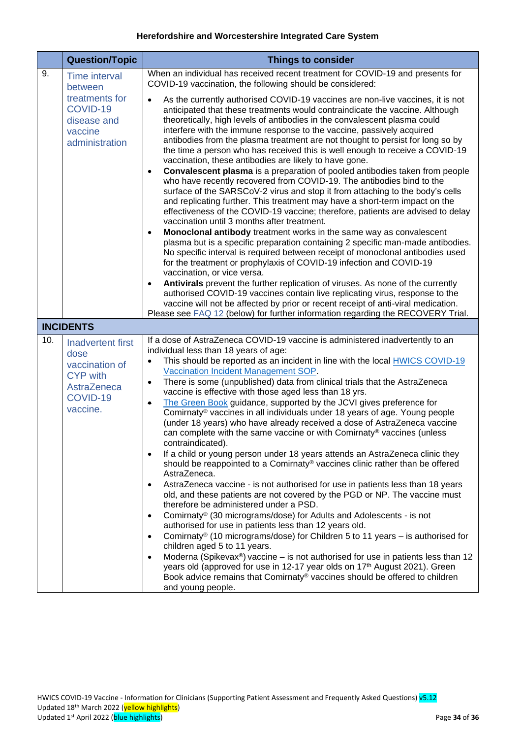| | Question/Topic | Things to consider |
|---|---|---|
| 9. | Time interval between treatments for COVID-19 disease and vaccine administration | When an individual has received recent treatment for COVID-19 and presents for COVID-19 vaccination, the following should be considered: <br>• As the currently authorised COVID-19 vaccines are non-live vaccines, it is not anticipated that these treatments would contraindicate the vaccine. Although theoretically, high levels of antibodies in the convalescent plasma could interfere with the immune response to the vaccine, passively acquired antibodies from the plasma treatment are not thought to persist for long so by the time a person who has received this is well enough to receive a COVID-19 vaccination, these antibodies are likely to have gone.<br>• **Convalescent plasma** is a preparation of pooled antibodies taken from people who have recently recovered from COVID-19. The antibodies bind to the surface of the SARSCoV-2 virus and stop it from attaching to the body's cells and replicating further. This treatment may have a short-term impact on the effectiveness of the COVID-19 vaccine; therefore, patients are advised to delay vaccination until 3 months after treatment.<br>• **Monoclonal antibody** treatment works in the same way as convalescent plasma but is a specific preparation containing 2 specific man-made antibodies. No specific interval is required between receipt of monoclonal antibodies used for the treatment or prophylaxis of COVID-19 infection and COVID-19 vaccination, or vice versa.<br>• **Antivirals** prevent the further replication of viruses. As none of the currently authorised COVID-19 vaccines contain live replicating virus, response to the vaccine will not be affected by prior or recent receipt of anti-viral medication.<br>Please see FAQ 12 (below) for further information regarding the RECOVERY Trial. |
| **INCIDENTS** | | |
| 10. | Inadvertent first dose vaccination of CYP with AstraZeneca COVID-19 vaccine. | If a dose of AstraZeneca COVID-19 vaccine is administered inadvertently to an individual less than 18 years of age:<br>• This should be reported as an incident in line with the local HWICS COVID-19 Vaccination Incident Management SOP.<br>• There is some (unpublished) data from clinical trials that the AstraZeneca vaccine is effective with those aged less than 18 yrs.<br>• The Green Book guidance, supported by the JCVI gives preference for Comirnaty® vaccines in all individuals under 18 years of age. Young people (under 18 years) who have already received a dose of AstraZeneca vaccine can complete with the same vaccine or with Comirnaty® vaccines (unless contraindicated).<br>• If a child or young person under 18 years attends an AstraZeneca clinic they should be reappointed to a Comirnaty® vaccines clinic rather than be offered AstraZeneca.<br>• AstraZeneca vaccine - is not authorised for use in patients less than 18 years old, and these patients are not covered by the PGD or NP. The vaccine must therefore be administered under a PSD.<br>• Comirnaty® (30 micrograms/dose) for Adults and Adolescents - is not authorised for use in patients less than 12 years old.<br>• Comirnaty® (10 micrograms/dose) for Children 5 to 11 years – is authorised for children aged 5 to 11 years.<br>• Moderna (Spikevax®) vaccine – is not authorised for use in patients less than 12 years old (approved for use in 12-17 year olds on 17th August 2021). Green Book advice remains that Comirnaty® vaccines should be offered to children and young people. |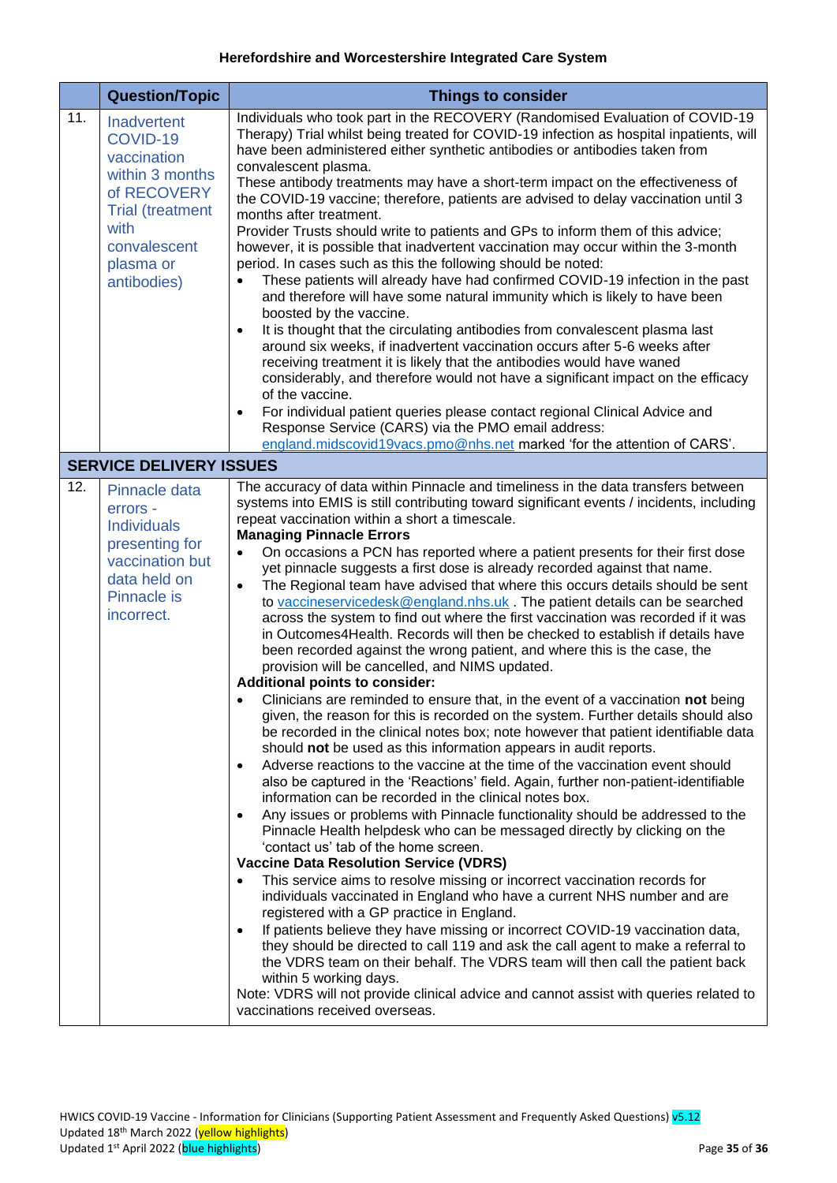| | Question/Topic | Things to consider |
|---|---|---|
| 11. | Inadvertent COVID-19 vaccination within 3 months of RECOVERY Trial (treatment with convalescent plasma or antibodies) | Individuals who took part in the RECOVERY (Randomised Evaluation of COVID-19 Therapy) Trial whilst being treated for COVID-19 infection as hospital inpatients, will have been administered either synthetic antibodies or antibodies taken from convalescent plasma.<br>These antibody treatments may have a short-term impact on the effectiveness of the COVID-19 vaccine; therefore, patients are advised to delay vaccination until 3 months after treatment.<br>Provider Trusts should write to patients and GPs to inform them of this advice; however, it is possible that inadvertent vaccination may occur within the 3-month period. In cases such as this the following should be noted:<br>• These patients will already have had confirmed COVID-19 infection in the past and therefore will have some natural immunity which is likely to have been boosted by the vaccine.<br>• It is thought that the circulating antibodies from convalescent plasma last around six weeks, if inadvertent vaccination occurs after 5-6 weeks after receiving treatment it is likely that the antibodies would have waned considerably, and therefore would not have a significant impact on the efficacy of the vaccine.<br>• For individual patient queries please contact regional Clinical Advice and Response Service (CARS) via the PMO email address: england.midscovid19vacs.pmo@nhs.net marked 'for the attention of CARS'. |
| **SERVICE DELIVERY ISSUES** | | |
| 12. | Pinnacle data errors - Individuals presenting for vaccination but data held on Pinnacle is incorrect. | The accuracy of data within Pinnacle and timeliness in the data transfers between systems into EMIS is still contributing toward significant events / incidents, including repeat vaccination within a short a timescale.<br>**Managing Pinnacle Errors**<br>• On occasions a PCN has reported where a patient presents for their first dose yet pinnacle suggests a first dose is already recorded against that name.<br>• The Regional team have advised that where this occurs details should be sent to vaccineservicedesk@england.nhs.uk . The patient details can be searched across the system to find out where the first vaccination was recorded if it was in Outcomes4Health. Records will then be checked to establish if details have been recorded against the wrong patient, and where this is the case, the provision will be cancelled, and NIMS updated.<br>**Additional points to consider:**<br>• Clinicians are reminded to ensure that, in the event of a vaccination **not** being given, the reason for this is recorded on the system. Further details should also be recorded in the clinical notes box; note however that patient identifiable data should **not** be used as this information appears in audit reports.<br>• Adverse reactions to the vaccine at the time of the vaccination event should also be captured in the 'Reactions' field. Again, further non-patient-identifiable information can be recorded in the clinical notes box.<br>• Any issues or problems with Pinnacle functionality should be addressed to the Pinnacle Health helpdesk who can be messaged directly by clicking on the 'contact us' tab of the home screen.<br>**Vaccine Data Resolution Service (VDRS)**<br>• This service aims to resolve missing or incorrect vaccination records for individuals vaccinated in England who have a current NHS number and are registered with a GP practice in England.<br>• If patients believe they have missing or incorrect COVID-19 vaccination data, they should be directed to call 119 and ask the call agent to make a referral to the VDRS team on their behalf. The VDRS team will then call the patient back within 5 working days.<br>Note: VDRS will not provide clinical advice and cannot assist with queries related to vaccinations received overseas. |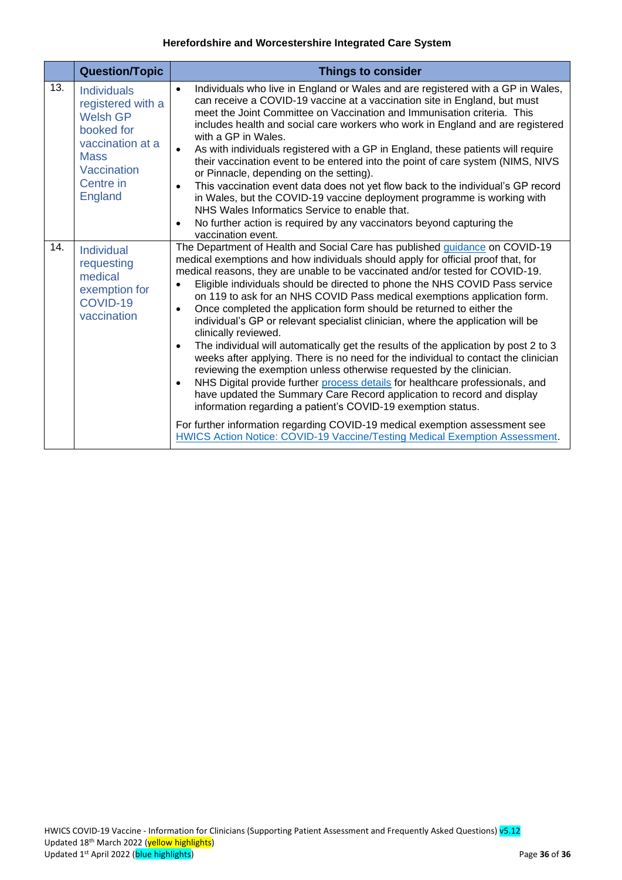| | Question/Topic | Things to consider |
|---|---|---|
| 13. | Individuals registered with a Welsh GP booked for vaccination at a Mass Vaccination Centre in England | • Individuals who live in England or Wales and are registered with a GP in Wales, can receive a COVID-19 vaccine at a vaccination site in England, but must meet the Joint Committee on Vaccination and Immunisation criteria. This includes health and social care workers who work in England and are registered with a GP in Wales.<br>• As with individuals registered with a GP in England, these patients will require their vaccination event to be entered into the point of care system (NIMS, NIVS or Pinnacle, depending on the setting).<br>• This vaccination event data does not yet flow back to the individual's GP record in Wales, but the COVID-19 vaccine deployment programme is working with NHS Wales Informatics Service to enable that.<br>• No further action is required by any vaccinators beyond capturing the vaccination event. |
| 14. | Individual requesting medical exemption for COVID-19 vaccination | The Department of Health and Social Care has published guidance on COVID-19 medical exemptions and how individuals should apply for official proof that, for medical reasons, they are unable to be vaccinated and/or tested for COVID-19.<br>• Eligible individuals should be directed to phone the NHS COVID Pass service on 119 to ask for an NHS COVID Pass medical exemptions application form.<br>• Once completed the application form should be returned to either the individual's GP or relevant specialist clinician, where the application will be clinically reviewed.<br>• The individual will automatically get the results of the application by post 2 to 3 weeks after applying. There is no need for the individual to contact the clinician reviewing the exemption unless otherwise requested by the clinician.<br>• NHS Digital provide further process details for healthcare professionals, and have updated the Summary Care Record application to record and display information regarding a patient's COVID-19 exemption status.<br><br>For further information regarding COVID-19 medical exemption assessment see HWICS Action Notice: COVID-19 Vaccine/Testing Medical Exemption Assessment. |